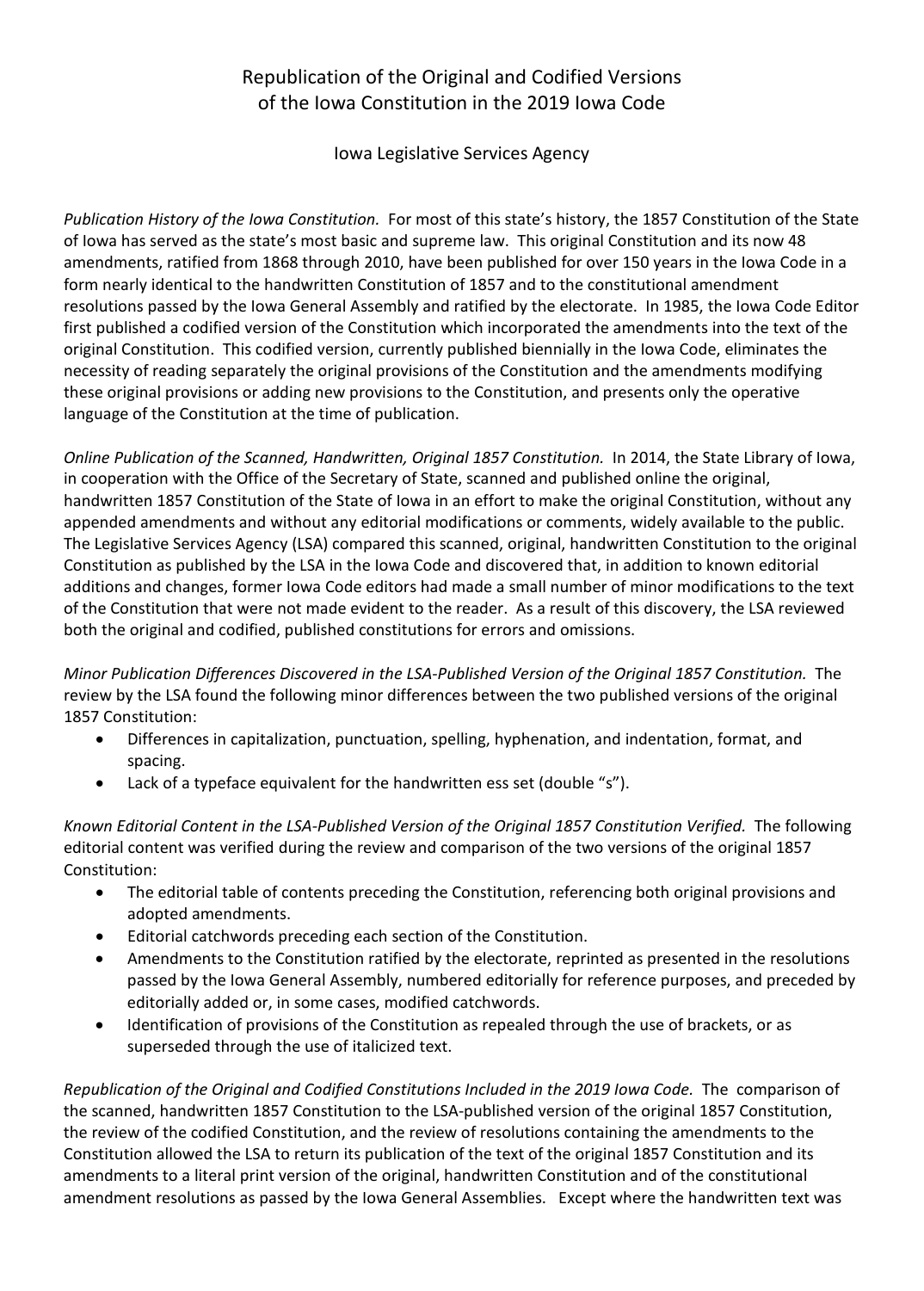# Republication of the Original and Codified Versions of the Iowa Constitution in the 2019 Iowa Code

Iowa Legislative Services Agency

*Publication History of the Iowa Constitution.* For most of this state's history, the 1857 Constitution of the State of Iowa has served as the state's most basic and supreme law. This original Constitution and its now 48 amendments, ratified from 1868 through 2010, have been published for over 150 years in the Iowa Code in a form nearly identical to the handwritten Constitution of 1857 and to the constitutional amendment resolutions passed by the Iowa General Assembly and ratified by the electorate. In 1985, the Iowa Code Editor first published a codified version of the Constitution which incorporated the amendments into the text of the original Constitution. This codified version, currently published biennially in the Iowa Code, eliminates the necessity of reading separately the original provisions of the Constitution and the amendments modifying these original provisions or adding new provisions to the Constitution, and presents only the operative language of the Constitution at the time of publication.

*Online Publication of the Scanned, Handwritten, Original 1857 Constitution.* In 2014, the State Library of Iowa, in cooperation with the Office of the Secretary of State, scanned and published online the original, handwritten 1857 Constitution of the State of Iowa in an effort to make the original Constitution, without any appended amendments and without any editorial modifications or comments, widely available to the public. The Legislative Services Agency (LSA) compared this scanned, original, handwritten Constitution to the original Constitution as published by the LSA in the Iowa Code and discovered that, in addition to known editorial additions and changes, former Iowa Code editors had made a small number of minor modifications to the text of the Constitution that were not made evident to the reader. As a result of this discovery, the LSA reviewed both the original and codified, published constitutions for errors and omissions.

*Minor Publication Differences Discovered in the LSA-Published Version of the Original 1857 Constitution.* The review by the LSA found the following minor differences between the two published versions of the original 1857 Constitution:

- Differences in capitalization, punctuation, spelling, hyphenation, and indentation, format, and spacing.
- Lack of a typeface equivalent for the handwritten ess set (double "s").

*Known Editorial Content in the LSA-Published Version of the Original 1857 Constitution Verified.* The following editorial content was verified during the review and comparison of the two versions of the original 1857 Constitution:

- The editorial table of contents preceding the Constitution, referencing both original provisions and adopted amendments.
- Editorial catchwords preceding each section of the Constitution.
- Amendments to the Constitution ratified by the electorate, reprinted as presented in the resolutions passed by the Iowa General Assembly, numbered editorially for reference purposes, and preceded by editorially added or, in some cases, modified catchwords.
- Identification of provisions of the Constitution as repealed through the use of brackets, or as superseded through the use of italicized text.

*Republication of the Original and Codified Constitutions Included in the 2019 Iowa Code.* The comparison of the scanned, handwritten 1857 Constitution to the LSA-published version of the original 1857 Constitution, the review of the codified Constitution, and the review of resolutions containing the amendments to the Constitution allowed the LSA to return its publication of the text of the original 1857 Constitution and its amendments to a literal print version of the original, handwritten Constitution and of the constitutional amendment resolutions as passed by the Iowa General Assemblies. Except where the handwritten text was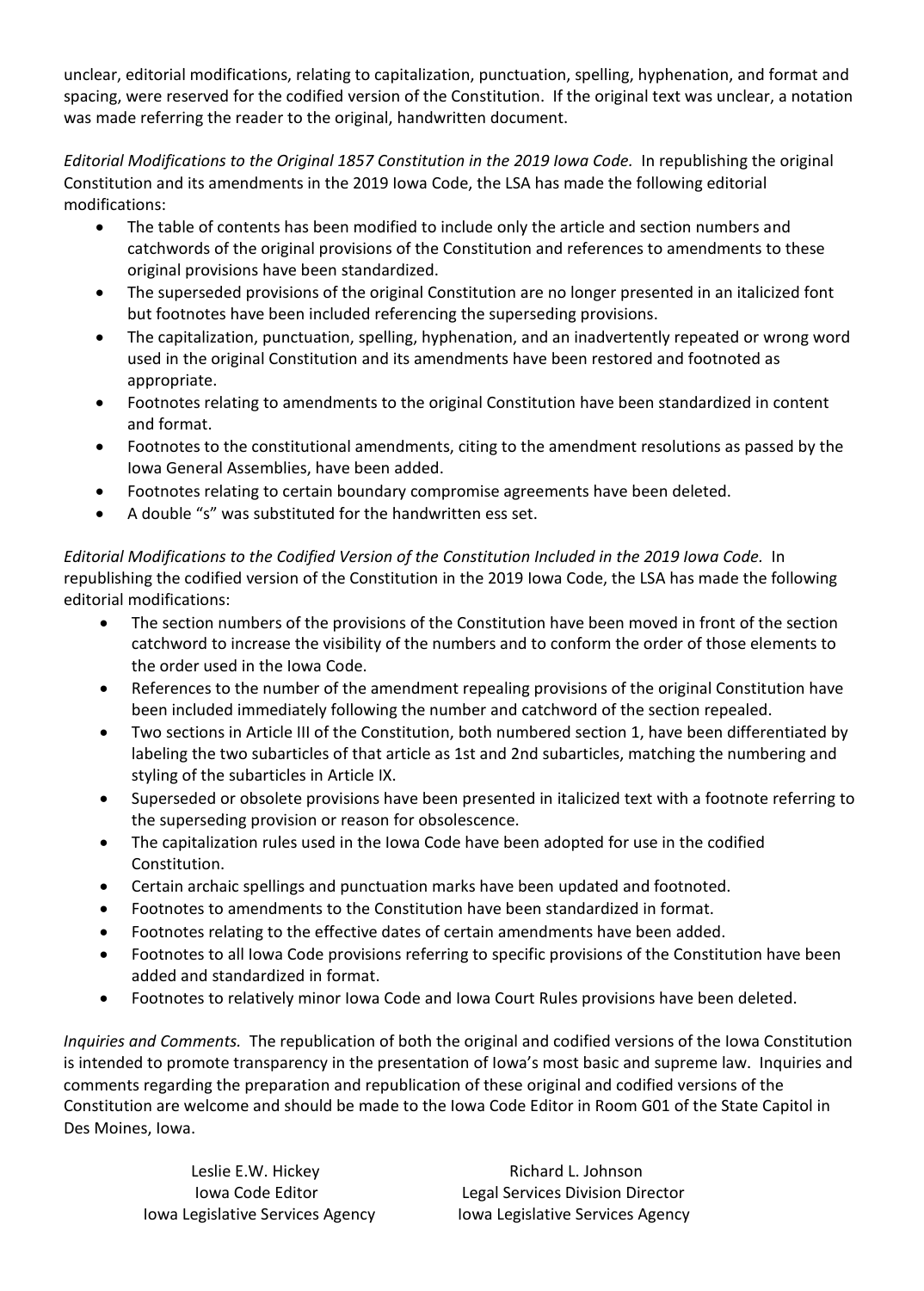unclear, editorial modifications, relating to capitalization, punctuation, spelling, hyphenation, and format and spacing, were reserved for the codified version of the Constitution. If the original text was unclear, a notation was made referring the reader to the original, handwritten document.

*Editorial Modifications to the Original 1857 Constitution in the 2019 Iowa Code.* In republishing the original Constitution and its amendments in the 2019 Iowa Code, the LSA has made the following editorial modifications:

- The table of contents has been modified to include only the article and section numbers and catchwords of the original provisions of the Constitution and references to amendments to these original provisions have been standardized.
- The superseded provisions of the original Constitution are no longer presented in an italicized font but footnotes have been included referencing the superseding provisions.
- The capitalization, punctuation, spelling, hyphenation, and an inadvertently repeated or wrong word used in the original Constitution and its amendments have been restored and footnoted as appropriate.
- Footnotes relating to amendments to the original Constitution have been standardized in content and format.
- Footnotes to the constitutional amendments, citing to the amendment resolutions as passed by the Iowa General Assemblies, have been added.
- Footnotes relating to certain boundary compromise agreements have been deleted.
- A double "s" was substituted for the handwritten ess set.

*Editorial Modifications to the Codified Version of the Constitution Included in the 2019 Iowa Code.* In republishing the codified version of the Constitution in the 2019 Iowa Code, the LSA has made the following editorial modifications:

- The section numbers of the provisions of the Constitution have been moved in front of the section catchword to increase the visibility of the numbers and to conform the order of those elements to the order used in the Iowa Code.
- References to the number of the amendment repealing provisions of the original Constitution have been included immediately following the number and catchword of the section repealed.
- Two sections in Article III of the Constitution, both numbered section 1, have been differentiated by labeling the two subarticles of that article as 1st and 2nd subarticles, matching the numbering and styling of the subarticles in Article IX.
- Superseded or obsolete provisions have been presented in italicized text with a footnote referring to the superseding provision or reason for obsolescence.
- The capitalization rules used in the Iowa Code have been adopted for use in the codified Constitution.
- Certain archaic spellings and punctuation marks have been updated and footnoted.
- Footnotes to amendments to the Constitution have been standardized in format.
- Footnotes relating to the effective dates of certain amendments have been added.
- Footnotes to all Iowa Code provisions referring to specific provisions of the Constitution have been added and standardized in format.
- Footnotes to relatively minor Iowa Code and Iowa Court Rules provisions have been deleted.

*Inquiries and Comments.* The republication of both the original and codified versions of the Iowa Constitution is intended to promote transparency in the presentation of Iowa's most basic and supreme law. Inquiries and comments regarding the preparation and republication of these original and codified versions of the Constitution are welcome and should be made to the Iowa Code Editor in Room G01 of the State Capitol in Des Moines, Iowa.

Leslie E.W. Hickey
Iowa Code Editor
Iowa Legislative Services Agency

Richard L. Johnson
Legal Services Division Director
Iowa Legislative Services Agency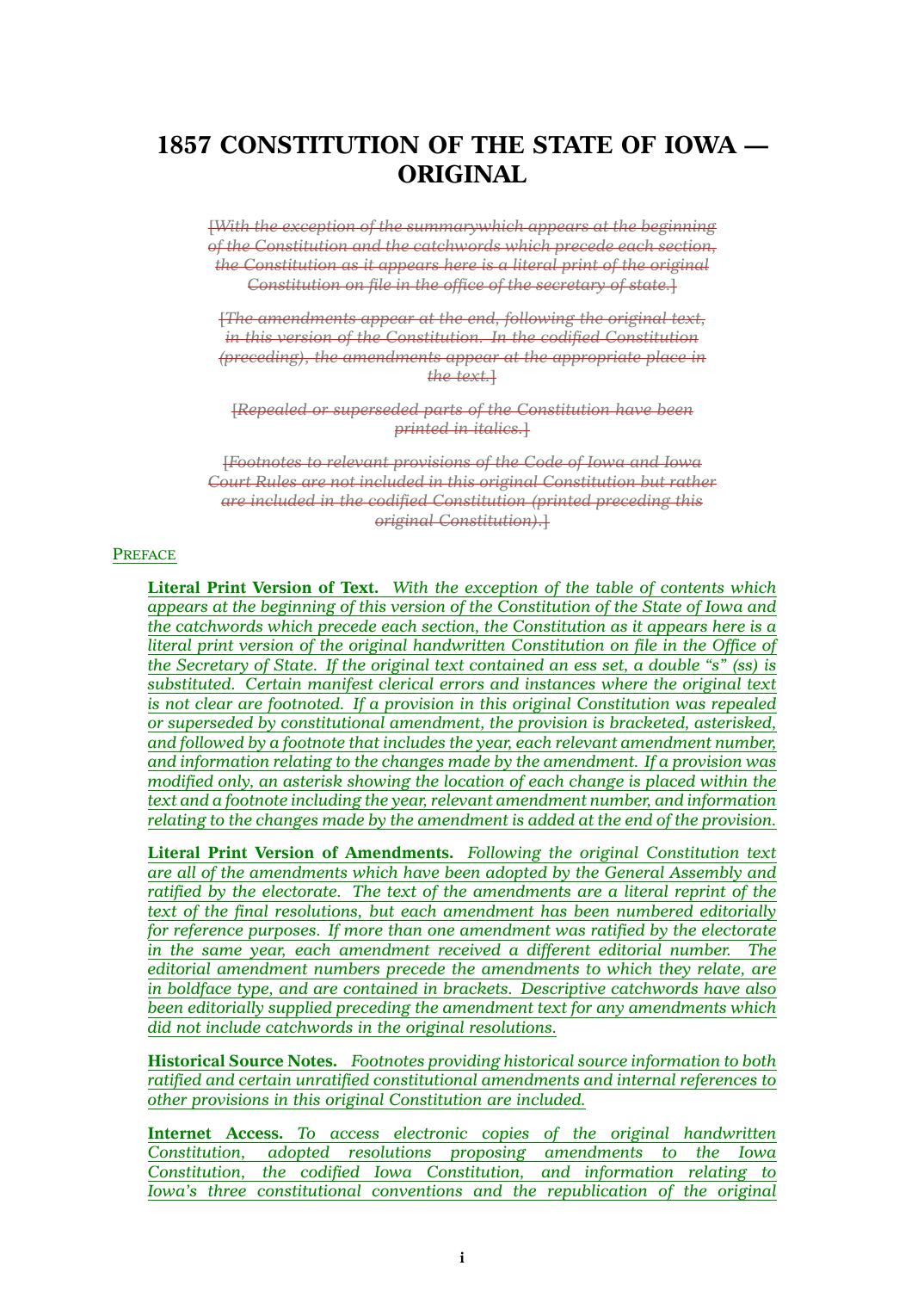# 1857 CONSTITUTION OF THE STATE OF IOWA — ORIGINAL

~~[With the exception of the summarywhich appears at the beginning of the Constitution and the catchwords which precede each section, the Constitution as it appears here is a literal print of the original Constitution on file in the office of the secretary of state.]~~

~~[The amendments appear at the end, following the original text, in this version of the Constitution. In the codified Constitution (preceding), the amendments appear at the appropriate place in the text.]~~

~~[Repealed or superseded parts of the Constitution have been printed in italics.]~~

~~[Footnotes to relevant provisions of the Code of Iowa and Iowa Court Rules are not included in this original Constitution but rather are included in the codified Constitution (printed preceding this original Constitution).]~~

PREFACE

**Literal Print Version of Text.** *With the exception of the table of contents which appears at the beginning of this version of the Constitution of the State of Iowa and the catchwords which precede each section, the Constitution as it appears here is a literal print version of the original handwritten Constitution on file in the Office of the Secretary of State. If the original text contained an ess set, a double "s" (ss) is substituted. Certain manifest clerical errors and instances where the original text is not clear are footnoted. If a provision in this original Constitution was repealed or superseded by constitutional amendment, the provision is bracketed, asterisked, and followed by a footnote that includes the year, each relevant amendment number, and information relating to the changes made by the amendment. If a provision was modified only, an asterisk showing the location of each change is placed within the text and a footnote including the year, relevant amendment number, and information relating to the changes made by the amendment is added at the end of the provision.*

**Literal Print Version of Amendments.** *Following the original Constitution text are all of the amendments which have been adopted by the General Assembly and ratified by the electorate. The text of the amendments are a literal reprint of the text of the final resolutions, but each amendment has been numbered editorially for reference purposes. If more than one amendment was ratified by the electorate in the same year, each amendment received a different editorial number. The editorial amendment numbers precede the amendments to which they relate, are in boldface type, and are contained in brackets. Descriptive catchwords have also been editorially supplied preceding the amendment text for any amendments which did not include catchwords in the original resolutions.*

**Historical Source Notes.** *Footnotes providing historical source information to both ratified and certain unratified constitutional amendments and internal references to other provisions in this original Constitution are included.*

**Internet Access.** *To access electronic copies of the original handwritten Constitution, adopted resolutions proposing amendments to the Iowa Constitution, the codified Iowa Constitution, and information relating to Iowa's three constitutional conventions and the republication of the original*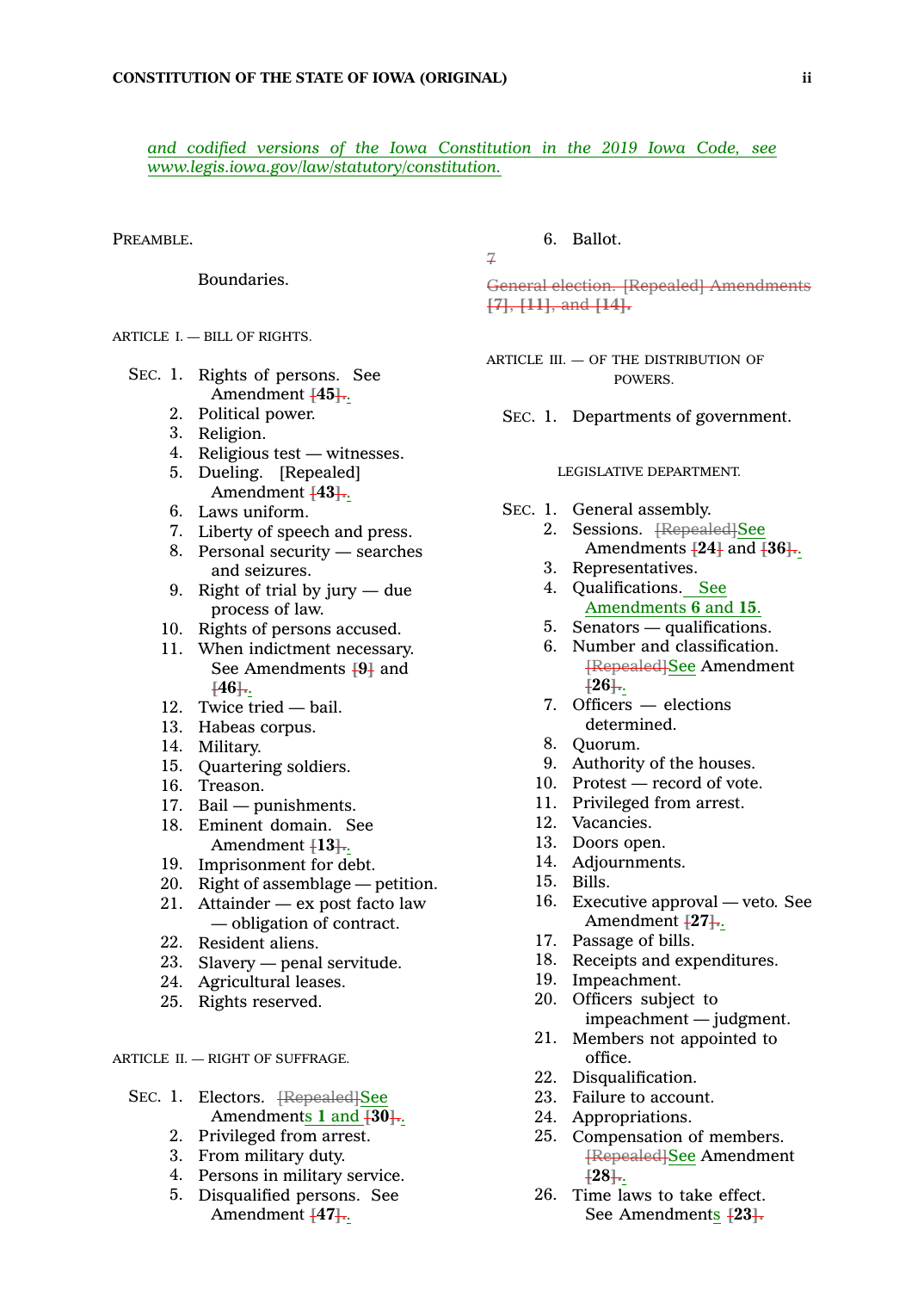*and codified versions of the Iowa Constitution in the 2019 Iowa Code, see www.legis.iowa.gov/law/statutory/constitution.*

PREAMBLE.

Boundaries.

ARTICLE I. — BILL OF RIGHTS.

SEC. 1. Rights of persons. See Amendment [45].
2. Political power.
3. Religion.
4. Religious test — witnesses.
5. Dueling. [Repealed] Amendment [43].
6. Laws uniform.
7. Liberty of speech and press.
8. Personal security — searches and seizures.
9. Right of trial by jury — due process of law.
10. Rights of persons accused.
11. When indictment necessary. See Amendments [9] and [46].
12. Twice tried — bail.
13. Habeas corpus.
14. Military.
15. Quartering soldiers.
16. Treason.
17. Bail — punishments.
18. Eminent domain. See Amendment [13].
19. Imprisonment for debt.
20. Right of assemblage — petition.
21. Attainder — ex post facto law — obligation of contract.
22. Resident aliens.
23. Slavery — penal servitude.
24. Agricultural leases.
25. Rights reserved.

ARTICLE II. — RIGHT OF SUFFRAGE.

SEC. 1. Electors. ~~[Repealed]~~See Amendments 1 and [30].
2. Privileged from arrest.
3. From military duty.
4. Persons in military service.
5. Disqualified persons. See Amendment [47].
6. Ballot.
~~7 General election. [Repealed] Amendments [7], [11], and [14].~~

ARTICLE III. — OF THE DISTRIBUTION OF POWERS.

SEC. 1. Departments of government.

LEGISLATIVE DEPARTMENT.

SEC. 1. General assembly.
2. Sessions. ~~[Repealed]~~See Amendments [24] and [36].
3. Representatives.
4. Qualifications. See Amendments 6 and 15.
5. Senators — qualifications.
6. Number and classification. ~~[Repealed]~~See Amendment [26].
7. Officers — elections determined.
8. Quorum.
9. Authority of the houses.
10. Protest — record of vote.
11. Privileged from arrest.
12. Vacancies.
13. Doors open.
14. Adjournments.
15. Bills.
16. Executive approval — veto. See Amendment [27].
17. Passage of bills.
18. Receipts and expenditures.
19. Impeachment.
20. Officers subject to impeachment — judgment.
21. Members not appointed to office.
22. Disqualification.
23. Failure to account.
24. Appropriations.
25. Compensation of members. ~~[Repealed]~~See Amendment [28].
26. Time laws to take effect. See Amendments [23].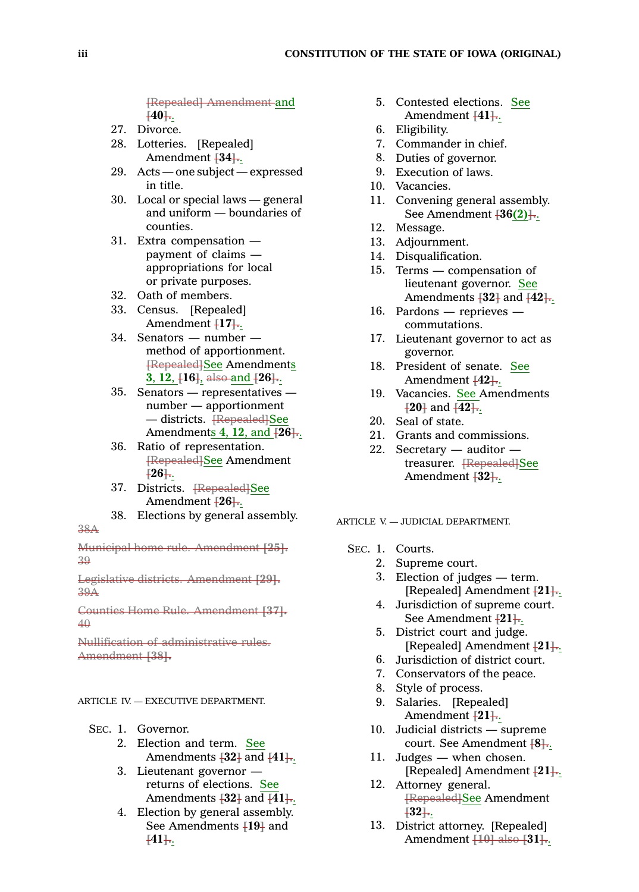[Repealed] Amendment and [40].

27. Divorce.
28. Lotteries. [Repealed] Amendment [34].
29. Acts — one subject — expressed in title.
30. Local or special laws — general and uniform — boundaries of counties.
31. Extra compensation — payment of claims — appropriations for local or private purposes.
32. Oath of members.
33. Census. [Repealed] Amendment [17].
34. Senators — number — method of apportionment. [Repealed]See Amendments 3, 12, [16], also and [26].
35. Senators — representatives — number — apportionment — districts. [Repealed]See Amendments 4, 12, and [26].
36. Ratio of representation. [Repealed]See Amendment [26].
37. Districts. [Repealed]See Amendment [26].
38. Elections by general assembly.

38A

Municipal home rule. Amendment [25].

39

Legislative districts. Amendment [29].

39A

Counties Home Rule. Amendment [37].

40

Nullification of administrative rules. Amendment [38].

ARTICLE IV. — EXECUTIVE DEPARTMENT.

SEC. 1. Governor.
2. Election and term. See Amendments [32] and [41].
3. Lieutenant governor — returns of elections. See Amendments [32] and [41].
4. Election by general assembly. See Amendments [19] and [41].
5. Contested elections. See Amendment [41].
6. Eligibility.
7. Commander in chief.
8. Duties of governor.
9. Execution of laws.
10. Vacancies.
11. Convening general assembly. See Amendment [36(2)].
12. Message.
13. Adjournment.
14. Disqualification.
15. Terms — compensation of lieutenant governor. See Amendments [32] and [42].
16. Pardons — reprieves — commutations.
17. Lieutenant governor to act as governor.
18. President of senate. See Amendment [42].
19. Vacancies. See Amendments [20] and [42].
20. Seal of state.
21. Grants and commissions.
22. Secretary — auditor — treasurer. [Repealed]See Amendment [32].

ARTICLE V. — JUDICIAL DEPARTMENT.

SEC. 1. Courts.
2. Supreme court.
3. Election of judges — term. [Repealed] Amendment [21].
4. Jurisdiction of supreme court. See Amendment [21].
5. District court and judge. [Repealed] Amendment [21].
6. Jurisdiction of district court.
7. Conservators of the peace.
8. Style of process.
9. Salaries. [Repealed] Amendment [21].
10. Judicial districts — supreme court. See Amendment [8].
11. Judges — when chosen. [Repealed] Amendment [21].
12. Attorney general. [Repealed]See Amendment [32].
13. District attorney. [Repealed] Amendment [10] also [31].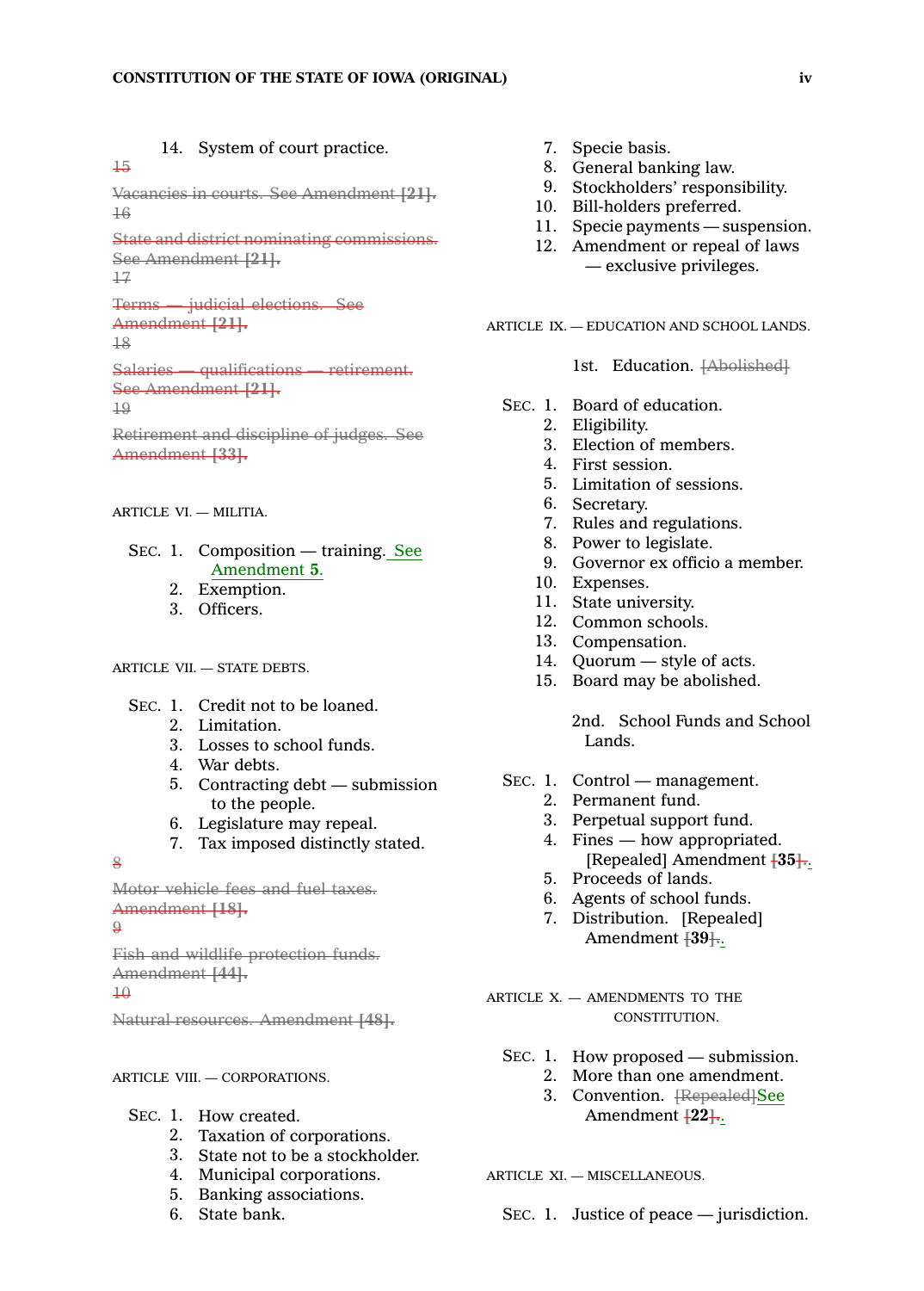14. System of court practice.

~~15~~

~~Vacancies in courts. See Amendment [21].~~

~~16~~

~~State and district nominating commissions. See Amendment [21].~~

~~17~~

~~Terms — judicial elections. See Amendment [21].~~

~~18~~

~~Salaries — qualifications — retirement. See Amendment [21].~~

~~19~~

~~Retirement and discipline of judges. See Amendment [33].~~

ARTICLE VI. — MILITIA.

SEC. 1. Composition — training. See Amendment **5**.
2. Exemption.
3. Officers.

ARTICLE VII. — STATE DEBTS.

SEC. 1. Credit not to be loaned.
2. Limitation.
3. Losses to school funds.
4. War debts.
5. Contracting debt — submission to the people.
6. Legislature may repeal.
7. Tax imposed distinctly stated.

~~8~~

~~Motor vehicle fees and fuel taxes. Amendment [18].~~

~~9~~

~~Fish and wildlife protection funds. Amendment [44].~~

~~10~~

~~Natural resources. Amendment [48].~~

ARTICLE VIII. — CORPORATIONS.

SEC. 1. How created.
2. Taxation of corporations.
3. State not to be a stockholder.
4. Municipal corporations.
5. Banking associations.
6. State bank.
7. Specie basis.
8. General banking law.
9. Stockholders' responsibility.
10. Bill-holders preferred.
11. Specie payments — suspension.
12. Amendment or repeal of laws — exclusive privileges.

ARTICLE IX. — EDUCATION AND SCHOOL LANDS.

1st. Education. ~~[Abolished]~~

SEC. 1. Board of education.
2. Eligibility.
3. Election of members.
4. First session.
5. Limitation of sessions.
6. Secretary.
7. Rules and regulations.
8. Power to legislate.
9. Governor ex officio a member.
10. Expenses.
11. State university.
12. Common schools.
13. Compensation.
14. Quorum — style of acts.
15. Board may be abolished.

2nd. School Funds and School Lands.

SEC. 1. Control — management.
2. Permanent fund.
3. Perpetual support fund.
4. Fines — how appropriated. [Repealed] Amendment ~~[~~**35**~~]~~.
5. Proceeds of lands.
6. Agents of school funds.
7. Distribution. [Repealed] Amendment ~~[~~**39**~~]~~.

ARTICLE X. — AMENDMENTS TO THE CONSTITUTION.

SEC. 1. How proposed — submission.
2. More than one amendment.
3. Convention. ~~[Repealed]~~See Amendment ~~[~~**22**~~]~~.

ARTICLE XI. — MISCELLANEOUS.

SEC. 1. Justice of peace — jurisdiction.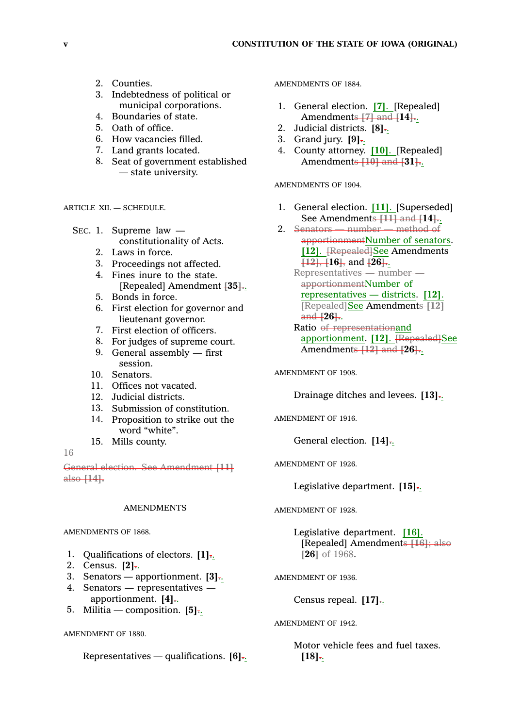2. Counties.
3. Indebtedness of political or municipal corporations.
4. Boundaries of state.
5. Oath of office.
6. How vacancies filled.
7. Land grants located.
8. Seat of government established — state university.

ARTICLE XII. — SCHEDULE.

SEC. 1. Supreme law — constitutionality of Acts.
2. Laws in force.
3. Proceedings not affected.
4. Fines inure to the state. [Repealed] Amendment [**35**].
5. Bonds in force.
6. First election for governor and lieutenant governor.
7. First election of officers.
8. For judges of supreme court.
9. General assembly — first session.
10. Senators.
11. Offices not vacated.
12. Judicial districts.
13. Submission of constitution.
14. Proposition to strike out the word "white".
15. Mills county.

~~16~~

~~General election. See Amendment [11] also [14].~~

AMENDMENTS

AMENDMENTS OF 1868.

1. Qualifications of electors. **[1]**.
2. Census. **[2]**.
3. Senators — apportionment. **[3]**.
4. Senators — representatives — apportionment. **[4]**.
5. Militia — composition. **[5]**.

AMENDMENT OF 1880.

Representatives — qualifications. **[6]**.

AMENDMENTS OF 1884.

1. General election. **[7]**. [Repealed] Amendment~~s [7] and~~ [**14**].
2. Judicial districts. **[8]**.
3. Grand jury. **[9]**.
4. County attorney. **[10]**. [Repealed] Amendment~~s [10] and~~ [**31**].

AMENDMENTS OF 1904.

1. General election. **[11]**. [Superseded] See Amendment~~s [11] and~~ [**14**].
2. ~~Senators — number — method of apportionment~~Number of senators. **[12]**. ~~[Repealed]~~See Amendments ~~[12],~~ [**16**], and [**26**].
   ~~Representatives — number — apportionment~~Number of representatives — districts. **[12]**. ~~[Repealed]~~See Amendment~~s [12] and~~ [**26**].
   Ratio ~~of representation~~and apportionment. **[12]**. ~~[Repealed]~~See Amendment~~s [12] and~~ [**26**].

AMENDMENT OF 1908.

Drainage ditches and levees. **[13]**.

AMENDMENT OF 1916.

General election. **[14]**.

AMENDMENT OF 1926.

Legislative department. **[15]**.

AMENDMENT OF 1928.

Legislative department. **[16]**. [Repealed] Amendment~~s [16]; also~~ [**26**] ~~of 1968~~.

AMENDMENT OF 1936.

Census repeal. **[17]**.

AMENDMENT OF 1942.

Motor vehicle fees and fuel taxes. **[18]**.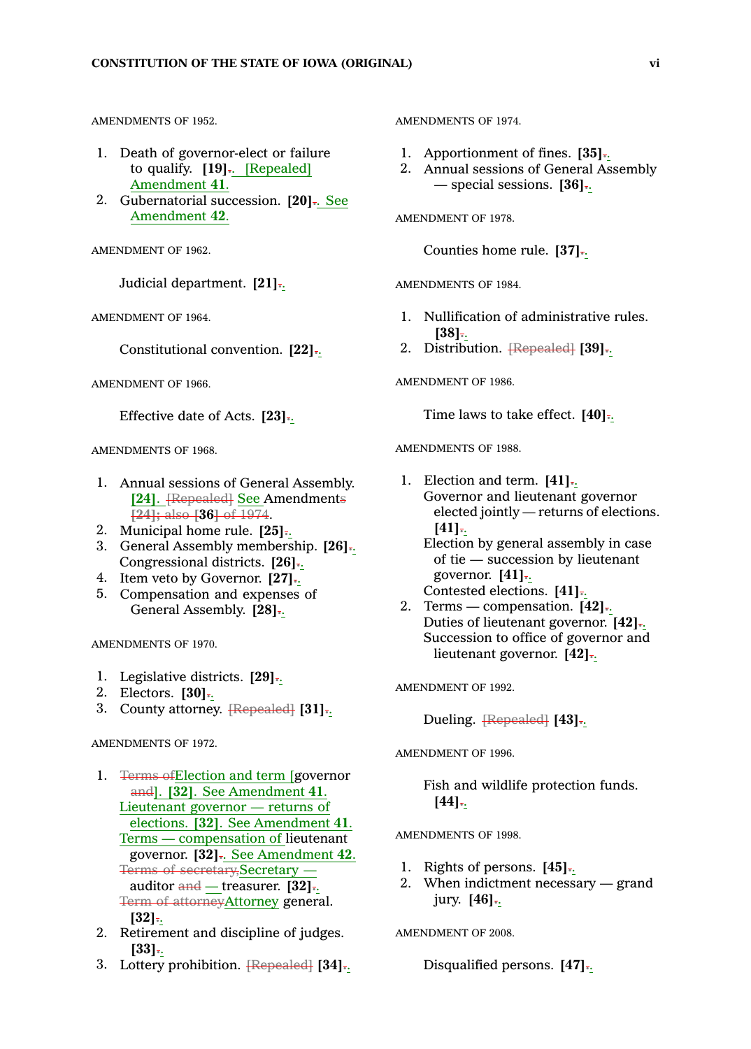AMENDMENTS OF 1952.

1. Death of governor-elect or failure to qualify. **[19]**~~.~~. [Repealed] Amendment **41**.
2. Gubernatorial succession. **[20]**~~.~~. See Amendment **42**.

AMENDMENT OF 1962.

Judicial department. **[21]**~~.~~.

AMENDMENT OF 1964.

Constitutional convention. **[22]**~~.~~.

AMENDMENT OF 1966.

Effective date of Acts. **[23]**~~.~~.

AMENDMENTS OF 1968.

1. Annual sessions of General Assembly. **[24]**. ~~[Repealed]~~ See Amendment~~s~~ ~~[24]; also [~~**36**~~] of 1974~~.
2. Municipal home rule. **[25]**~~.~~.
3. General Assembly membership. **[26]**~~.~~.
   Congressional districts. **[26]**~~.~~.
4. Item veto by Governor. **[27]**~~.~~.
5. Compensation and expenses of General Assembly. **[28]**~~.~~.

AMENDMENTS OF 1970.

1. Legislative districts. **[29]**~~.~~.
2. Electors. **[30]**~~.~~.
3. County attorney. ~~[Repealed]~~ **[31]**~~.~~.

AMENDMENTS OF 1972.

1. ~~Terms of~~Election and term [governor ~~and~~]. **[32]**. See Amendment **41**.
   Lieutenant governor — returns of elections. **[32]**. See Amendment **41**.
   Terms — compensation of lieutenant governor. **[32]**~~.~~. See Amendment **42**.
   ~~Terms of secretary,~~Secretary — auditor ~~and~~ — treasurer. **[32]**~~.~~.
   ~~Term of attorney~~Attorney general. **[32]**~~.~~.
2. Retirement and discipline of judges. **[33]**~~.~~.
3. Lottery prohibition. ~~[Repealed]~~ **[34]**~~.~~.

AMENDMENTS OF 1974.

1. Apportionment of fines. **[35]**~~.~~.
2. Annual sessions of General Assembly — special sessions. **[36]**~~.~~.

AMENDMENT OF 1978.

Counties home rule. **[37]**~~.~~.

AMENDMENTS OF 1984.

1. Nullification of administrative rules. **[38]**~~.~~.
2. Distribution. ~~[Repealed]~~ **[39]**~~.~~.

AMENDMENT OF 1986.

Time laws to take effect. **[40]**~~.~~.

AMENDMENTS OF 1988.

1. Election and term. **[41]**~~.~~.
   Governor and lieutenant governor elected jointly — returns of elections. **[41]**~~.~~.
   Election by general assembly in case of tie — succession by lieutenant governor. **[41]**~~.~~.
   Contested elections. **[41]**~~.~~.
2. Terms — compensation. **[42]**~~.~~.
   Duties of lieutenant governor. **[42]**~~.~~.
   Succession to office of governor and lieutenant governor. **[42]**~~.~~.

AMENDMENT OF 1992.

Dueling. ~~[Repealed]~~ **[43]**~~.~~.

AMENDMENT OF 1996.

Fish and wildlife protection funds. **[44]**~~.~~.

AMENDMENTS OF 1998.

1. Rights of persons. **[45]**~~.~~.
2. When indictment necessary — grand jury. **[46]**~~.~~.

AMENDMENT OF 2008.

Disqualified persons. **[47]**~~.~~.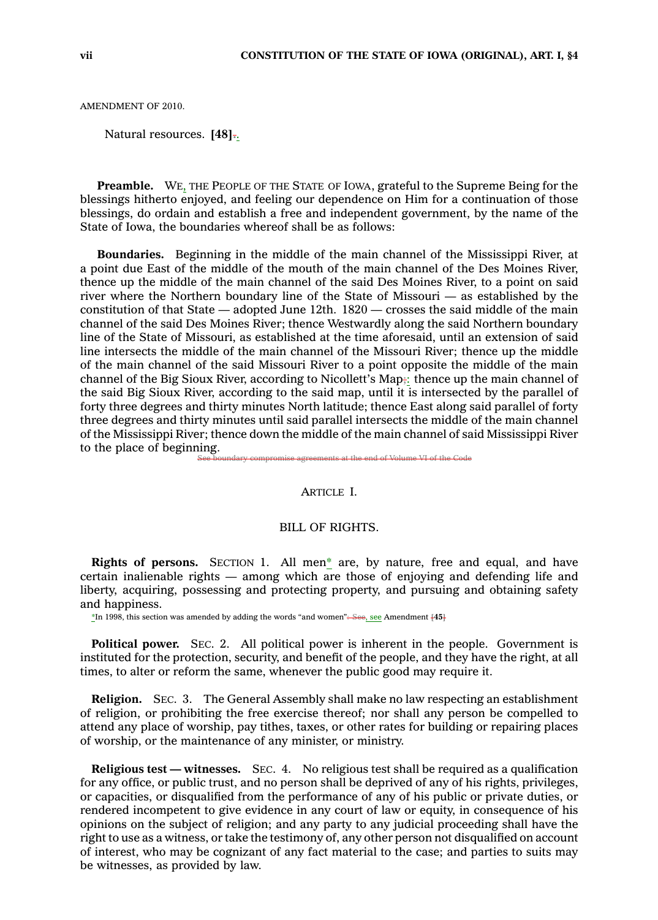AMENDMENT OF 2010.

Natural resources. **[48]**.

**Preamble.** WE, THE PEOPLE OF THE STATE OF IOWA, grateful to the Supreme Being for the blessings hitherto enjoyed, and feeling our dependence on Him for a continuation of those blessings, do ordain and establish a free and independent government, by the name of the State of Iowa, the boundaries whereof shall be as follows:

**Boundaries.** Beginning in the middle of the main channel of the Mississippi River, at a point due East of the middle of the mouth of the main channel of the Des Moines River, thence up the middle of the main channel of the said Des Moines River, to a point on said river where the Northern boundary line of the State of Missouri — as established by the constitution of that State — adopted June 12th. 1820 — crosses the said middle of the main channel of the said Des Moines River; thence Westwardly along the said Northern boundary line of the State of Missouri, as established at the time aforesaid, until an extension of said line intersects the middle of the main channel of the Missouri River; thence up the middle of the main channel of the said Missouri River to a point opposite the middle of the main channel of the Big Sioux River, according to Nicollett's Map;: thence up the main channel of the said Big Sioux River, according to the said map, until it is intersected by the parallel of forty three degrees and thirty minutes North latitude; thence East along said parallel of forty three degrees and thirty minutes until said parallel intersects the middle of the main channel of the Mississippi River; thence down the middle of the main channel of said Mississippi River to the place of beginning.

~~See boundary compromise agreements at the end of Volume VI of the Code~~

## ARTICLE I.

## BILL OF RIGHTS.

**Rights of persons.** SECTION 1. All men* are, by nature, free and equal, and have certain inalienable rights — among which are those of enjoying and defending life and liberty, acquiring, possessing and protecting property, and pursuing and obtaining safety and happiness.

*In 1998, this section was amended by adding the words "and women". See, see Amendment [45]

**Political power.** SEC. 2. All political power is inherent in the people. Government is instituted for the protection, security, and benefit of the people, and they have the right, at all times, to alter or reform the same, whenever the public good may require it.

**Religion.** SEC. 3. The General Assembly shall make no law respecting an establishment of religion, or prohibiting the free exercise thereof; nor shall any person be compelled to attend any place of worship, pay tithes, taxes, or other rates for building or repairing places of worship, or the maintenance of any minister, or ministry.

**Religious test — witnesses.** SEC. 4. No religious test shall be required as a qualification for any office, or public trust, and no person shall be deprived of any of his rights, privileges, or capacities, or disqualified from the performance of any of his public or private duties, or rendered incompetent to give evidence in any court of law or equity, in consequence of his opinions on the subject of religion; and any party to any judicial proceeding shall have the right to use as a witness, or take the testimony of, any other person not disqualified on account of interest, who may be cognizant of any fact material to the case; and parties to suits may be witnesses, as provided by law.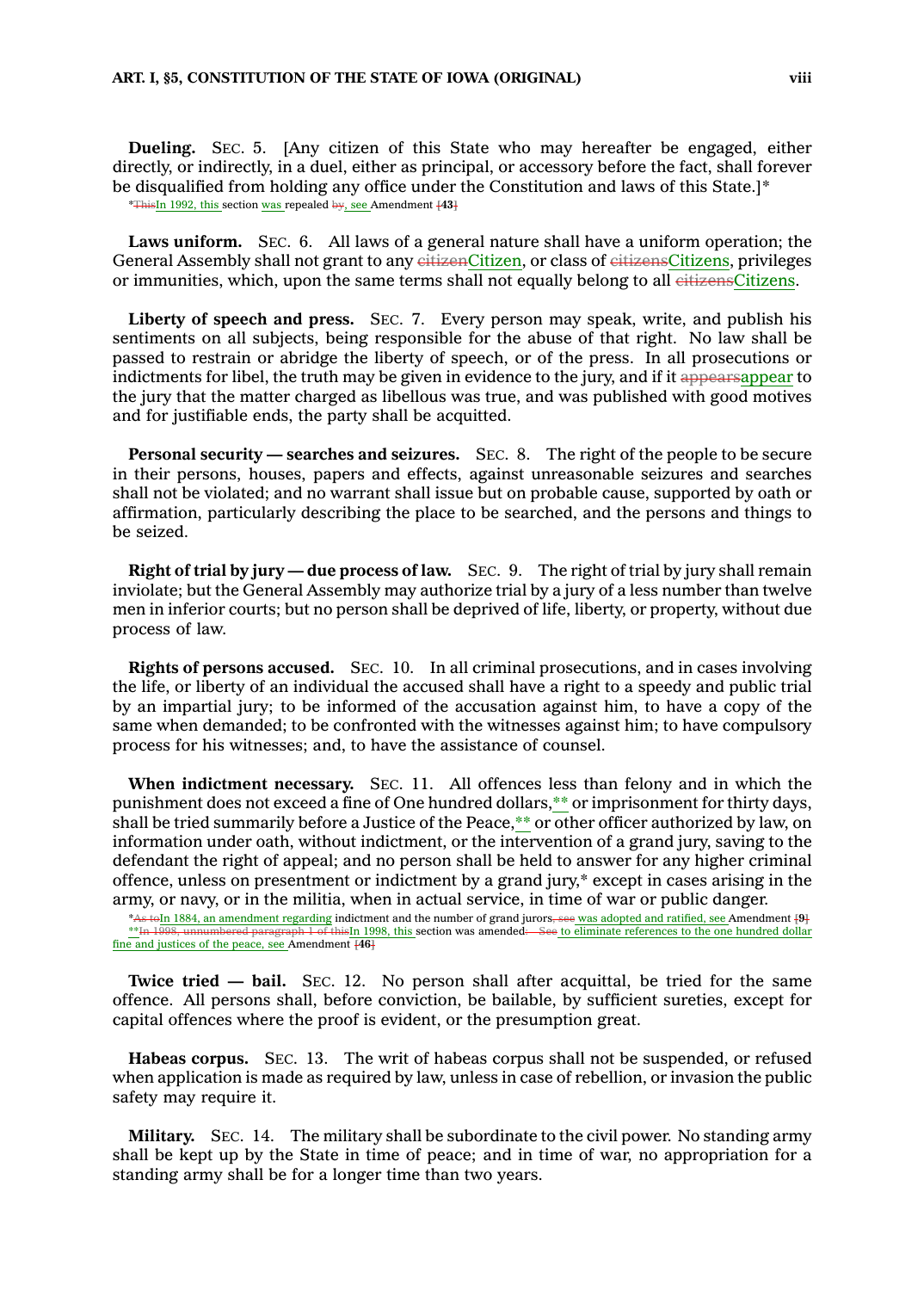**Dueling.** SEC. 5. [Any citizen of this State who may hereafter be engaged, either directly, or indirectly, in a duel, either as principal, or accessory before the fact, shall forever be disqualified from holding any office under the Constitution and laws of this State.]*

*~~This~~In 1992, this section was repealed ~~by~~, see Amendment ~~[~~**43**~~]~~

**Laws uniform.** SEC. 6. All laws of a general nature shall have a uniform operation; the General Assembly shall not grant to any ~~citizen~~Citizen, or class of ~~citizens~~Citizens, privileges or immunities, which, upon the same terms shall not equally belong to all ~~citizens~~Citizens.

**Liberty of speech and press.** SEC. 7. Every person may speak, write, and publish his sentiments on all subjects, being responsible for the abuse of that right. No law shall be passed to restrain or abridge the liberty of speech, or of the press. In all prosecutions or indictments for libel, the truth may be given in evidence to the jury, and if it ~~appears~~appear to the jury that the matter charged as libellous was true, and was published with good motives and for justifiable ends, the party shall be acquitted.

**Personal security — searches and seizures.** SEC. 8. The right of the people to be secure in their persons, houses, papers and effects, against unreasonable seizures and searches shall not be violated; and no warrant shall issue but on probable cause, supported by oath or affirmation, particularly describing the place to be searched, and the persons and things to be seized.

**Right of trial by jury — due process of law.** SEC. 9. The right of trial by jury shall remain inviolate; but the General Assembly may authorize trial by a jury of a less number than twelve men in inferior courts; but no person shall be deprived of life, liberty, or property, without due process of law.

**Rights of persons accused.** SEC. 10. In all criminal prosecutions, and in cases involving the life, or liberty of an individual the accused shall have a right to a speedy and public trial by an impartial jury; to be informed of the accusation against him, to have a copy of the same when demanded; to be confronted with the witnesses against him; to have compulsory process for his witnesses; and, to have the assistance of counsel.

**When indictment necessary.** SEC. 11. All offences less than felony and in which the punishment does not exceed a fine of One hundred dollars,** or imprisonment for thirty days, shall be tried summarily before a Justice of the Peace,** or other officer authorized by law, on information under oath, without indictment, or the intervention of a grand jury, saving to the defendant the right of appeal; and no person shall be held to answer for any higher criminal offence, unless on presentment or indictment by a grand jury,* except in cases arising in the army, or navy, or in the militia, when in actual service, in time of war or public danger.

*~~As to~~In 1884, an amendment regarding indictment and the number of grand jurors~~, see~~ was adopted and ratified, see Amendment ~~[~~**9**~~]~~

**~~In 1998, unnumbered paragraph 1 of this~~In 1998, this section was amended~~. See~~ to eliminate references to the one hundred dollar fine and justices of the peace, see Amendment ~~[~~**46**~~]~~

**Twice tried — bail.** SEC. 12. No person shall after acquittal, be tried for the same offence. All persons shall, before conviction, be bailable, by sufficient sureties, except for capital offences where the proof is evident, or the presumption great.

**Habeas corpus.** SEC. 13. The writ of habeas corpus shall not be suspended, or refused when application is made as required by law, unless in case of rebellion, or invasion the public safety may require it.

**Military.** SEC. 14. The military shall be subordinate to the civil power. No standing army shall be kept up by the State in time of peace; and in time of war, no appropriation for a standing army shall be for a longer time than two years.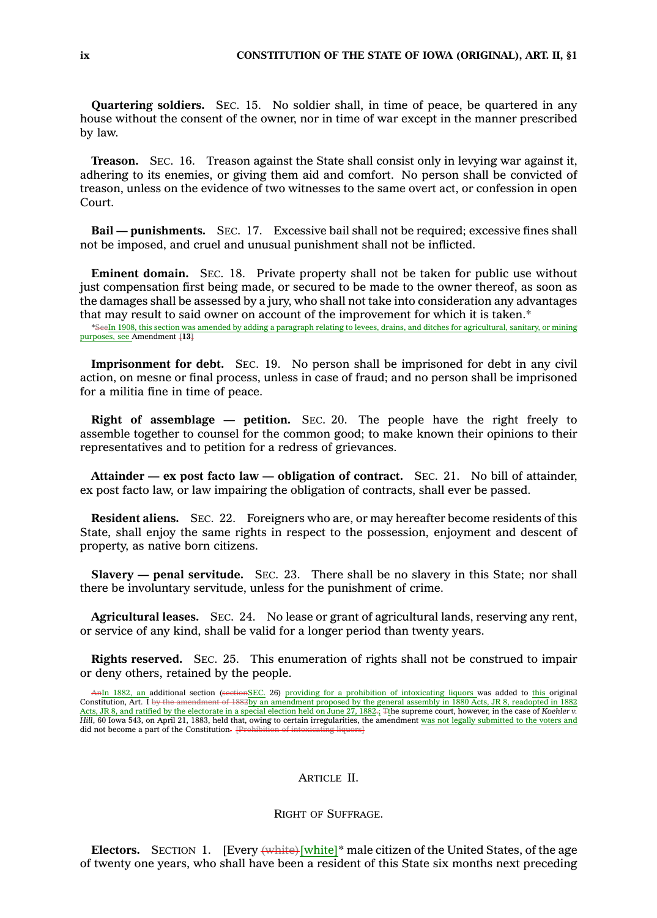**Quartering soldiers.** SEC. 15. No soldier shall, in time of peace, be quartered in any house without the consent of the owner, nor in time of war except in the manner prescribed by law.

**Treason.** SEC. 16. Treason against the State shall consist only in levying war against it, adhering to its enemies, or giving them aid and comfort. No person shall be convicted of treason, unless on the evidence of two witnesses to the same overt act, or confession in open Court.

**Bail — punishments.** SEC. 17. Excessive bail shall not be required; excessive fines shall not be imposed, and cruel and unusual punishment shall not be inflicted.

**Eminent domain.** SEC. 18. Private property shall not be taken for public use without just compensation first being made, or secured to be made to the owner thereof, as soon as the damages shall be assessed by a jury, who shall not take into consideration any advantages that may result to said owner on account of the improvement for which it is taken.*

*~~See~~In 1908, this section was amended by adding a paragraph relating to levees, drains, and ditches for agricultural, sanitary, or mining purposes, see Amendment ~~[~~**13**~~]~~

**Imprisonment for debt.** SEC. 19. No person shall be imprisoned for debt in any civil action, on mesne or final process, unless in case of fraud; and no person shall be imprisoned for a militia fine in time of peace.

**Right of assemblage — petition.** SEC. 20. The people have the right freely to assemble together to counsel for the common good; to make known their opinions to their representatives and to petition for a redress of grievances.

**Attainder — ex post facto law — obligation of contract.** SEC. 21. No bill of attainder, ex post facto law, or law impairing the obligation of contracts, shall ever be passed.

**Resident aliens.** SEC. 22. Foreigners who are, or may hereafter become residents of this State, shall enjoy the same rights in respect to the possession, enjoyment and descent of property, as native born citizens.

**Slavery — penal servitude.** SEC. 23. There shall be no slavery in this State; nor shall there be involuntary servitude, unless for the punishment of crime.

**Agricultural leases.** SEC. 24. No lease or grant of agricultural lands, reserving any rent, or service of any kind, shall be valid for a longer period than twenty years.

**Rights reserved.** SEC. 25. This enumeration of rights shall not be construed to impair or deny others, retained by the people.

~~An~~In 1882, an additional section (~~section~~SEC. 26) providing for a prohibition of intoxicating liquors was added to this original Constitution, Art. I ~~by the amendment of 1882~~by an amendment proposed by the general assembly in 1880 Acts, JR 8, readopted in 1882 Acts, JR 8, and ratified by the electorate in a special election held on June 27, 1882~~.~~; ~~T~~the supreme court, however, in the case of *Koehler v. Hill*, 60 Iowa 543, on April 21, 1883, held that, owing to certain irregularities, the amendment was not legally submitted to the voters and did not become a part of the Constitution~~.~~ ~~[Prohibition of intoxicating liquors]~~

## ARTICLE II.

### RIGHT OF SUFFRAGE.

**Electors.** SECTION 1. [Every ~~(white)~~[white]* male citizen of the United States, of the age of twenty one years, who shall have been a resident of this State six months next preceding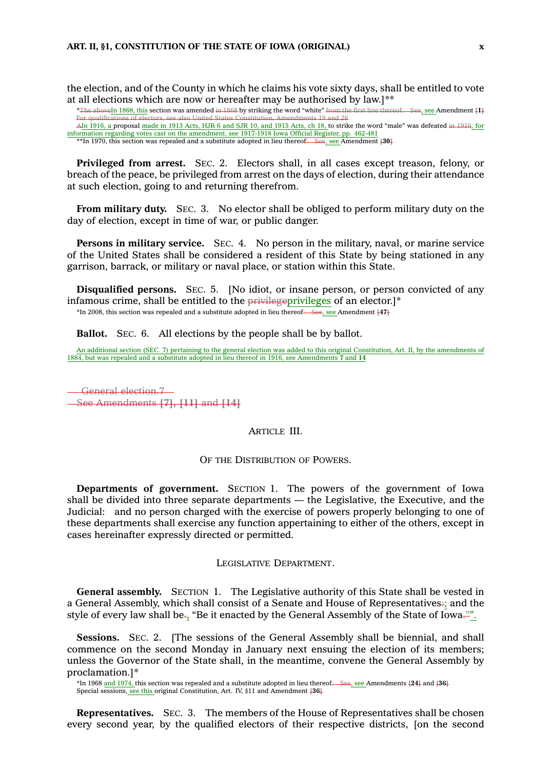the election, and of the County in which he claims his vote sixty days, shall be entitled to vote at all elections which are now or hereafter may be authorised by law.]**

*The aboveIn 1868, this section was amended in 1868 by striking the word "white" from the first line thereof. See, see Amendment [1]
For qualifications of electors, see also United States Constitution, Amendments 19 and 26
AIn 1916, a proposal made in 1913 Acts, HJR 6 and SJR 10, and 1915 Acts, ch 18, to strike the word "male" was defeated in 1916; for information regarding votes cast on the amendment, see 1917-1918 Iowa Official Register, pp. 462-481
**In 1970, this section was repealed and a substitute adopted in lieu thereof. See, see Amendment [30]

**Privileged from arrest.** SEC. 2. Electors shall, in all cases except treason, felony, or breach of the peace, be privileged from arrest on the days of election, during their attendance at such election, going to and returning therefrom.

**From military duty.** SEC. 3. No elector shall be obliged to perform military duty on the day of election, except in time of war, or public danger.

**Persons in military service.** SEC. 4. No person in the military, naval, or marine service of the United States shall be considered a resident of this State by being stationed in any garrison, barrack, or military or naval place, or station within this State.

**Disqualified persons.** SEC. 5. [No idiot, or insane person, or person convicted of any infamous crime, shall be entitled to the privilegeprivileges of an elector.]*

*In 2008, this section was repealed and a substitute adopted in lieu thereof. See, see Amendment [47]

**Ballot.** SEC. 6. All elections by the people shall be by ballot.

An additional section (SEC. 7) pertaining to the general election was added to this original Constitution, Art. II, by the amendments of 1884, but was repealed and a substitute adopted in lieu thereof in 1916, see Amendments **7** and **14**

General election.7
See Amendments **[7]**, **[11]** and **[14]**

ARTICLE III.

OF THE DISTRIBUTION OF POWERS.

**Departments of government.** SECTION 1. The powers of the government of Iowa shall be divided into three separate departments — the Legislative, the Executive, and the Judicial: and no person charged with the exercise of powers properly belonging to one of these departments shall exercise any function appertaining to either of the others, except in cases hereinafter expressly directed or permitted.

LEGISLATIVE DEPARTMENT.

**General assembly.** SECTION 1. The Legislative authority of this State shall be vested in a General Assembly, which shall consist of a Senate and House of Representatives:; and the style of every law shall be., "Be it enacted by the General Assembly of the State of Iowa.".

**Sessions.** SEC. 2. [The sessions of the General Assembly shall be biennial, and shall commence on the second Monday in January next ensuing the election of its members; unless the Governor of the State shall, in the meantime, convene the General Assembly by proclamation.]*

*In 1968 and 1974, this section was repealed and a substitute adopted in lieu thereof. See, see Amendments [24] and [36]
Special sessions, see this original Constitution, Art. IV, §11 and Amendment [36]

**Representatives.** SEC. 3. The members of the House of Representatives shall be chosen every second year, by the qualified electors of their respective districts, [on the second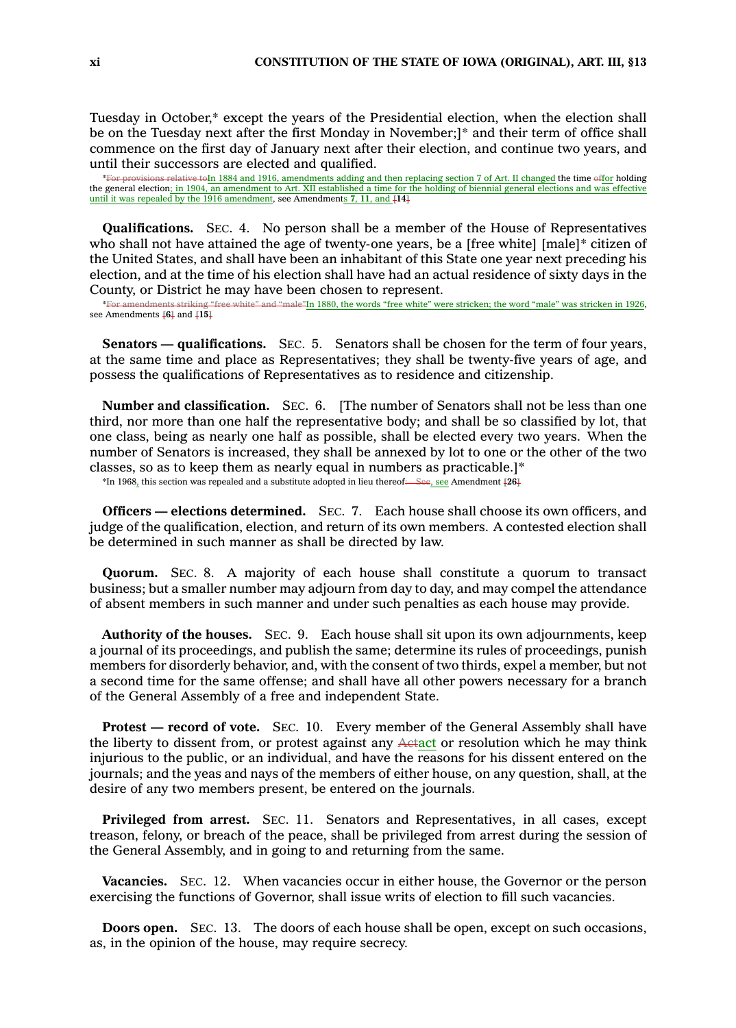Tuesday in October,* except the years of the Presidential election, when the election shall be on the Tuesday next after the first Monday in November;]* and their term of office shall commence on the first day of January next after their election, and continue two years, and until their successors are elected and qualified.

*~~For provisions relative to~~In 1884 and 1916, amendments adding and then replacing section 7 of Art. II changed the time ~~of~~for holding the general election; in 1904, an amendment to Art. XII established a time for the holding of biennial general elections and was effective until it was repealed by the 1916 amendment, see Amendments **7**, **11**, and ~~[~~**14**~~]~~

**Qualifications.** SEC. 4. No person shall be a member of the House of Representatives who shall not have attained the age of twenty-one years, be a [free white] [male]* citizen of the United States, and shall have been an inhabitant of this State one year next preceding his election, and at the time of his election shall have had an actual residence of sixty days in the County, or District he may have been chosen to represent.

*~~For amendments striking "free white" and "male"~~In 1880, the words "free white" were stricken; the word "male" was stricken in 1926, see Amendments ~~[~~**6**~~]~~ and ~~[~~**15**~~]~~

**Senators — qualifications.** SEC. 5. Senators shall be chosen for the term of four years, at the same time and place as Representatives; they shall be twenty-five years of age, and possess the qualifications of Representatives as to residence and citizenship.

**Number and classification.** SEC. 6. [The number of Senators shall not be less than one third, nor more than one half the representative body; and shall be so classified by lot, that one class, being as nearly one half as possible, shall be elected every two years. When the number of Senators is increased, they shall be annexed by lot to one or the other of the two classes, so as to keep them as nearly equal in numbers as practicable.]*

*In 1968, this section was repealed and a substitute adopted in lieu thereof~~. See~~, see Amendment ~~[~~**26**~~]~~

**Officers — elections determined.** SEC. 7. Each house shall choose its own officers, and judge of the qualification, election, and return of its own members. A contested election shall be determined in such manner as shall be directed by law.

**Quorum.** SEC. 8. A majority of each house shall constitute a quorum to transact business; but a smaller number may adjourn from day to day, and may compel the attendance of absent members in such manner and under such penalties as each house may provide.

**Authority of the houses.** SEC. 9. Each house shall sit upon its own adjournments, keep a journal of its proceedings, and publish the same; determine its rules of proceedings, punish members for disorderly behavior, and, with the consent of two thirds, expel a member, but not a second time for the same offense; and shall have all other powers necessary for a branch of the General Assembly of a free and independent State.

**Protest — record of vote.** SEC. 10. Every member of the General Assembly shall have the liberty to dissent from, or protest against any ~~Act~~act or resolution which he may think injurious to the public, or an individual, and have the reasons for his dissent entered on the journals; and the yeas and nays of the members of either house, on any question, shall, at the desire of any two members present, be entered on the journals.

**Privileged from arrest.** SEC. 11. Senators and Representatives, in all cases, except treason, felony, or breach of the peace, shall be privileged from arrest during the session of the General Assembly, and in going to and returning from the same.

**Vacancies.** SEC. 12. When vacancies occur in either house, the Governor or the person exercising the functions of Governor, shall issue writs of election to fill such vacancies.

**Doors open.** SEC. 13. The doors of each house shall be open, except on such occasions, as, in the opinion of the house, may require secrecy.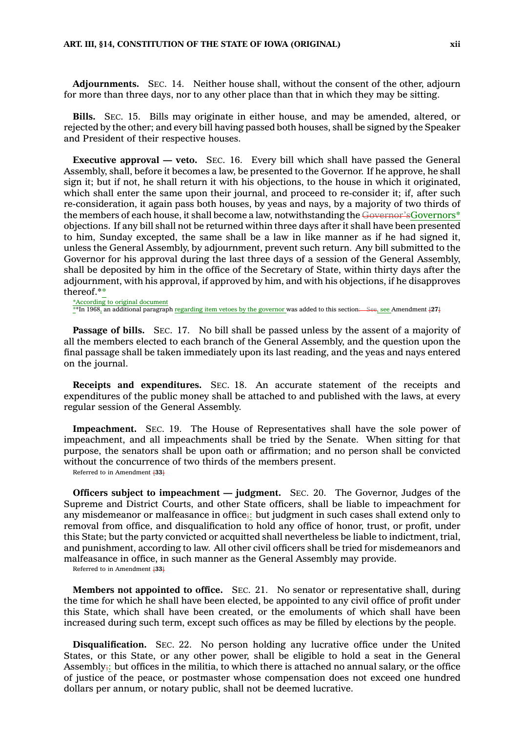**Adjournments.** SEC. 14. Neither house shall, without the consent of the other, adjourn for more than three days, nor to any other place than that in which they may be sitting.

**Bills.** SEC. 15. Bills may originate in either house, and may be amended, altered, or rejected by the other; and every bill having passed both houses, shall be signed by the Speaker and President of their respective houses.

**Executive approval — veto.** SEC. 16. Every bill which shall have passed the General Assembly, shall, before it becomes a law, be presented to the Governor. If he approve, he shall sign it; but if not, he shall return it with his objections, to the house in which it originated, which shall enter the same upon their journal, and proceed to re-consider it; if, after such re-consideration, it again pass both houses, by yeas and nays, by a majority of two thirds of the members of each house, it shall become a law, notwithstanding the ~~Governor's~~Governors* objections. If any bill shall not be returned within three days after it shall have been presented to him, Sunday excepted, the same shall be a law in like manner as if he had signed it, unless the General Assembly, by adjournment, prevent such return. Any bill submitted to the Governor for his approval during the last three days of a session of the General Assembly, shall be deposited by him in the office of the Secretary of State, within thirty days after the adjournment, with his approval, if approved by him, and with his objections, if he disapproves thereof.**

*According to original document
**In 1968, an additional paragraph regarding item vetoes by the governor was added to this section~~. See~~, see Amendment ~~[~~27~~]~~

**Passage of bills.** SEC. 17. No bill shall be passed unless by the assent of a majority of all the members elected to each branch of the General Assembly, and the question upon the final passage shall be taken immediately upon its last reading, and the yeas and nays entered on the journal.

**Receipts and expenditures.** SEC. 18. An accurate statement of the receipts and expenditures of the public money shall be attached to and published with the laws, at every regular session of the General Assembly.

**Impeachment.** SEC. 19. The House of Representatives shall have the sole power of impeachment, and all impeachments shall be tried by the Senate. When sitting for that purpose, the senators shall be upon oath or affirmation; and no person shall be convicted without the concurrence of two thirds of the members present.

Referred to in Amendment ~~[~~**33**~~]~~

**Officers subject to impeachment — judgment.** SEC. 20. The Governor, Judges of the Supreme and District Courts, and other State officers, shall be liable to impeachment for any misdemeanor or malfeasance in office~~;~~: but judgment in such cases shall extend only to removal from office, and disqualification to hold any office of honor, trust, or profit, under this State; but the party convicted or acquitted shall nevertheless be liable to indictment, trial, and punishment, according to law. All other civil officers shall be tried for misdemeanors and malfeasance in office, in such manner as the General Assembly may provide.

Referred to in Amendment ~~[~~**33**~~]~~

**Members not appointed to office.** SEC. 21. No senator or representative shall, during the time for which he shall have been elected, be appointed to any civil office of profit under this State, which shall have been created, or the emoluments of which shall have been increased during such term, except such offices as may be filled by elections by the people.

**Disqualification.** SEC. 22. No person holding any lucrative office under the United States, or this State, or any other power, shall be eligible to hold a seat in the General Assembly~~;~~: but offices in the militia, to which there is attached no annual salary, or the office of justice of the peace, or postmaster whose compensation does not exceed one hundred dollars per annum, or notary public, shall not be deemed lucrative.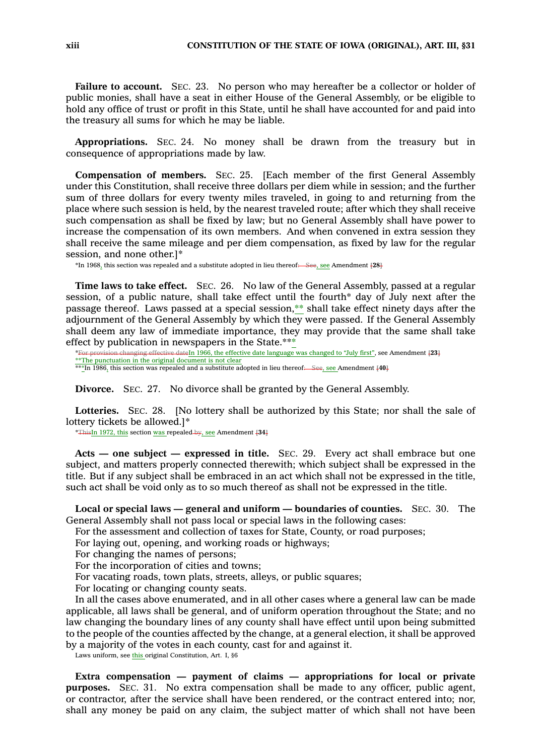**Failure to account.** SEC. 23. No person who may hereafter be a collector or holder of public monies, shall have a seat in either House of the General Assembly, or be eligible to hold any office of trust or profit in this State, until he shall have accounted for and paid into the treasury all sums for which he may be liable.

**Appropriations.** SEC. 24. No money shall be drawn from the treasury but in consequence of appropriations made by law.

**Compensation of members.** SEC. 25. [Each member of the first General Assembly under this Constitution, shall receive three dollars per diem while in session; and the further sum of three dollars for every twenty miles traveled, in going to and returning from the place where such session is held, by the nearest traveled route; after which they shall receive such compensation as shall be fixed by law; but no General Assembly shall have power to increase the compensation of its own members. And when convened in extra session they shall receive the same mileage and per diem compensation, as fixed by law for the regular session, and none other.]*

*In 1968, this section was repealed and a substitute adopted in lieu thereof~~. See~~, see Amendment ~~[~~**28**~~]~~

**Time laws to take effect.** SEC. 26. No law of the General Assembly, passed at a regular session, of a public nature, shall take effect until the fourth* day of July next after the passage thereof. Laws passed at a special session,** shall take effect ninety days after the adjournment of the General Assembly by which they were passed. If the General Assembly shall deem any law of immediate importance, they may provide that the same shall take effect by publication in newspapers in the State.***

*~~For provision changing effective date~~In 1966, the effective date language was changed to "July first", see Amendment ~~[~~**23**~~]~~

**The punctuation in the original document is not clear

***In 1986, this section was repealed and a substitute adopted in lieu thereof~~. See~~, see Amendment ~~[~~**40**~~]~~

**Divorce.** SEC. 27. No divorce shall be granted by the General Assembly.

**Lotteries.** SEC. 28. [No lottery shall be authorized by this State; nor shall the sale of lottery tickets be allowed.]*

*~~This~~In 1972, this section was repealed ~~by~~, see Amendment ~~[~~**34**~~]~~

**Acts — one subject — expressed in title.** SEC. 29. Every act shall embrace but one subject, and matters properly connected therewith; which subject shall be expressed in the title. But if any subject shall be embraced in an act which shall not be expressed in the title, such act shall be void only as to so much thereof as shall not be expressed in the title.

**Local or special laws — general and uniform — boundaries of counties.** SEC. 30. The General Assembly shall not pass local or special laws in the following cases:

For the assessment and collection of taxes for State, County, or road purposes;

For laying out, opening, and working roads or highways;

For changing the names of persons;

For the incorporation of cities and towns;

For vacating roads, town plats, streets, alleys, or public squares;

For locating or changing county seats.

In all the cases above enumerated, and in all other cases where a general law can be made applicable, all laws shall be general, and of uniform operation throughout the State; and no law changing the boundary lines of any county shall have effect until upon being submitted to the people of the counties affected by the change, at a general election, it shall be approved by a majority of the votes in each county, cast for and against it.

Laws uniform, see this original Constitution, Art. I, §6

**Extra compensation — payment of claims — appropriations for local or private purposes.** SEC. 31. No extra compensation shall be made to any officer, public agent, or contractor, after the service shall have been rendered, or the contract entered into; nor, shall any money be paid on any claim, the subject matter of which shall not have been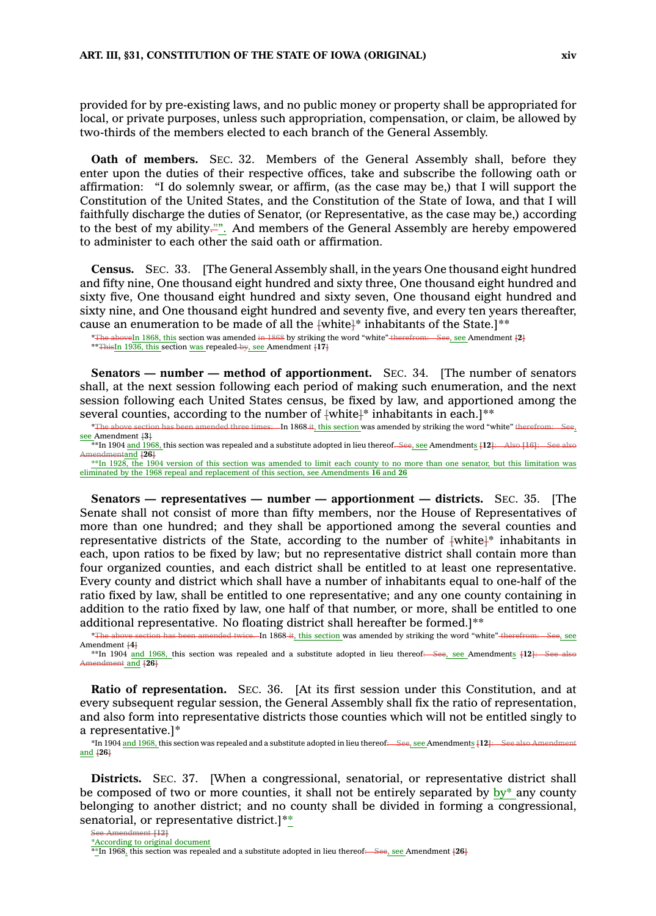provided for by pre-existing laws, and no public money or property shall be appropriated for local, or private purposes, unless such appropriation, compensation, or claim, be allowed by two-thirds of the members elected to each branch of the General Assembly.

**Oath of members.** SEC. 32. Members of the General Assembly shall, before they enter upon the duties of their respective offices, take and subscribe the following oath or affirmation: "I do solemnly swear, or affirm, (as the case may be,) that I will support the Constitution of the United States, and the Constitution of the State of Iowa, and that I will faithfully discharge the duties of Senator, (or Representative, as the case may be,) according to the best of my ability~~.~~". And members of the General Assembly are hereby empowered to administer to each other the said oath or affirmation.

**Census.** SEC. 33. [The General Assembly shall, in the years One thousand eight hundred and fifty nine, One thousand eight hundred and sixty three, One thousand eight hundred and sixty five, One thousand eight hundred and sixty seven, One thousand eight hundred and sixty nine, and One thousand eight hundred and seventy five, and every ten years thereafter, cause an enumeration to be made of all the ~~[~~white~~]~~* inhabitants of the State.]**

*~~The above~~In 1868, this section was amended ~~in 1868~~ by striking the word "white" ~~therefrom: See~~, see Amendment ~~[~~**2**~~]~~
**~~This~~In 1936, this section was repealed ~~by~~, see Amendment ~~[~~**17**~~]~~

**Senators — number — method of apportionment.** SEC. 34. [The number of senators shall, at the next session following each period of making such enumeration, and the next session following each United States census, be fixed by law, and apportioned among the several counties, according to the number of ~~[~~white~~]~~* inhabitants in each.]**

*~~The above section has been amended three times:~~ In 1868 ~~it~~, this section was amended by striking the word "white" ~~therefrom: See~~, see Amendment ~~[~~**3**~~]~~
**In 1904 and 1968, this section was repealed and a substitute adopted in lieu thereof~~. See~~, see Amendments ~~[~~**12**~~]: Also [16]: See also Amendment~~ and ~~[~~**26**~~]~~
**In 1928, the 1904 version of this section was amended to limit each county to no more than one senator, but this limitation was eliminated by the 1968 repeal and replacement of this section, see Amendments **16** and **26**

**Senators — representatives — number — apportionment — districts.** SEC. 35. [The Senate shall not consist of more than fifty members, nor the House of Representatives of more than one hundred; and they shall be apportioned among the several counties and representative districts of the State, according to the number of ~~[~~white~~]~~* inhabitants in each, upon ratios to be fixed by law; but no representative district shall contain more than four organized counties, and each district shall be entitled to at least one representative. Every county and district which shall have a number of inhabitants equal to one-half of the ratio fixed by law, shall be entitled to one representative; and any one county containing in addition to the ratio fixed by law, one half of that number, or more, shall be entitled to one additional representative. No floating district shall hereafter be formed.]**

*~~The above section has been amended twice.~~ In 1868 ~~it~~, this section was amended by striking the word "white" ~~therefrom: See~~, see Amendment ~~[~~**4**~~]~~
**In 1904 and 1968, this section was repealed and a substitute adopted in lieu thereof~~: See~~, see Amendments ~~[~~**12**~~]: See also Amendment~~ and ~~[~~**26**~~]~~

**Ratio of representation.** SEC. 36. [At its first session under this Constitution, and at every subsequent regular session, the General Assembly shall fix the ratio of representation, and also form into representative districts those counties which will not be entitled singly to a representative.]*

*In 1904 and 1968, this section was repealed and a substitute adopted in lieu thereof~~. See~~, see Amendments ~~[~~**12**~~]: See also Amendment~~ and ~~[~~**26**~~]~~

**Districts.** SEC. 37. [When a congressional, senatorial, or representative district shall be composed of two or more counties, it shall not be entirely separated by by* any county belonging to another district; and no county shall be divided in forming a congressional, senatorial, or representative district.]**

~~See Amendment [12]~~
*According to original document
**In 1968, this section was repealed and a substitute adopted in lieu thereof~~: See~~, see Amendment ~~[~~**26**~~]~~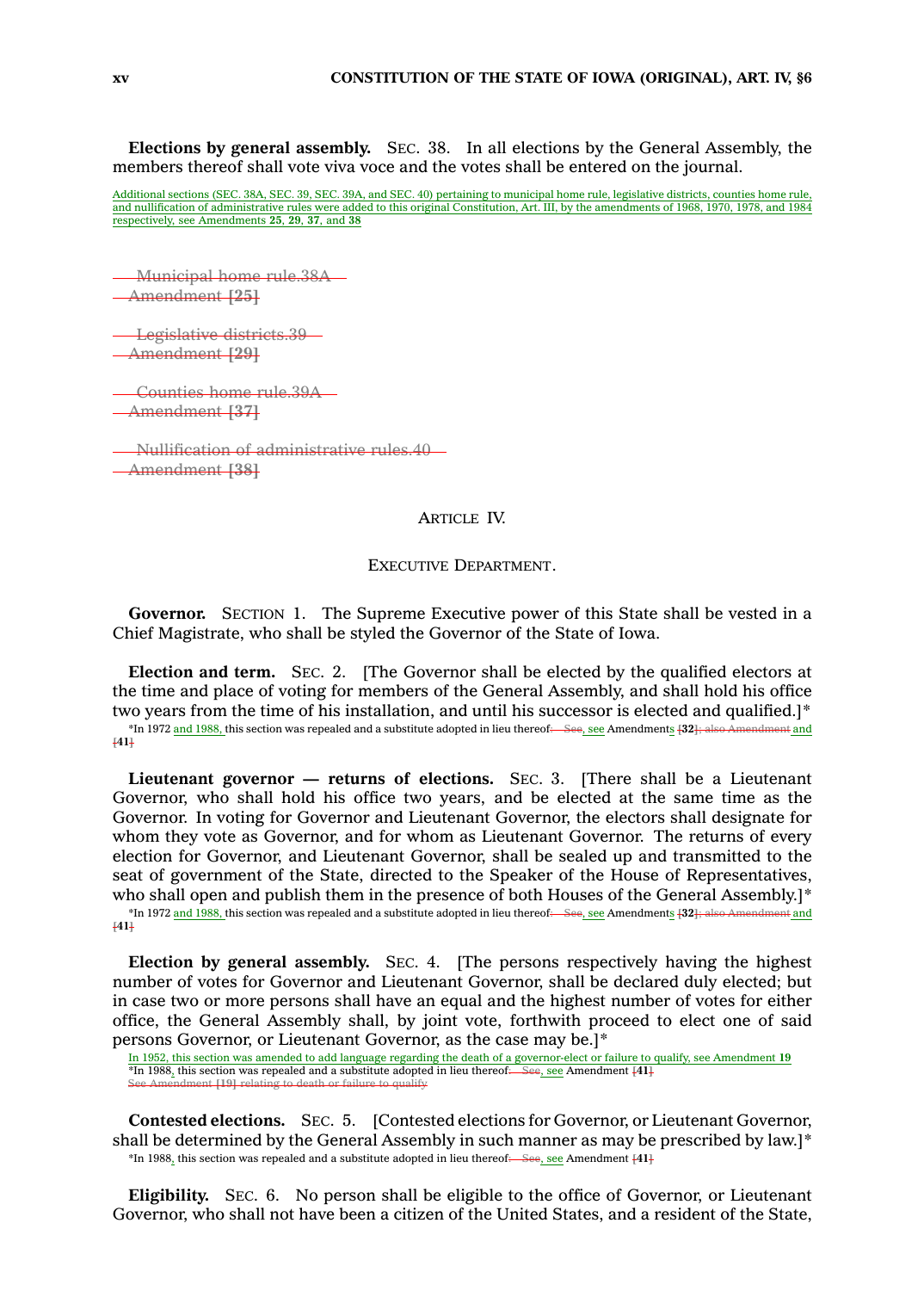**Elections by general assembly.** SEC. 38. In all elections by the General Assembly, the members thereof shall vote viva voce and the votes shall be entered on the journal.

Additional sections (SEC. 38A, SEC. 39, SEC. 39A, and SEC. 40) pertaining to municipal home rule, legislative districts, counties home rule, and nullification of administrative rules were added to this original Constitution, Art. III, by the amendments of 1968, 1970, 1978, and 1984 respectively, see Amendments **25**, **29**, **37**, and **38**

~~Municipal home rule.38A~~
~~Amendment [25]~~

~~Legislative districts.39~~
~~Amendment [29]~~

~~Counties home rule.39A~~
~~Amendment [37]~~

~~Nullification of administrative rules.40~~
~~Amendment [38]~~

## ARTICLE IV.

### EXECUTIVE DEPARTMENT.

**Governor.** SECTION 1. The Supreme Executive power of this State shall be vested in a Chief Magistrate, who shall be styled the Governor of the State of Iowa.

**Election and term.** SEC. 2. [The Governor shall be elected by the qualified electors at the time and place of voting for members of the General Assembly, and shall hold his office two years from the time of his installation, and until his successor is elected and qualified.]*

*In 1972 and 1988, this section was repealed and a substitute adopted in lieu thereof~~. See~~, see Amendments ~~[~~**32**~~]; also Amendment~~ and ~~[~~**41**~~]~~

**Lieutenant governor — returns of elections.** SEC. 3. [There shall be a Lieutenant Governor, who shall hold his office two years, and be elected at the same time as the Governor. In voting for Governor and Lieutenant Governor, the electors shall designate for whom they vote as Governor, and for whom as Lieutenant Governor. The returns of every election for Governor, and Lieutenant Governor, shall be sealed up and transmitted to the seat of government of the State, directed to the Speaker of the House of Representatives, who shall open and publish them in the presence of both Houses of the General Assembly.]*

*In 1972 and 1988, this section was repealed and a substitute adopted in lieu thereof~~. See~~, see Amendments ~~[~~**32**~~]; also Amendment~~ and ~~[~~**41**~~]~~

**Election by general assembly.** SEC. 4. [The persons respectively having the highest number of votes for Governor and Lieutenant Governor, shall be declared duly elected; but in case two or more persons shall have an equal and the highest number of votes for either office, the General Assembly shall, by joint vote, forthwith proceed to elect one of said persons Governor, or Lieutenant Governor, as the case may be.]*

In 1952, this section was amended to add language regarding the death of a governor-elect or failure to qualify, see Amendment **19**
*In 1988, this section was repealed and a substitute adopted in lieu thereof~~. See~~, see Amendment ~~[~~**41**~~]~~
~~See Amendment [19] relating to death or failure to qualify~~

**Contested elections.** SEC. 5. [Contested elections for Governor, or Lieutenant Governor, shall be determined by the General Assembly in such manner as may be prescribed by law.]*

*In 1988, this section was repealed and a substitute adopted in lieu thereof~~. See~~, see Amendment ~~[~~**41**~~]~~

**Eligibility.** SEC. 6. No person shall be eligible to the office of Governor, or Lieutenant Governor, who shall not have been a citizen of the United States, and a resident of the State,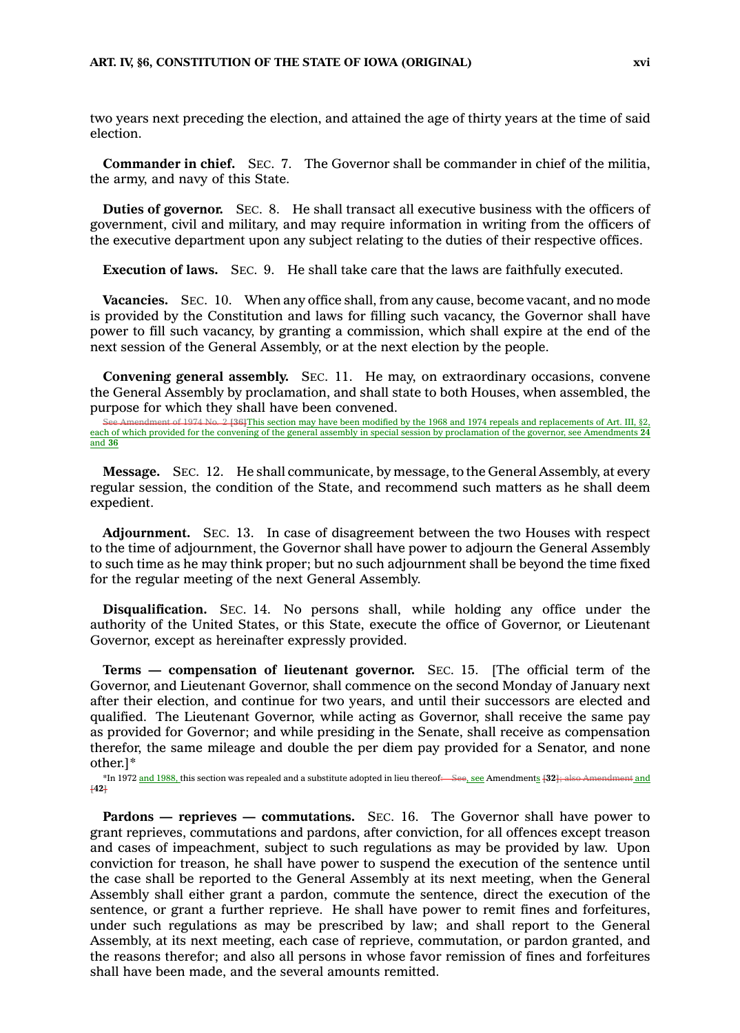two years next preceding the election, and attained the age of thirty years at the time of said election.

**Commander in chief.** SEC. 7. The Governor shall be commander in chief of the militia, the army, and navy of this State.

**Duties of governor.** SEC. 8. He shall transact all executive business with the officers of government, civil and military, and may require information in writing from the officers of the executive department upon any subject relating to the duties of their respective offices.

**Execution of laws.** SEC. 9. He shall take care that the laws are faithfully executed.

**Vacancies.** SEC. 10. When any office shall, from any cause, become vacant, and no mode is provided by the Constitution and laws for filling such vacancy, the Governor shall have power to fill such vacancy, by granting a commission, which shall expire at the end of the next session of the General Assembly, or at the next election by the people.

**Convening general assembly.** SEC. 11. He may, on extraordinary occasions, convene the General Assembly by proclamation, and shall state to both Houses, when assembled, the purpose for which they shall have been convened.

See Amendment of 1974 No. 2 [36]This section may have been modified by the 1968 and 1974 repeals and replacements of Art. III, §2, each of which provided for the convening of the general assembly in special session by proclamation of the governor, see Amendments **24** and **36**

**Message.** SEC. 12. He shall communicate, by message, to the General Assembly, at every regular session, the condition of the State, and recommend such matters as he shall deem expedient.

**Adjournment.** SEC. 13. In case of disagreement between the two Houses with respect to the time of adjournment, the Governor shall have power to adjourn the General Assembly to such time as he may think proper; but no such adjournment shall be beyond the time fixed for the regular meeting of the next General Assembly.

**Disqualification.** SEC. 14. No persons shall, while holding any office under the authority of the United States, or this State, execute the office of Governor, or Lieutenant Governor, except as hereinafter expressly provided.

**Terms — compensation of lieutenant governor.** SEC. 15. [The official term of the Governor, and Lieutenant Governor, shall commence on the second Monday of January next after their election, and continue for two years, and until their successors are elected and qualified. The Lieutenant Governor, while acting as Governor, shall receive the same pay as provided for Governor; and while presiding in the Senate, shall receive as compensation therefor, the same mileage and double the per diem pay provided for a Senator, and none other.]*

*In 1972 and 1988, this section was repealed and a substitute adopted in lieu thereof. See, see Amendments [**32**]; also Amendment and [**42**]

**Pardons — reprieves — commutations.** SEC. 16. The Governor shall have power to grant reprieves, commutations and pardons, after conviction, for all offences except treason and cases of impeachment, subject to such regulations as may be provided by law. Upon conviction for treason, he shall have power to suspend the execution of the sentence until the case shall be reported to the General Assembly at its next meeting, when the General Assembly shall either grant a pardon, commute the sentence, direct the execution of the sentence, or grant a further reprieve. He shall have power to remit fines and forfeitures, under such regulations as may be prescribed by law; and shall report to the General Assembly, at its next meeting, each case of reprieve, commutation, or pardon granted, and the reasons therefor; and also all persons in whose favor remission of fines and forfeitures shall have been made, and the several amounts remitted.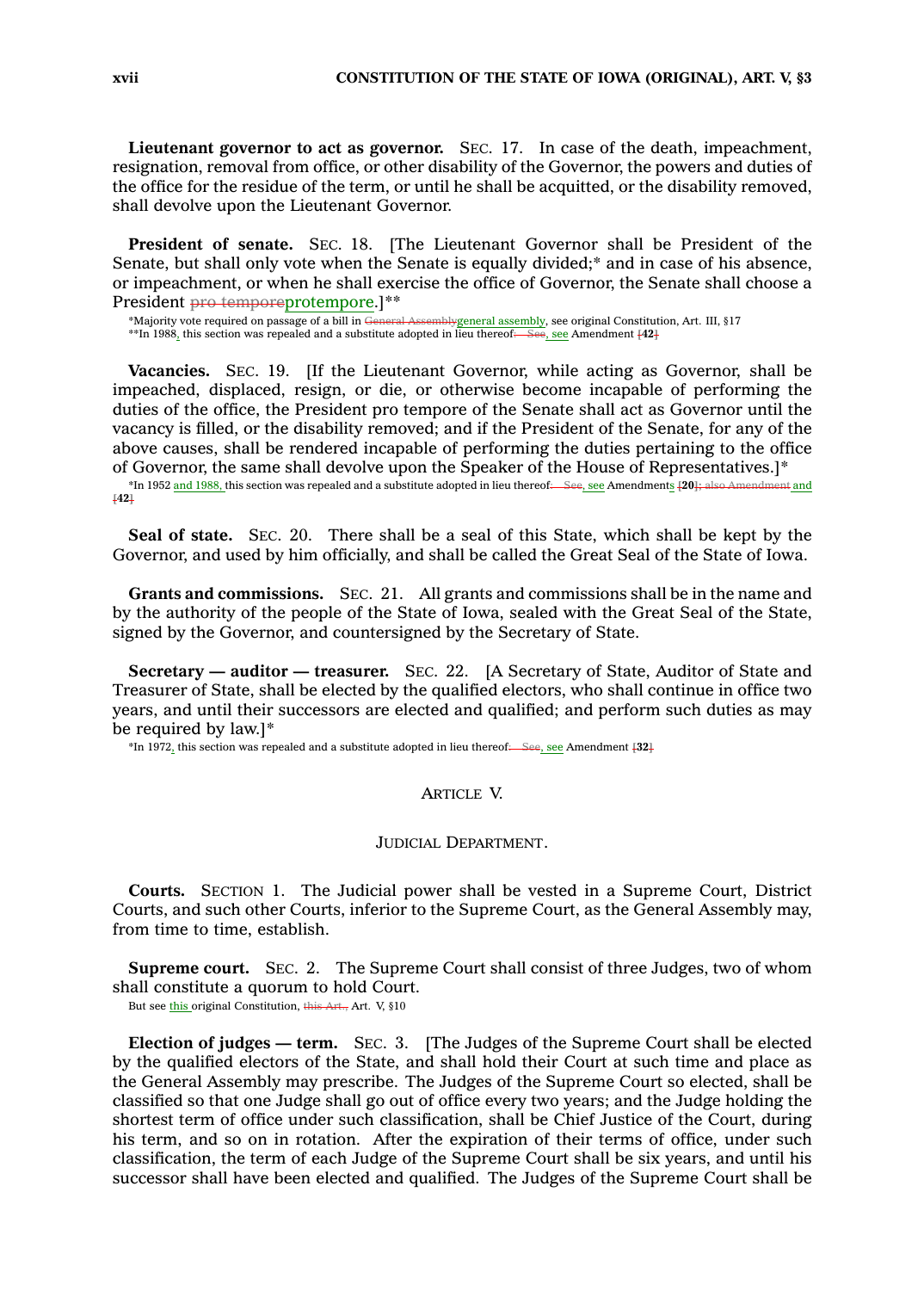**Lieutenant governor to act as governor.** SEC. 17. In case of the death, impeachment, resignation, removal from office, or other disability of the Governor, the powers and duties of the office for the residue of the term, or until he shall be acquitted, or the disability removed, shall devolve upon the Lieutenant Governor.

**President of senate.** SEC. 18. [The Lieutenant Governor shall be President of the Senate, but shall only vote when the Senate is equally divided;* and in case of his absence, or impeachment, or when he shall exercise the office of Governor, the Senate shall choose a President ~~pro tempore~~protempore.]**

*Majority vote required on passage of a bill in ~~General Assembly~~general assembly, see original Constitution, Art. III, §17
**In 1988, this section was repealed and a substitute adopted in lieu thereof~~. See~~, see Amendment ~~[~~**42**~~]~~

**Vacancies.** SEC. 19. [If the Lieutenant Governor, while acting as Governor, shall be impeached, displaced, resign, or die, or otherwise become incapable of performing the duties of the office, the President pro tempore of the Senate shall act as Governor until the vacancy is filled, or the disability removed; and if the President of the Senate, for any of the above causes, shall be rendered incapable of performing the duties pertaining to the office of Governor, the same shall devolve upon the Speaker of the House of Representatives.]*

*In 1952 and 1988, this section was repealed and a substitute adopted in lieu thereof~~. See~~, see Amendments ~~[~~**20**~~]; also Amendment~~ and ~~[~~**42**~~]~~

**Seal of state.** SEC. 20. There shall be a seal of this State, which shall be kept by the Governor, and used by him officially, and shall be called the Great Seal of the State of Iowa.

**Grants and commissions.** SEC. 21. All grants and commissions shall be in the name and by the authority of the people of the State of Iowa, sealed with the Great Seal of the State, signed by the Governor, and countersigned by the Secretary of State.

**Secretary — auditor — treasurer.** SEC. 22. [A Secretary of State, Auditor of State and Treasurer of State, shall be elected by the qualified electors, who shall continue in office two years, and until their successors are elected and qualified; and perform such duties as may be required by law.]*

*In 1972, this section was repealed and a substitute adopted in lieu thereof~~. See~~, see Amendment ~~[~~**32**~~]~~

## ARTICLE V.

### JUDICIAL DEPARTMENT.

**Courts.** SECTION 1. The Judicial power shall be vested in a Supreme Court, District Courts, and such other Courts, inferior to the Supreme Court, as the General Assembly may, from time to time, establish.

**Supreme court.** SEC. 2. The Supreme Court shall consist of three Judges, two of whom shall constitute a quorum to hold Court.

But see this original Constitution, ~~this Art.,~~ Art. V, §10

**Election of judges — term.** SEC. 3. [The Judges of the Supreme Court shall be elected by the qualified electors of the State, and shall hold their Court at such time and place as the General Assembly may prescribe. The Judges of the Supreme Court so elected, shall be classified so that one Judge shall go out of office every two years; and the Judge holding the shortest term of office under such classification, shall be Chief Justice of the Court, during his term, and so on in rotation. After the expiration of their terms of office, under such classification, the term of each Judge of the Supreme Court shall be six years, and until his successor shall have been elected and qualified. The Judges of the Supreme Court shall be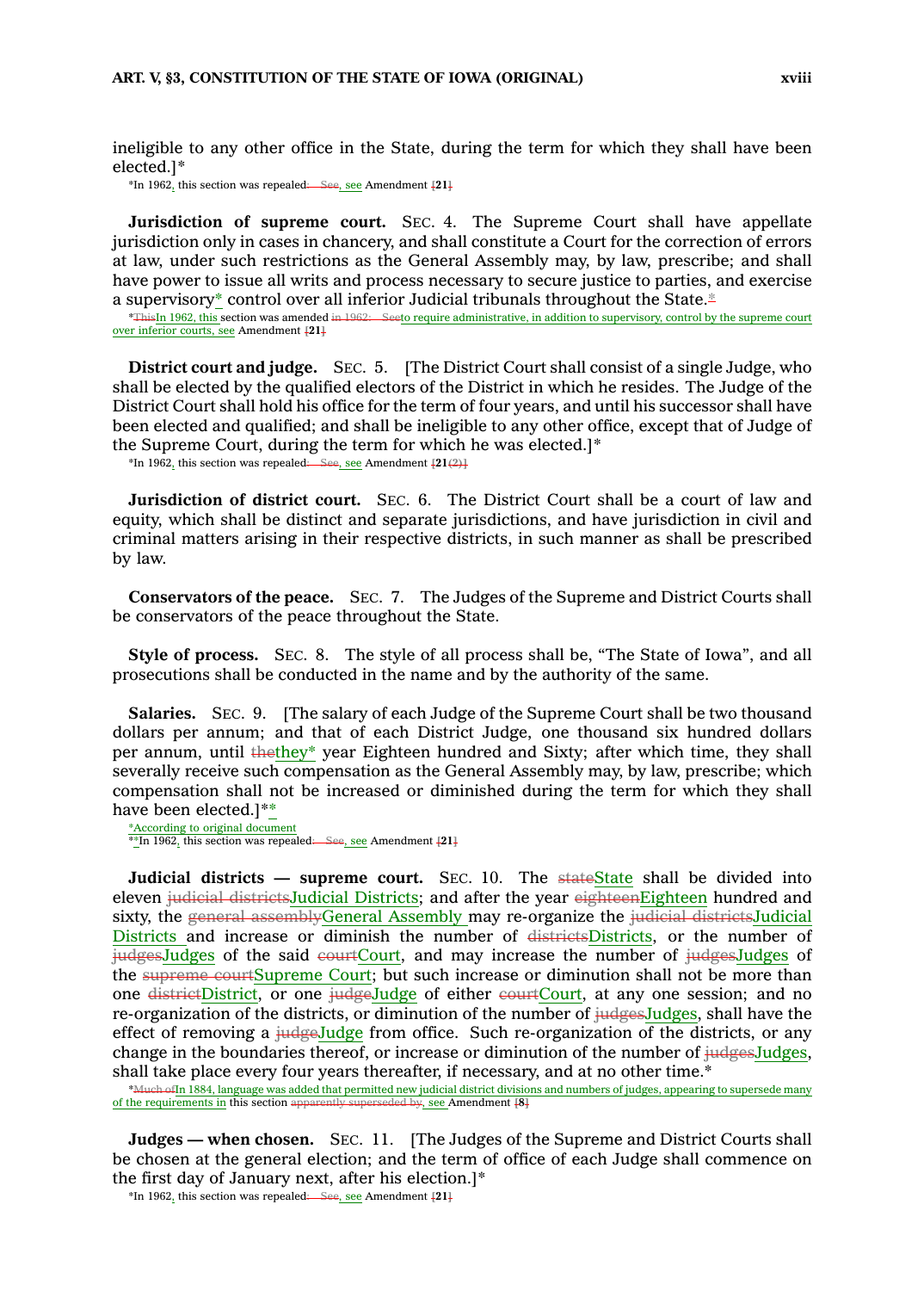ineligible to any other office in the State, during the term for which they shall have been elected.]*

*In 1962, this section was repealed. See, see Amendment [21]

**Jurisdiction of supreme court.** SEC. 4. The Supreme Court shall have appellate jurisdiction only in cases in chancery, and shall constitute a Court for the correction of errors at law, under such restrictions as the General Assembly may, by law, prescribe; and shall have power to issue all writs and process necessary to secure justice to parties, and exercise a supervisory* control over all inferior Judicial tribunals throughout the State.*

*ThisIn 1962, this section was amended in 1962: Seeto require administrative, in addition to supervisory, control by the supreme court over inferior courts, see Amendment [21]

**District court and judge.** SEC. 5. [The District Court shall consist of a single Judge, who shall be elected by the qualified electors of the District in which he resides. The Judge of the District Court shall hold his office for the term of four years, and until his successor shall have been elected and qualified; and shall be ineligible to any other office, except that of Judge of the Supreme Court, during the term for which he was elected.]*

*In 1962, this section was repealed. See, see Amendment [21(2)]

**Jurisdiction of district court.** SEC. 6. The District Court shall be a court of law and equity, which shall be distinct and separate jurisdictions, and have jurisdiction in civil and criminal matters arising in their respective districts, in such manner as shall be prescribed by law.

**Conservators of the peace.** SEC. 7. The Judges of the Supreme and District Courts shall be conservators of the peace throughout the State.

**Style of process.** SEC. 8. The style of all process shall be, "The State of Iowa", and all prosecutions shall be conducted in the name and by the authority of the same.

**Salaries.** SEC. 9. [The salary of each Judge of the Supreme Court shall be two thousand dollars per annum; and that of each District Judge, one thousand six hundred dollars per annum, until thethey* year Eighteen hundred and Sixty; after which time, they shall severally receive such compensation as the General Assembly may, by law, prescribe; which compensation shall not be increased or diminished during the term for which they shall have been elected.]**

*According to original document
**In 1962, this section was repealed. See, see Amendment [21]

**Judicial districts — supreme court.** SEC. 10. The stateState shall be divided into eleven judicial districtsJudicial Districts; and after the year eighteenEighteen hundred and sixty, the general assemblyGeneral Assembly may re-organize the judicial districtsJudicial Districts and increase or diminish the number of districtsDistricts, or the number of judgesJudges of the said courtCourt, and may increase the number of judgesJudges of the supreme courtSupreme Court; but such increase or diminution shall not be more than one districtDistrict, or one judgeJudge of either courtCourt, at any one session; and no re-organization of the districts, or diminution of the number of judgesJudges, shall have the effect of removing a judgeJudge from office. Such re-organization of the districts, or any change in the boundaries thereof, or increase or diminution of the number of judgesJudges, shall take place every four years thereafter, if necessary, and at no other time.*

*Much ofIn 1884, language was added that permitted new judicial district divisions and numbers of judges, appearing to supersede many of the requirements in this section apparently superseded by, see Amendment [8]

**Judges — when chosen.** SEC. 11. [The Judges of the Supreme and District Courts shall be chosen at the general election; and the term of office of each Judge shall commence on the first day of January next, after his election.]*

*In 1962, this section was repealed. See, see Amendment [21]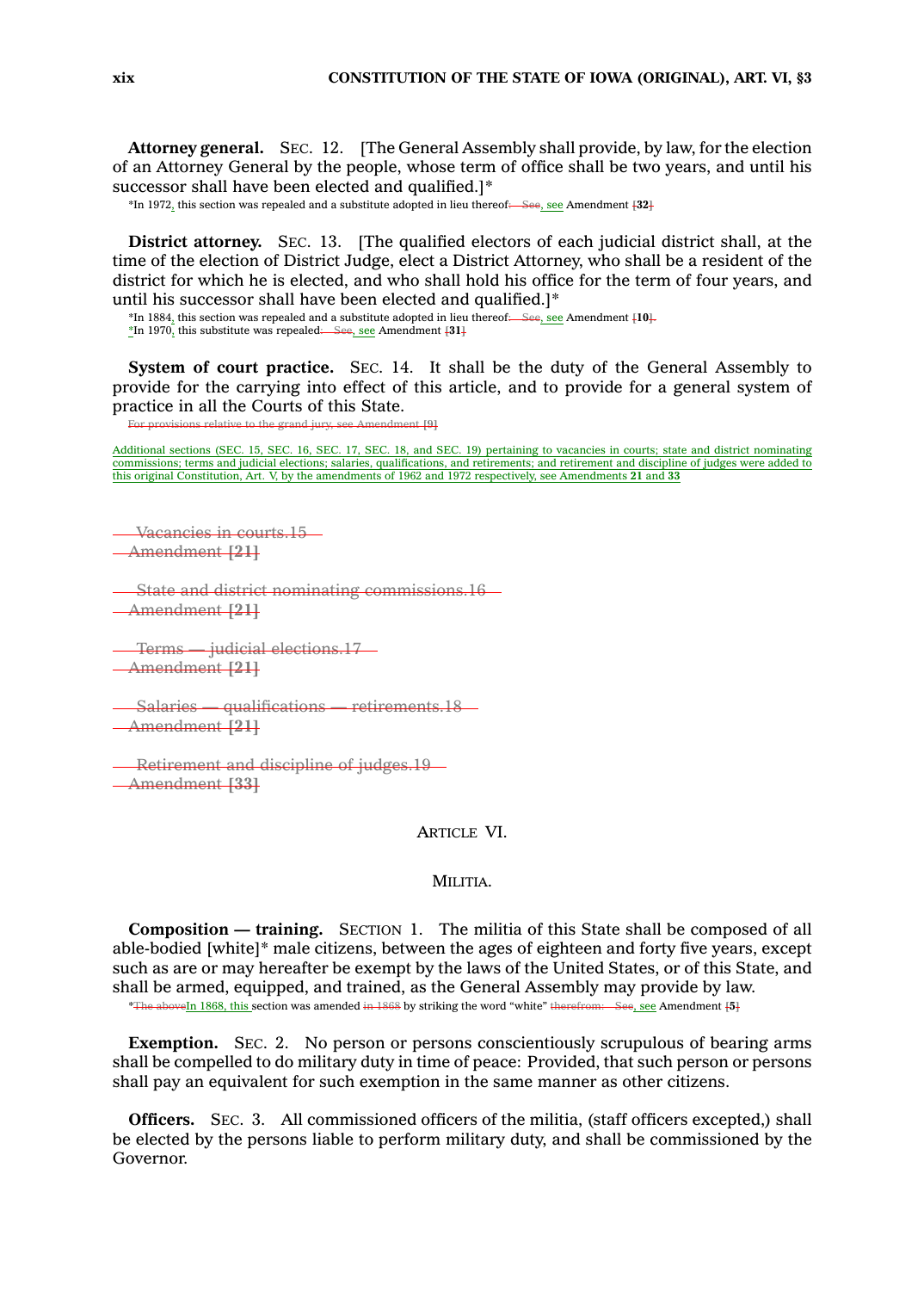**Attorney general.** SEC. 12. [The General Assembly shall provide, by law, for the election of an Attorney General by the people, whose term of office shall be two years, and until his successor shall have been elected and qualified.]*

*In 1972, this section was repealed and a substitute adopted in lieu thereof~~. See~~, see Amendment ~~[~~**32**~~]~~

**District attorney.** SEC. 13. [The qualified electors of each judicial district shall, at the time of the election of District Judge, elect a District Attorney, who shall be a resident of the district for which he is elected, and who shall hold his office for the term of four years, and until his successor shall have been elected and qualified.]*

*In 1884, this section was repealed and a substitute adopted in lieu thereof~~. See~~, see Amendment ~~[~~**10**~~].~~
*In 1970, this substitute was repealed~~. See~~, see Amendment ~~[~~**31**~~]~~

**System of court practice.** SEC. 14. It shall be the duty of the General Assembly to provide for the carrying into effect of this article, and to provide for a general system of practice in all the Courts of this State.

~~For provisions relative to the grand jury, see Amendment [9]~~

Additional sections (SEC. 15, SEC. 16, SEC. 17, SEC. 18, and SEC. 19) pertaining to vacancies in courts; state and district nominating commissions; terms and judicial elections; salaries, qualifications, and retirements; and retirement and discipline of judges were added to this original Constitution, Art. V, by the amendments of 1962 and 1972 respectively, see Amendments **21** and **33**

~~Vacancies in courts.15~~
~~Amendment [21]~~

~~State and district nominating commissions.16~~
~~Amendment [21]~~

~~Terms — judicial elections.17~~
~~Amendment [21]~~

~~Salaries — qualifications — retirements.18~~
~~Amendment [21]~~

~~Retirement and discipline of judges.19~~
~~Amendment [33]~~

## ARTICLE VI.

### MILITIA.

**Composition — training.** SECTION 1. The militia of this State shall be composed of all able-bodied [white]* male citizens, between the ages of eighteen and forty five years, except such as are or may hereafter be exempt by the laws of the United States, or of this State, and shall be armed, equipped, and trained, as the General Assembly may provide by law.

*~~The above~~In 1868, this section was amended ~~in 1868~~ by striking the word "white" ~~therefrom. See~~, see Amendment ~~[~~**5**~~]~~

**Exemption.** SEC. 2. No person or persons conscientiously scrupulous of bearing arms shall be compelled to do military duty in time of peace: Provided, that such person or persons shall pay an equivalent for such exemption in the same manner as other citizens.

**Officers.** SEC. 3. All commissioned officers of the militia, (staff officers excepted,) shall be elected by the persons liable to perform military duty, and shall be commissioned by the Governor.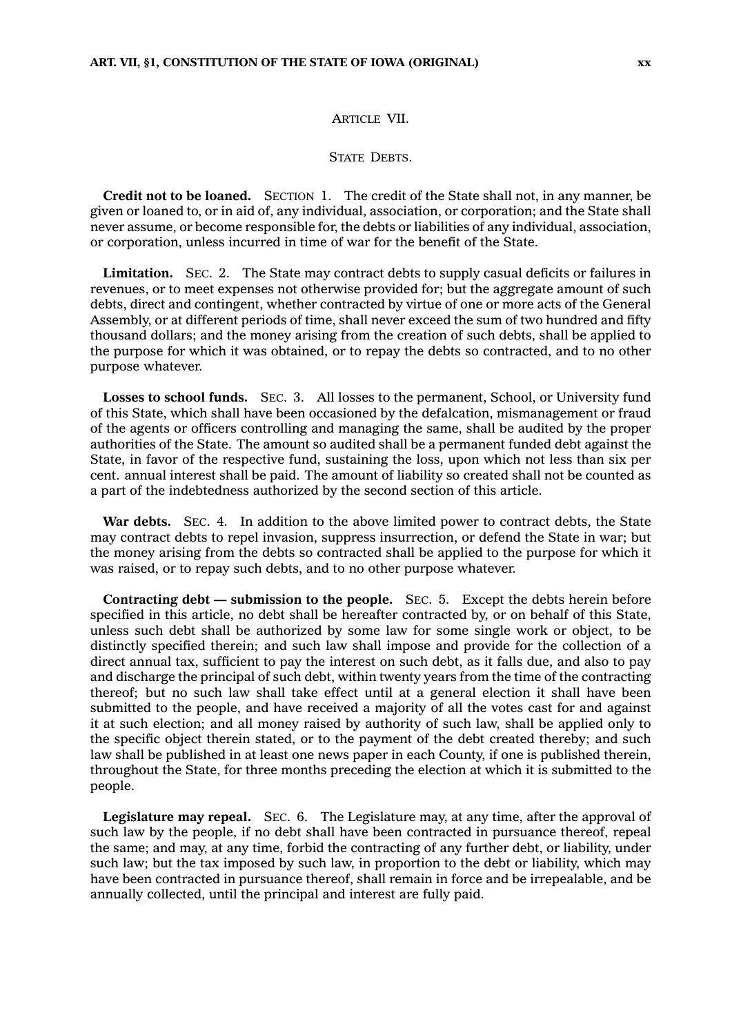## ARTICLE VII.

### STATE DEBTS.

**Credit not to be loaned.** SECTION 1. The credit of the State shall not, in any manner, be given or loaned to, or in aid of, any individual, association, or corporation; and the State shall never assume, or become responsible for, the debts or liabilities of any individual, association, or corporation, unless incurred in time of war for the benefit of the State.

**Limitation.** SEC. 2. The State may contract debts to supply casual deficits or failures in revenues, or to meet expenses not otherwise provided for; but the aggregate amount of such debts, direct and contingent, whether contracted by virtue of one or more acts of the General Assembly, or at different periods of time, shall never exceed the sum of two hundred and fifty thousand dollars; and the money arising from the creation of such debts, shall be applied to the purpose for which it was obtained, or to repay the debts so contracted, and to no other purpose whatever.

**Losses to school funds.** SEC. 3. All losses to the permanent, School, or University fund of this State, which shall have been occasioned by the defalcation, mismanagement or fraud of the agents or officers controlling and managing the same, shall be audited by the proper authorities of the State. The amount so audited shall be a permanent funded debt against the State, in favor of the respective fund, sustaining the loss, upon which not less than six per cent. annual interest shall be paid. The amount of liability so created shall not be counted as a part of the indebtedness authorized by the second section of this article.

**War debts.** SEC. 4. In addition to the above limited power to contract debts, the State may contract debts to repel invasion, suppress insurrection, or defend the State in war; but the money arising from the debts so contracted shall be applied to the purpose for which it was raised, or to repay such debts, and to no other purpose whatever.

**Contracting debt — submission to the people.** SEC. 5. Except the debts herein before specified in this article, no debt shall be hereafter contracted by, or on behalf of this State, unless such debt shall be authorized by some law for some single work or object, to be distinctly specified therein; and such law shall impose and provide for the collection of a direct annual tax, sufficient to pay the interest on such debt, as it falls due, and also to pay and discharge the principal of such debt, within twenty years from the time of the contracting thereof; but no such law shall take effect until at a general election it shall have been submitted to the people, and have received a majority of all the votes cast for and against it at such election; and all money raised by authority of such law, shall be applied only to the specific object therein stated, or to the payment of the debt created thereby; and such law shall be published in at least one news paper in each County, if one is published therein, throughout the State, for three months preceding the election at which it is submitted to the people.

**Legislature may repeal.** SEC. 6. The Legislature may, at any time, after the approval of such law by the people, if no debt shall have been contracted in pursuance thereof, repeal the same; and may, at any time, forbid the contracting of any further debt, or liability, under such law; but the tax imposed by such law, in proportion to the debt or liability, which may have been contracted in pursuance thereof, shall remain in force and be irrepealable, and be annually collected, until the principal and interest are fully paid.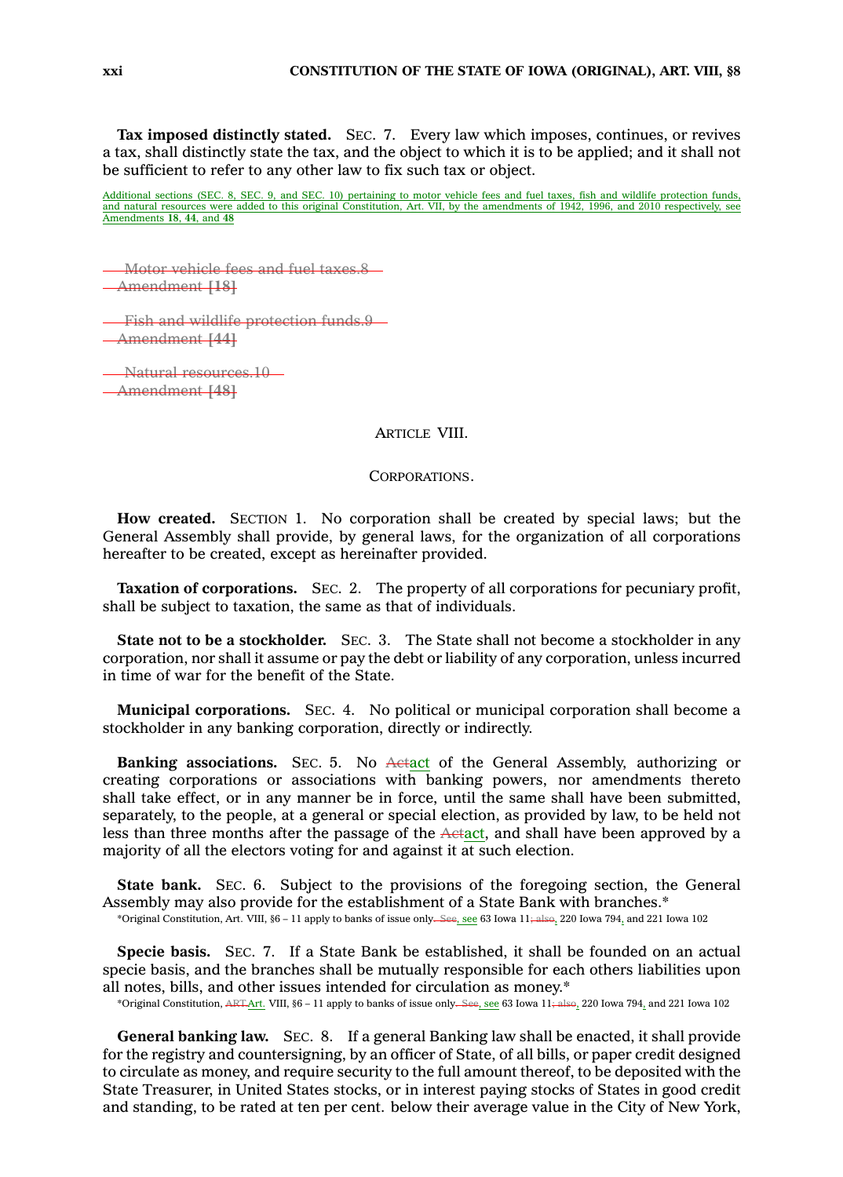**Tax imposed distinctly stated.** SEC. 7. Every law which imposes, continues, or revives a tax, shall distinctly state the tax, and the object to which it is to be applied; and it shall not be sufficient to refer to any other law to fix such tax or object.

Additional sections (SEC. 8, SEC. 9, and SEC. 10) pertaining to motor vehicle fees and fuel taxes, fish and wildlife protection funds, and natural resources were added to this original Constitution, Art. VII, by the amendments of 1942, 1996, and 2010 respectively, see Amendments **18**, **44**, and **48**

~~Motor vehicle fees and fuel taxes.8~~
~~Amendment **[18]**~~

~~Fish and wildlife protection funds.9~~
~~Amendment **[44]**~~

~~Natural resources.10~~
~~Amendment **[48]**~~

## ARTICLE VIII.

### CORPORATIONS.

**How created.** SECTION 1. No corporation shall be created by special laws; but the General Assembly shall provide, by general laws, for the organization of all corporations hereafter to be created, except as hereinafter provided.

**Taxation of corporations.** SEC. 2. The property of all corporations for pecuniary profit, shall be subject to taxation, the same as that of individuals.

**State not to be a stockholder.** SEC. 3. The State shall not become a stockholder in any corporation, nor shall it assume or pay the debt or liability of any corporation, unless incurred in time of war for the benefit of the State.

**Municipal corporations.** SEC. 4. No political or municipal corporation shall become a stockholder in any banking corporation, directly or indirectly.

**Banking associations.** SEC. 5. No ~~Act~~act of the General Assembly, authorizing or creating corporations or associations with banking powers, nor amendments thereto shall take effect, or in any manner be in force, until the same shall have been submitted, separately, to the people, at a general or special election, as provided by law, to be held not less than three months after the passage of the ~~Act~~act, and shall have been approved by a majority of all the electors voting for and against it at such election.

**State bank.** SEC. 6. Subject to the provisions of the foregoing section, the General Assembly may also provide for the establishment of a State Bank with branches.*

*Original Constitution, Art. VIII, §6 – 11 apply to banks of issue only~~. See~~, see 63 Iowa 11~~; also~~, 220 Iowa 794, and 221 Iowa 102

**Specie basis.** SEC. 7. If a State Bank be established, it shall be founded on an actual specie basis, and the branches shall be mutually responsible for each others liabilities upon all notes, bills, and other issues intended for circulation as money.*

*Original Constitution, ~~ART.~~Art. VIII, §6 – 11 apply to banks of issue only~~. See~~, see 63 Iowa 11~~; also~~, 220 Iowa 794, and 221 Iowa 102

**General banking law.** SEC. 8. If a general Banking law shall be enacted, it shall provide for the registry and countersigning, by an officer of State, of all bills, or paper credit designed to circulate as money, and require security to the full amount thereof, to be deposited with the State Treasurer, in United States stocks, or in interest paying stocks of States in good credit and standing, to be rated at ten per cent. below their average value in the City of New York,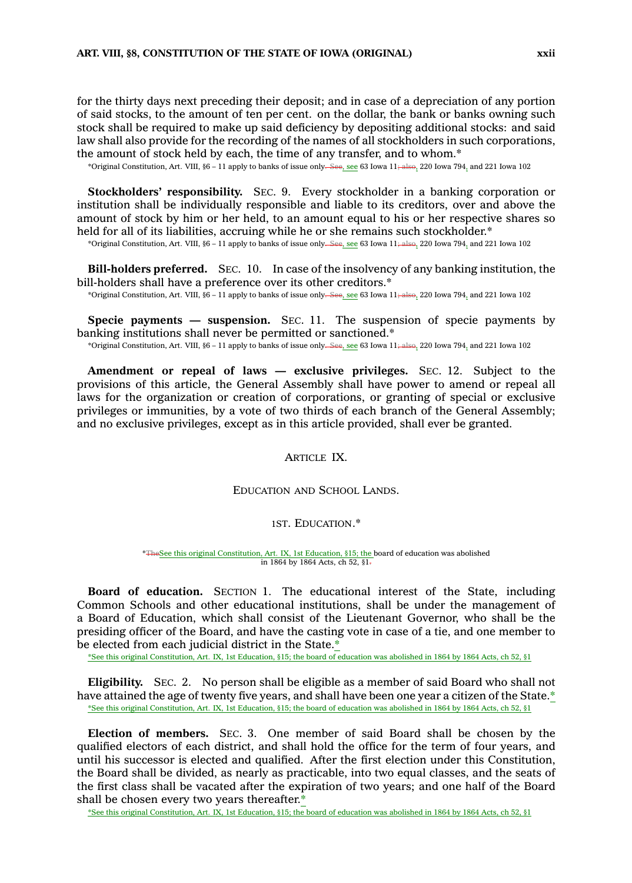for the thirty days next preceding their deposit; and in case of a depreciation of any portion of said stocks, to the amount of ten per cent. on the dollar, the bank or banks owning such stock shall be required to make up said deficiency by depositing additional stocks: and said law shall also provide for the recording of the names of all stockholders in such corporations, the amount of stock held by each, the time of any transfer, and to whom.*

*Original Constitution, Art. VIII, §6 – 11 apply to banks of issue only~~. See~~, see 63 Iowa 11~~; also~~, 220 Iowa 794, and 221 Iowa 102

**Stockholders' responsibility.** SEC. 9. Every stockholder in a banking corporation or institution shall be individually responsible and liable to its creditors, over and above the amount of stock by him or her held, to an amount equal to his or her respective shares so held for all of its liabilities, accruing while he or she remains such stockholder.*

*Original Constitution, Art. VIII, §6 – 11 apply to banks of issue only~~. See~~, see 63 Iowa 11~~; also~~, 220 Iowa 794, and 221 Iowa 102

**Bill-holders preferred.** SEC. 10. In case of the insolvency of any banking institution, the bill-holders shall have a preference over its other creditors.*

*Original Constitution, Art. VIII, §6 – 11 apply to banks of issue only~~. See~~, see 63 Iowa 11~~; also~~, 220 Iowa 794, and 221 Iowa 102

**Specie payments — suspension.** SEC. 11. The suspension of specie payments by banking institutions shall never be permitted or sanctioned.*

*Original Constitution, Art. VIII, §6 – 11 apply to banks of issue only~~. See~~, see 63 Iowa 11~~; also~~, 220 Iowa 794, and 221 Iowa 102

**Amendment or repeal of laws — exclusive privileges.** SEC. 12. Subject to the provisions of this article, the General Assembly shall have power to amend or repeal all laws for the organization or creation of corporations, or granting of special or exclusive privileges or immunities, by a vote of two thirds of each branch of the General Assembly; and no exclusive privileges, except as in this article provided, shall ever be granted.

## ARTICLE IX.

## EDUCATION AND SCHOOL LANDS.

### 1ST. EDUCATION.*

*~~The~~See this original Constitution, Art. IX, 1st Education, §15; the board of education was abolished in 1864 by 1864 Acts, ch 52, §1~~.~~

**Board of education.** SECTION 1. The educational interest of the State, including Common Schools and other educational institutions, shall be under the management of a Board of Education, which shall consist of the Lieutenant Governor, who shall be the presiding officer of the Board, and have the casting vote in case of a tie, and one member to be elected from each judicial district in the State.*

*See this original Constitution, Art. IX, 1st Education, §15; the board of education was abolished in 1864 by 1864 Acts, ch 52, §1

**Eligibility.** SEC. 2. No person shall be eligible as a member of said Board who shall not have attained the age of twenty five years, and shall have been one year a citizen of the State.*

*See this original Constitution, Art. IX, 1st Education, §15; the board of education was abolished in 1864 by 1864 Acts, ch 52, §1

**Election of members.** SEC. 3. One member of said Board shall be chosen by the qualified electors of each district, and shall hold the office for the term of four years, and until his successor is elected and qualified. After the first election under this Constitution, the Board shall be divided, as nearly as practicable, into two equal classes, and the seats of the first class shall be vacated after the expiration of two years; and one half of the Board shall be chosen every two years thereafter.*

*See this original Constitution, Art. IX, 1st Education, §15; the board of education was abolished in 1864 by 1864 Acts, ch 52, §1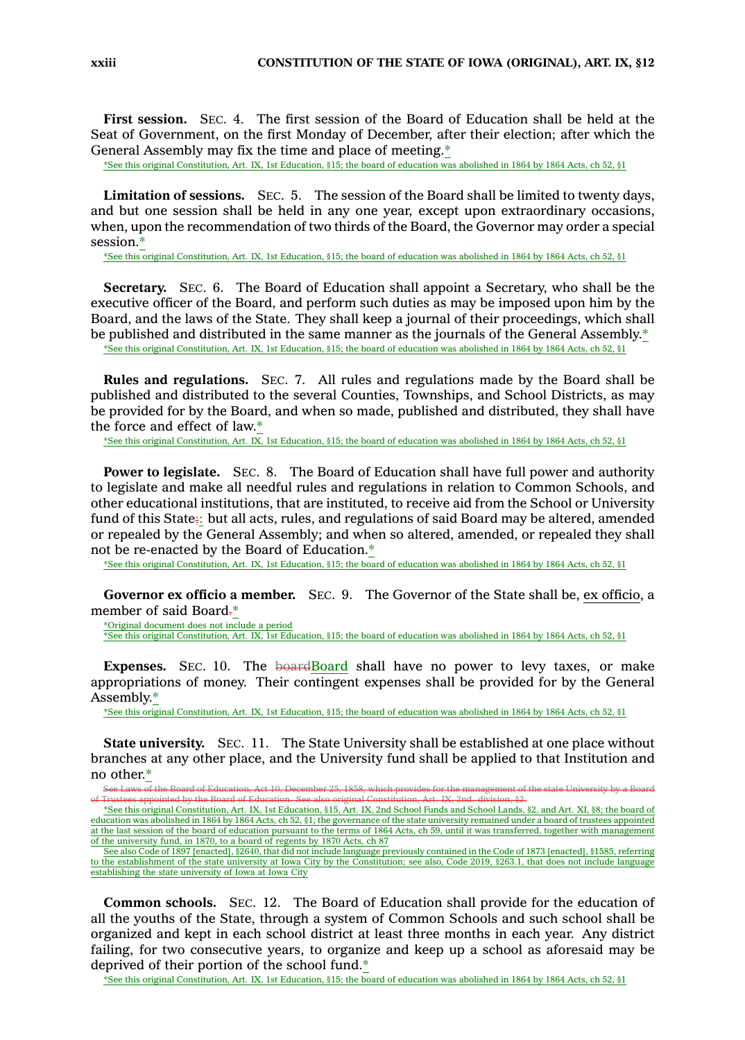**First session.** SEC. 4. The first session of the Board of Education shall be held at the Seat of Government, on the first Monday of December, after their election; after which the General Assembly may fix the time and place of meeting.*

*See this original Constitution, Art. IX, 1st Education, §15; the board of education was abolished in 1864 by 1864 Acts, ch 52, §1

**Limitation of sessions.** SEC. 5. The session of the Board shall be limited to twenty days, and but one session shall be held in any one year, except upon extraordinary occasions, when, upon the recommendation of two thirds of the Board, the Governor may order a special session.*

*See this original Constitution, Art. IX, 1st Education, §15; the board of education was abolished in 1864 by 1864 Acts, ch 52, §1

**Secretary.** SEC. 6. The Board of Education shall appoint a Secretary, who shall be the executive officer of the Board, and perform such duties as may be imposed upon him by the Board, and the laws of the State. They shall keep a journal of their proceedings, which shall be published and distributed in the same manner as the journals of the General Assembly.*

*See this original Constitution, Art. IX, 1st Education, §15; the board of education was abolished in 1864 by 1864 Acts, ch 52, §1

**Rules and regulations.** SEC. 7. All rules and regulations made by the Board shall be published and distributed to the several Counties, Townships, and School Districts, as may be provided for by the Board, and when so made, published and distributed, they shall have the force and effect of law.*

*See this original Constitution, Art. IX, 1st Education, §15; the board of education was abolished in 1864 by 1864 Acts, ch 52, §1

**Power to legislate.** SEC. 8. The Board of Education shall have full power and authority to legislate and make all needful rules and regulations in relation to Common Schools, and other educational institutions, that are instituted, to receive aid from the School or University fund of this State~~;~~: but all acts, rules, and regulations of said Board may be altered, amended or repealed by the General Assembly; and when so altered, amended, or repealed they shall not be re-enacted by the Board of Education.*

*See this original Constitution, Art. IX, 1st Education, §15; the board of education was abolished in 1864 by 1864 Acts, ch 52, §1

**Governor ex officio a member.** SEC. 9. The Governor of the State shall be, ex officio, a member of said Board~~.~~*

*Original document does not include a period

*See this original Constitution, Art. IX, 1st Education, §15; the board of education was abolished in 1864 by 1864 Acts, ch 52, §1

**Expenses.** SEC. 10. The ~~board~~Board shall have no power to levy taxes, or make appropriations of money. Their contingent expenses shall be provided for by the General Assembly.*

*See this original Constitution, Art. IX, 1st Education, §15; the board of education was abolished in 1864 by 1864 Acts, ch 52, §1

**State university.** SEC. 11. The State University shall be established at one place without branches at any other place, and the University fund shall be applied to that Institution and no other.*

~~See Laws of the Board of Education, Act 10, December 25, 1858, which provides for the management of the state University by a Board of Trustees appointed by the Board of Education. See also original Constitution, Art. IX, 2nd division, §2.~~

*See this original Constitution, Art. IX, 1st Education, §15, Art. IX, 2nd School Funds and School Lands, §2, and Art. XI, §8; the board of education was abolished in 1864 by 1864 Acts, ch 52, §1; the governance of the state university remained under a board of trustees appointed at the last session of the board of education pursuant to the terms of 1864 Acts, ch 59, until it was transferred, together with management of the university fund, in 1870, to a board of regents by 1870 Acts, ch 87

See also Code of 1897 [enacted], §2640, that did not include language previously contained in the Code of 1873 [enacted], §1585, referring to the establishment of the state university at Iowa City by the Constitution; see also, Code 2019, §263.1, that does not include language establishing the state university of Iowa at Iowa City

**Common schools.** SEC. 12. The Board of Education shall provide for the education of all the youths of the State, through a system of Common Schools and such school shall be organized and kept in each school district at least three months in each year. Any district failing, for two consecutive years, to organize and keep up a school as aforesaid may be deprived of their portion of the school fund.*

*See this original Constitution, Art. IX, 1st Education, §15; the board of education was abolished in 1864 by 1864 Acts, ch 52, §1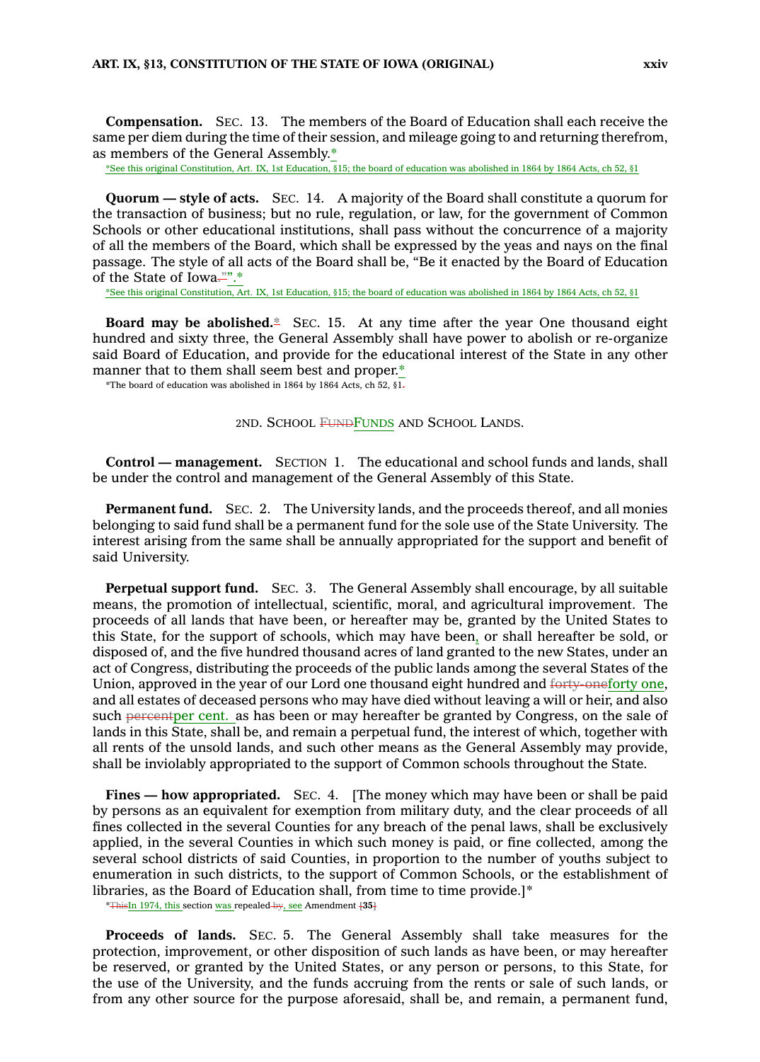**Compensation.** SEC. 13. The members of the Board of Education shall each receive the same per diem during the time of their session, and mileage going to and returning therefrom, as members of the General Assembly.*

*See this original Constitution, Art. IX, 1st Education, §15; the board of education was abolished in 1864 by 1864 Acts, ch 52, §1

**Quorum — style of acts.** SEC. 14. A majority of the Board shall constitute a quorum for the transaction of business; but no rule, regulation, or law, for the government of Common Schools or other educational institutions, shall pass without the concurrence of a majority of all the members of the Board, which shall be expressed by the yeas and nays on the final passage. The style of all acts of the Board shall be, "Be it enacted by the Board of Education of the State of Iowa.".*

*See this original Constitution, Art. IX, 1st Education, §15; the board of education was abolished in 1864 by 1864 Acts, ch 52, §1

**Board may be abolished.*** SEC. 15. At any time after the year One thousand eight hundred and sixty three, the General Assembly shall have power to abolish or re-organize said Board of Education, and provide for the educational interest of the State in any other manner that to them shall seem best and proper.*

*The board of education was abolished in 1864 by 1864 Acts, ch 52, §1

## 2ND. SCHOOL FUNDS AND SCHOOL LANDS.

**Control — management.** SECTION 1. The educational and school funds and lands, shall be under the control and management of the General Assembly of this State.

**Permanent fund.** SEC. 2. The University lands, and the proceeds thereof, and all monies belonging to said fund shall be a permanent fund for the sole use of the State University. The interest arising from the same shall be annually appropriated for the support and benefit of said University.

**Perpetual support fund.** SEC. 3. The General Assembly shall encourage, by all suitable means, the promotion of intellectual, scientific, moral, and agricultural improvement. The proceeds of all lands that have been, or hereafter may be, granted by the United States to this State, for the support of schools, which may have been, or shall hereafter be sold, or disposed of, and the five hundred thousand acres of land granted to the new States, under an act of Congress, distributing the proceeds of the public lands among the several States of the Union, approved in the year of our Lord one thousand eight hundred and forty one, and all estates of deceased persons who may have died without leaving a will or heir, and also such per cent. as has been or may hereafter be granted by Congress, on the sale of lands in this State, shall be, and remain a perpetual fund, the interest of which, together with all rents of the unsold lands, and such other means as the General Assembly may provide, shall be inviolably appropriated to the support of Common schools throughout the State.

**Fines — how appropriated.** SEC. 4. [The money which may have been or shall be paid by persons as an equivalent for exemption from military duty, and the clear proceeds of all fines collected in the several Counties for any breach of the penal laws, shall be exclusively applied, in the several Counties in which such money is paid, or fine collected, among the several school districts of said Counties, in proportion to the number of youths subject to enumeration in such districts, to the support of Common Schools, or the establishment of libraries, as the Board of Education shall, from time to time provide.]*

*In 1974, this section was repealed, see Amendment **35**

**Proceeds of lands.** SEC. 5. The General Assembly shall take measures for the protection, improvement, or other disposition of such lands as have been, or may hereafter be reserved, or granted by the United States, or any person or persons, to this State, for the use of the University, and the funds accruing from the rents or sale of such lands, or from any other source for the purpose aforesaid, shall be, and remain, a permanent fund,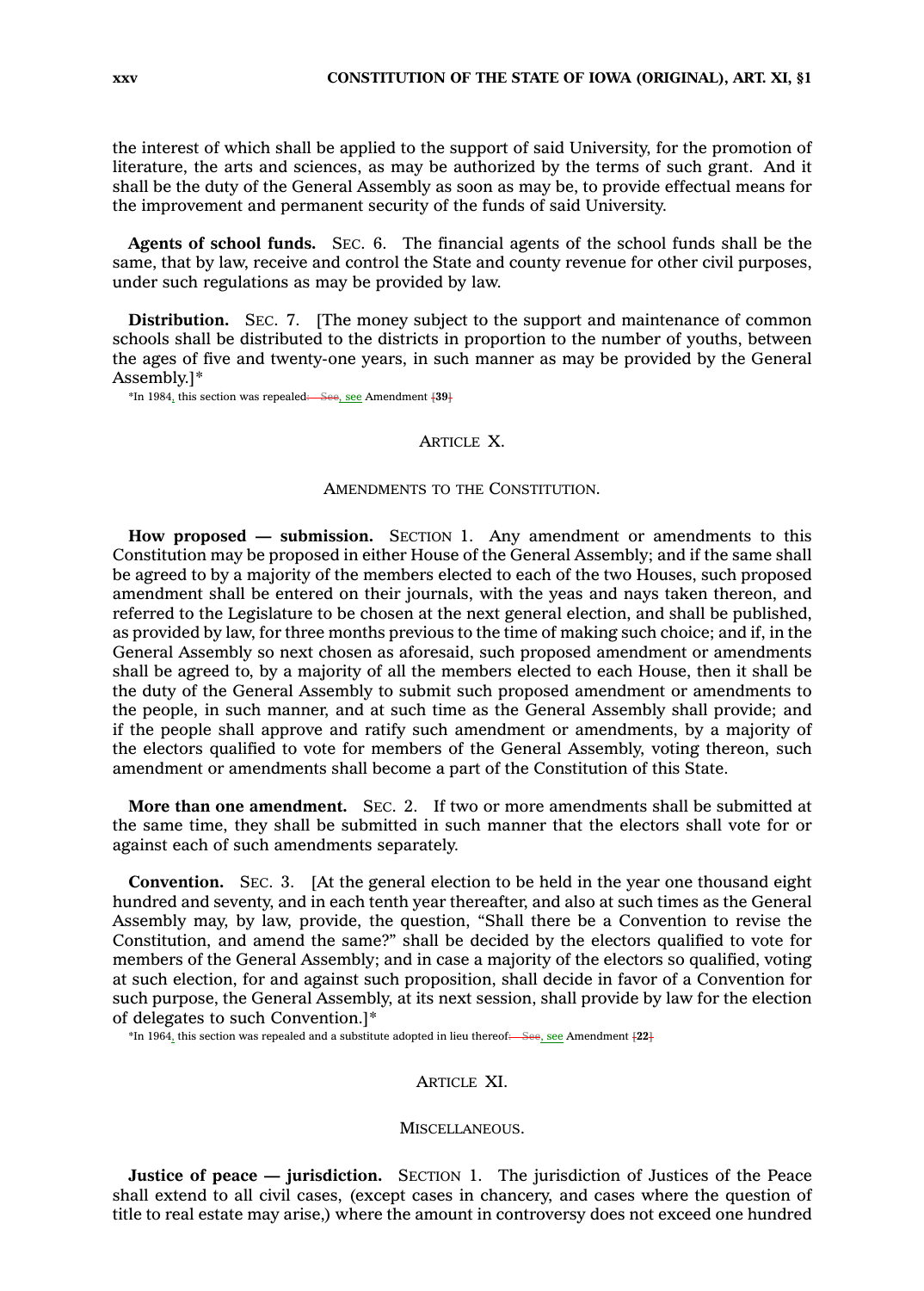the interest of which shall be applied to the support of said University, for the promotion of literature, the arts and sciences, as may be authorized by the terms of such grant. And it shall be the duty of the General Assembly as soon as may be, to provide effectual means for the improvement and permanent security of the funds of said University.

**Agents of school funds.** SEC. 6. The financial agents of the school funds shall be the same, that by law, receive and control the State and county revenue for other civil purposes, under such regulations as may be provided by law.

**Distribution.** SEC. 7. [The money subject to the support and maintenance of common schools shall be distributed to the districts in proportion to the number of youths, between the ages of five and twenty-one years, in such manner as may be provided by the General Assembly.]*

*In 1984, this section was repealed; see Amendment 39

## ARTICLE X.

### AMENDMENTS TO THE CONSTITUTION.

**How proposed — submission.** SECTION 1. Any amendment or amendments to this Constitution may be proposed in either House of the General Assembly; and if the same shall be agreed to by a majority of the members elected to each of the two Houses, such proposed amendment shall be entered on their journals, with the yeas and nays taken thereon, and referred to the Legislature to be chosen at the next general election, and shall be published, as provided by law, for three months previous to the time of making such choice; and if, in the General Assembly so next chosen as aforesaid, such proposed amendment or amendments shall be agreed to, by a majority of all the members elected to each House, then it shall be the duty of the General Assembly to submit such proposed amendment or amendments to the people, in such manner, and at such time as the General Assembly shall provide; and if the people shall approve and ratify such amendment or amendments, by a majority of the electors qualified to vote for members of the General Assembly, voting thereon, such amendment or amendments shall become a part of the Constitution of this State.

**More than one amendment.** SEC. 2. If two or more amendments shall be submitted at the same time, they shall be submitted in such manner that the electors shall vote for or against each of such amendments separately.

**Convention.** SEC. 3. [At the general election to be held in the year one thousand eight hundred and seventy, and in each tenth year thereafter, and also at such times as the General Assembly may, by law, provide, the question, "Shall there be a Convention to revise the Constitution, and amend the same?" shall be decided by the electors qualified to vote for members of the General Assembly; and in case a majority of the electors so qualified, voting at such election, for and against such proposition, shall decide in favor of a Convention for such purpose, the General Assembly, at its next session, shall provide by law for the election of delegates to such Convention.]*

*In 1964, this section was repealed and a substitute adopted in lieu thereof; see Amendment 22

## ARTICLE XI.

### MISCELLANEOUS.

**Justice of peace — jurisdiction.** SECTION 1. The jurisdiction of Justices of the Peace shall extend to all civil cases, (except cases in chancery, and cases where the question of title to real estate may arise,) where the amount in controversy does not exceed one hundred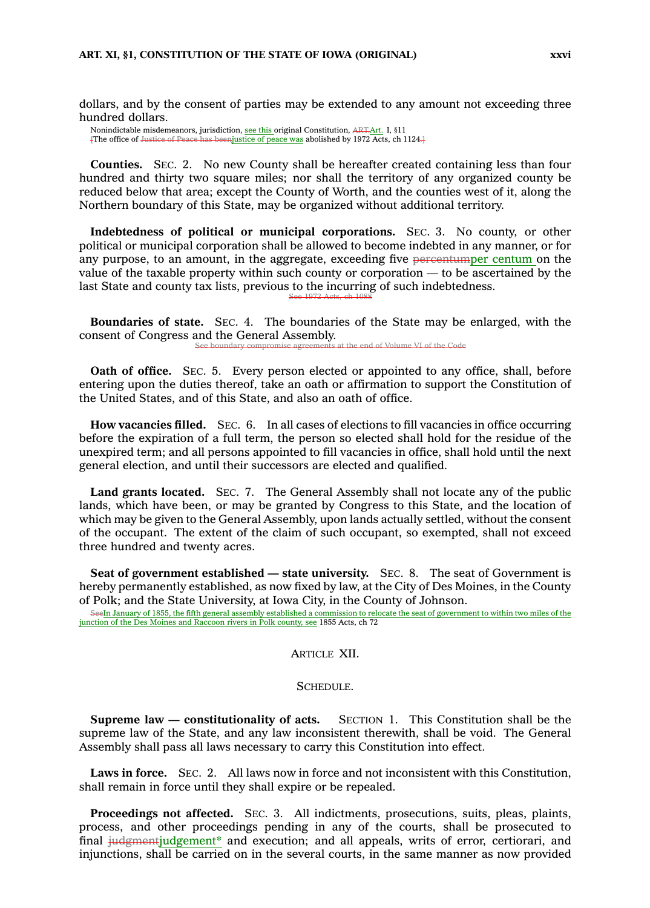dollars, and by the consent of parties may be extended to any amount not exceeding three hundred dollars.

Nonindictable misdemeanors, jurisdiction, see this original Constitution, ~~ART~~Art. I, §11
~~[~~The office of ~~Justice of Peace has been~~justice of peace was abolished by 1972 Acts, ch 1124~~.]~~

**Counties.** SEC. 2. No new County shall be hereafter created containing less than four hundred and thirty two square miles; nor shall the territory of any organized county be reduced below that area; except the County of Worth, and the counties west of it, along the Northern boundary of this State, may be organized without additional territory.

**Indebtedness of political or municipal corporations.** SEC. 3. No county, or other political or municipal corporation shall be allowed to become indebted in any manner, or for any purpose, to an amount, in the aggregate, exceeding five ~~percentum~~per centum on the value of the taxable property within such county or corporation — to be ascertained by the last State and county tax lists, previous to the incurring of such indebtedness.

~~See 1972 Acts, ch 1088~~

**Boundaries of state.** SEC. 4. The boundaries of the State may be enlarged, with the consent of Congress and the General Assembly.

~~See boundary compromise agreements at the end of Volume VI of the Code~~

**Oath of office.** SEC. 5. Every person elected or appointed to any office, shall, before entering upon the duties thereof, take an oath or affirmation to support the Constitution of the United States, and of this State, and also an oath of office.

**How vacancies filled.** SEC. 6. In all cases of elections to fill vacancies in office occurring before the expiration of a full term, the person so elected shall hold for the residue of the unexpired term; and all persons appointed to fill vacancies in office, shall hold until the next general election, and until their successors are elected and qualified.

**Land grants located.** SEC. 7. The General Assembly shall not locate any of the public lands, which have been, or may be granted by Congress to this State, and the location of which may be given to the General Assembly, upon lands actually settled, without the consent of the occupant. The extent of the claim of such occupant, so exempted, shall not exceed three hundred and twenty acres.

**Seat of government established — state university.** SEC. 8. The seat of Government is hereby permanently established, as now fixed by law, at the City of Des Moines, in the County of Polk; and the State University, at Iowa City, in the County of Johnson.

~~See~~In January of 1855, the fifth general assembly established a commission to relocate the seat of government to within two miles of the junction of the Des Moines and Raccoon rivers in Polk county, see 1855 Acts, ch 72

## ARTICLE XII.

### SCHEDULE.

**Supreme law — constitutionality of acts.** SECTION 1. This Constitution shall be the supreme law of the State, and any law inconsistent therewith, shall be void. The General Assembly shall pass all laws necessary to carry this Constitution into effect.

**Laws in force.** SEC. 2. All laws now in force and not inconsistent with this Constitution, shall remain in force until they shall expire or be repealed.

**Proceedings not affected.** SEC. 3. All indictments, prosecutions, suits, pleas, plaints, process, and other proceedings pending in any of the courts, shall be prosecuted to final ~~judgment~~judgement* and execution; and all appeals, writs of error, certiorari, and injunctions, shall be carried on in the several courts, in the same manner as now provided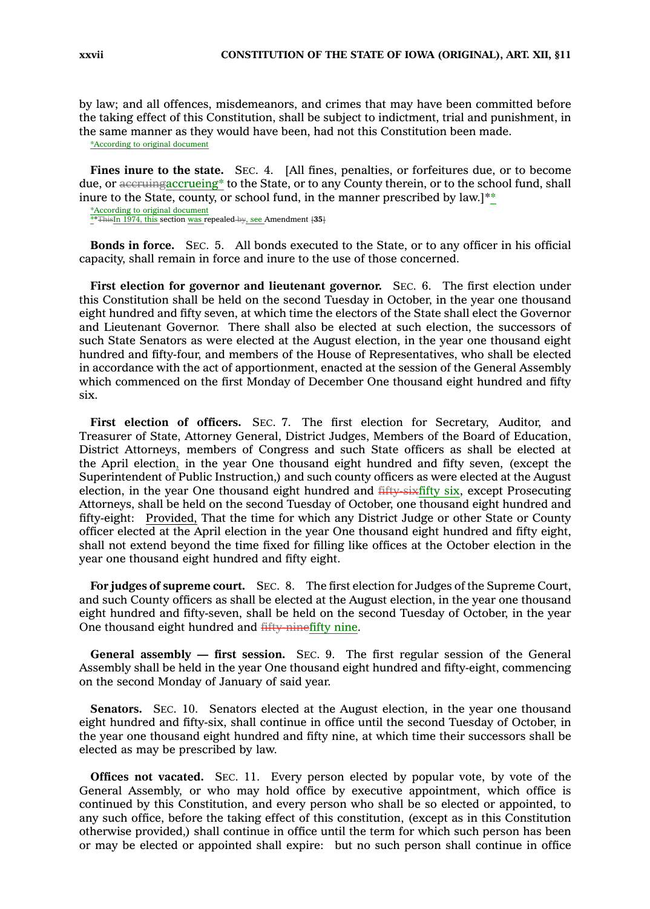by law; and all offences, misdemeanors, and crimes that may have been committed before the taking effect of this Constitution, shall be subject to indictment, trial and punishment, in the same manner as they would have been, had not this Constitution been made.

*According to original document

**Fines inure to the state.** SEC. 4. [All fines, penalties, or forfeitures due, or to become due, or accrueing* to the State, or to any County therein, or to the school fund, shall inure to the State, county, or school fund, in the manner prescribed by law.]**

*According to original document

**In 1974, this section was repealed, see Amendment 35

**Bonds in force.** SEC. 5. All bonds executed to the State, or to any officer in his official capacity, shall remain in force and inure to the use of those concerned.

**First election for governor and lieutenant governor.** SEC. 6. The first election under this Constitution shall be held on the second Tuesday in October, in the year one thousand eight hundred and fifty seven, at which time the electors of the State shall elect the Governor and Lieutenant Governor. There shall also be elected at such election, the successors of such State Senators as were elected at the August election, in the year one thousand eight hundred and fifty-four, and members of the House of Representatives, who shall be elected in accordance with the act of apportionment, enacted at the session of the General Assembly which commenced on the first Monday of December One thousand eight hundred and fifty six.

**First election of officers.** SEC. 7. The first election for Secretary, Auditor, and Treasurer of State, Attorney General, District Judges, Members of the Board of Education, District Attorneys, members of Congress and such State officers as shall be elected at the April election, in the year One thousand eight hundred and fifty seven, (except the Superintendent of Public Instruction,) and such county officers as were elected at the August election, in the year One thousand eight hundred and fifty six, except Prosecuting Attorneys, shall be held on the second Tuesday of October, one thousand eight hundred and fifty-eight: Provided, That the time for which any District Judge or other State or County officer elected at the April election in the year One thousand eight hundred and fifty eight, shall not extend beyond the time fixed for filling like offices at the October election in the year one thousand eight hundred and fifty eight.

**For judges of supreme court.** SEC. 8. The first election for Judges of the Supreme Court, and such County officers as shall be elected at the August election, in the year one thousand eight hundred and fifty-seven, shall be held on the second Tuesday of October, in the year One thousand eight hundred and fifty nine.

**General assembly — first session.** SEC. 9. The first regular session of the General Assembly shall be held in the year One thousand eight hundred and fifty-eight, commencing on the second Monday of January of said year.

**Senators.** SEC. 10. Senators elected at the August election, in the year one thousand eight hundred and fifty-six, shall continue in office until the second Tuesday of October, in the year one thousand eight hundred and fifty nine, at which time their successors shall be elected as may be prescribed by law.

**Offices not vacated.** SEC. 11. Every person elected by popular vote, by vote of the General Assembly, or who may hold office by executive appointment, which office is continued by this Constitution, and every person who shall be so elected or appointed, to any such office, before the taking effect of this constitution, (except as in this Constitution otherwise provided,) shall continue in office until the term for which such person has been or may be elected or appointed shall expire: but no such person shall continue in office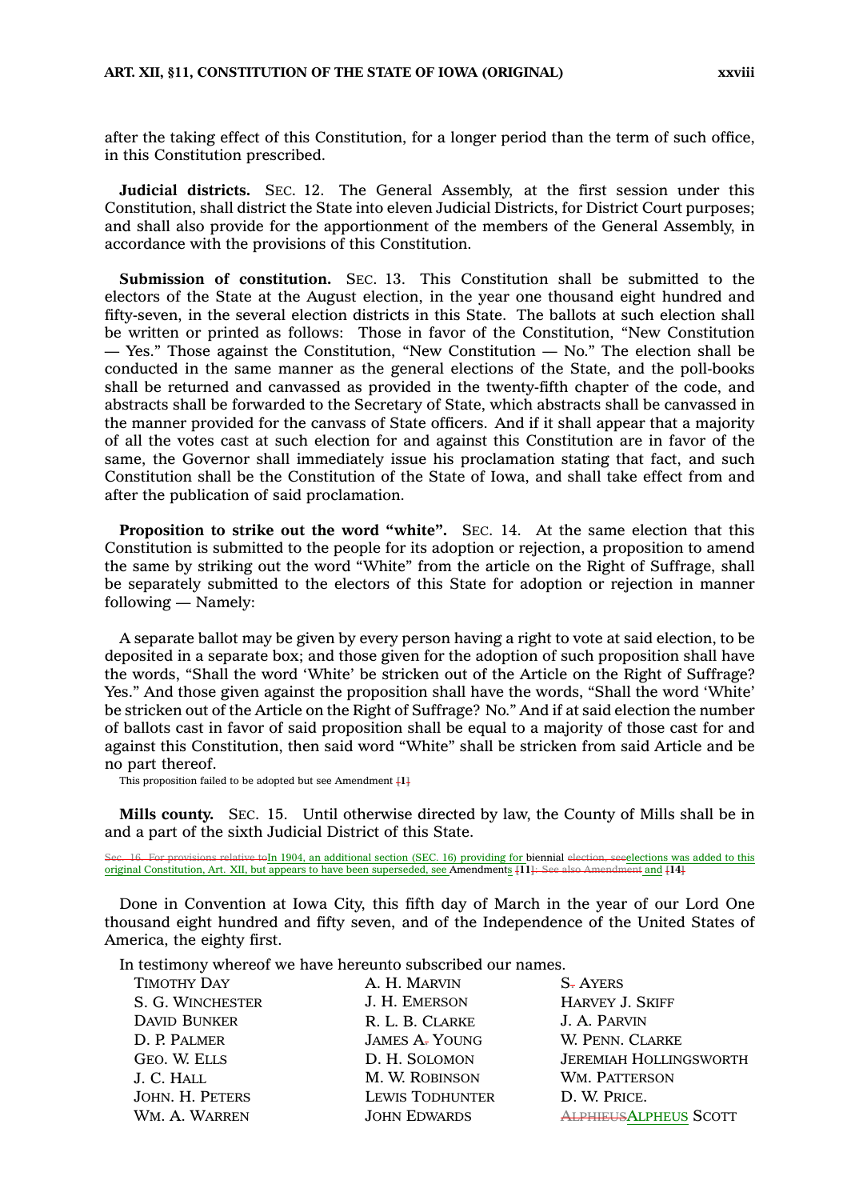after the taking effect of this Constitution, for a longer period than the term of such office, in this Constitution prescribed.

**Judicial districts.** SEC. 12. The General Assembly, at the first session under this Constitution, shall district the State into eleven Judicial Districts, for District Court purposes; and shall also provide for the apportionment of the members of the General Assembly, in accordance with the provisions of this Constitution.

**Submission of constitution.** SEC. 13. This Constitution shall be submitted to the electors of the State at the August election, in the year one thousand eight hundred and fifty-seven, in the several election districts in this State. The ballots at such election shall be written or printed as follows: Those in favor of the Constitution, "New Constitution — Yes." Those against the Constitution, "New Constitution — No." The election shall be conducted in the same manner as the general elections of the State, and the poll-books shall be returned and canvassed as provided in the twenty-fifth chapter of the code, and abstracts shall be forwarded to the Secretary of State, which abstracts shall be canvassed in the manner provided for the canvass of State officers. And if it shall appear that a majority of all the votes cast at such election for and against this Constitution are in favor of the same, the Governor shall immediately issue his proclamation stating that fact, and such Constitution shall be the Constitution of the State of Iowa, and shall take effect from and after the publication of said proclamation.

**Proposition to strike out the word "white".** SEC. 14. At the same election that this Constitution is submitted to the people for its adoption or rejection, a proposition to amend the same by striking out the word "White" from the article on the Right of Suffrage, shall be separately submitted to the electors of this State for adoption or rejection in manner following — Namely:

A separate ballot may be given by every person having a right to vote at said election, to be deposited in a separate box; and those given for the adoption of such proposition shall have the words, "Shall the word 'White' be stricken out of the Article on the Right of Suffrage? Yes." And those given against the proposition shall have the words, "Shall the word 'White' be stricken out of the Article on the Right of Suffrage? No." And if at said election the number of ballots cast in favor of said proposition shall be equal to a majority of those cast for and against this Constitution, then said word "White" shall be stricken from said Article and be no part thereof.

This proposition failed to be adopted but see Amendment ~~[~~**1**~~]~~

**Mills county.** SEC. 15. Until otherwise directed by law, the County of Mills shall be in and a part of the sixth Judicial District of this State.

~~Sec. 16. For provisions relative to~~In 1904, an additional section (SEC. 16) providing for biennial ~~election, see~~elections was added to this original Constitution, Art. XII, but appears to have been superseded, see Amendments ~~[~~**11**~~]. See also Amendment~~ and ~~[~~**14**~~]~~

Done in Convention at Iowa City, this fifth day of March in the year of our Lord One thousand eight hundred and fifty seven, and of the Independence of the United States of America, the eighty first.

In testimony whereof we have hereunto subscribed our names.

| | | |
|---|---|---|
| TIMOTHY DAY | A. H. MARVIN | S~~.~~ AYERS |
| S. G. WINCHESTER | J. H. EMERSON | HARVEY J. SKIFF |
| DAVID BUNKER | R. L. B. CLARKE | J. A. PARVIN |
| D. P. PALMER | JAMES A~~.~~ YOUNG | W. PENN. CLARKE |
| GEO. W. ELLS | D. H. SOLOMON | JEREMIAH HOLLINGSWORTH |
| J. C. HALL | M. W. ROBINSON | WM. PATTERSON |
| JOHN. H. PETERS | LEWIS TODHUNTER | D. W. PRICE. |
| WM. A. WARREN | JOHN EDWARDS | ~~ALPHIEUS~~ALPHEUS SCOTT |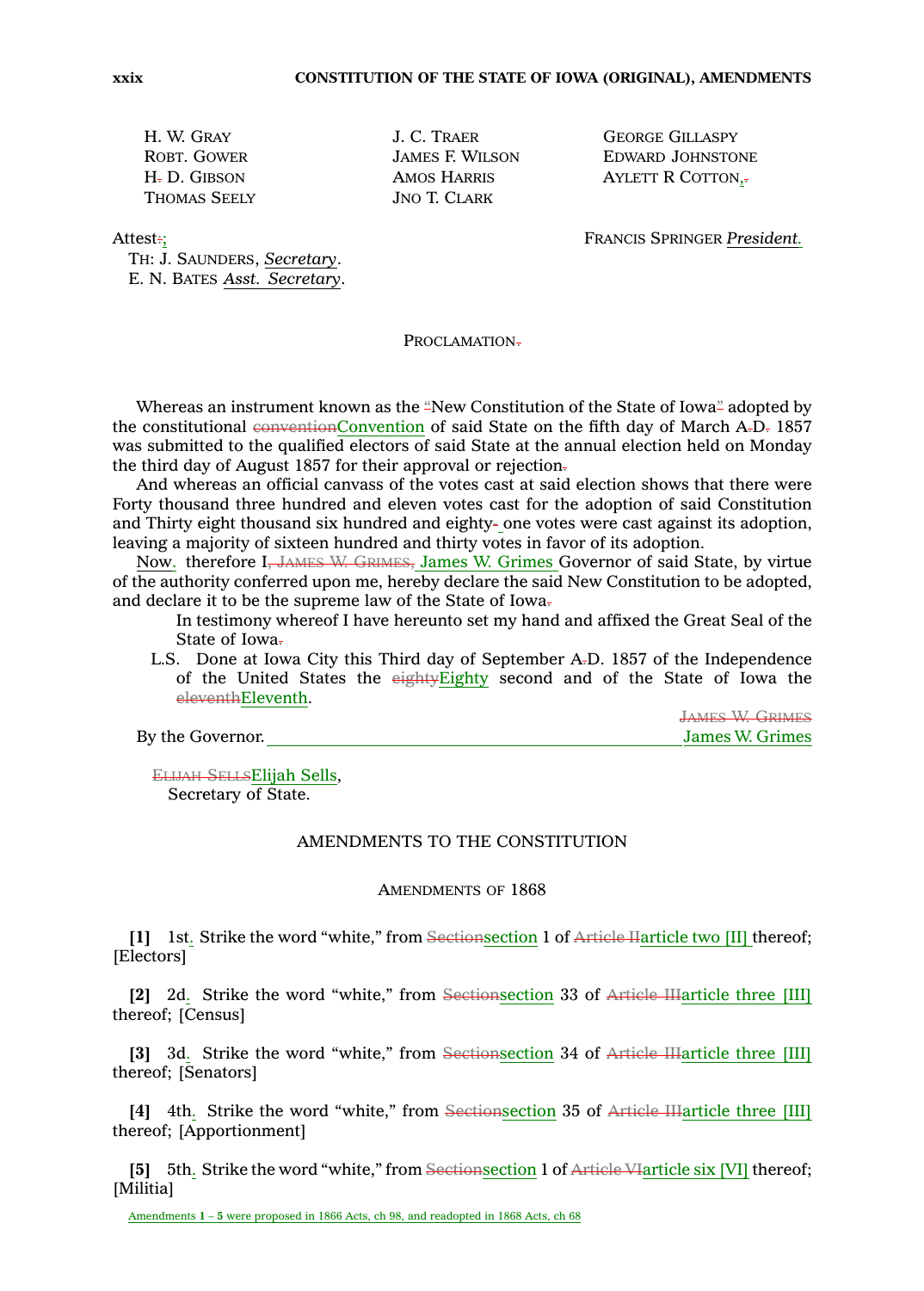H. W. Gray
Robt. Gower
H~~.~~ D. Gibson
Thomas Seely

J. C. Traer
James F. Wilson
Amos Harris
Jno T. Clark

George Gillaspy
Edward Johnstone
Aylett R Cotton,~~.~~

Attest~~:~~;
Th: J. Saunders, *Secretary*.
E. N. Bates *Asst. Secretary*.

Francis Springer *President*.

### Proclamation~~.~~

Whereas an instrument known as the "New Constitution of the State of Iowa" adopted by the constitutional ~~convention~~Convention of said State on the fifth day of March A~~.~~D~~.~~ 1857 was submitted to the qualified electors of said State at the annual election held on Monday the third day of August 1857 for their approval or rejection~~.~~

And whereas an official canvass of the votes cast at said election shows that there were Forty thousand three hundred and eleven votes cast for the adoption of said Constitution and Thirty eight thousand six hundred and eighty~~-~~ one votes were cast against its adoption, leaving a majority of sixteen hundred and thirty votes in favor of its adoption.

Now. therefore I~~, James W. Grimes,~~ James W. Grimes Governor of said State, by virtue of the authority conferred upon me, hereby declare the said New Constitution to be adopted, and declare it to be the supreme law of the State of Iowa~~.~~

In testimony whereof I have hereunto set my hand and affixed the Great Seal of the State of Iowa~~.~~

L.S. Done at Iowa City this Third day of September A~~.~~D. 1857 of the Independence of the United States the ~~eighty~~Eighty second and of the State of Iowa the ~~eleventh~~Eleventh.

~~James W. Grimes~~
By the Governor. James W. Grimes

~~Elijah Sells~~Elijah Sells,
Secretary of State.

## AMENDMENTS TO THE CONSTITUTION

### Amendments of 1868

**[1]** 1st. Strike the word "white," from ~~Section~~section 1 of ~~Article II~~article two [II] thereof; [Electors]

**[2]** 2d. Strike the word "white," from ~~Section~~section 33 of ~~Article III~~article three [III] thereof; [Census]

**[3]** 3d. Strike the word "white," from ~~Section~~section 34 of ~~Article III~~article three [III] thereof; [Senators]

**[4]** 4th. Strike the word "white," from ~~Section~~section 35 of ~~Article III~~article three [III] thereof; [Apportionment]

**[5]** 5th. Strike the word "white," from ~~Section~~section 1 of ~~Article VI~~article six [VI] thereof; [Militia]

Amendments **1 – 5** were proposed in 1866 Acts, ch 98, and readopted in 1868 Acts, ch 68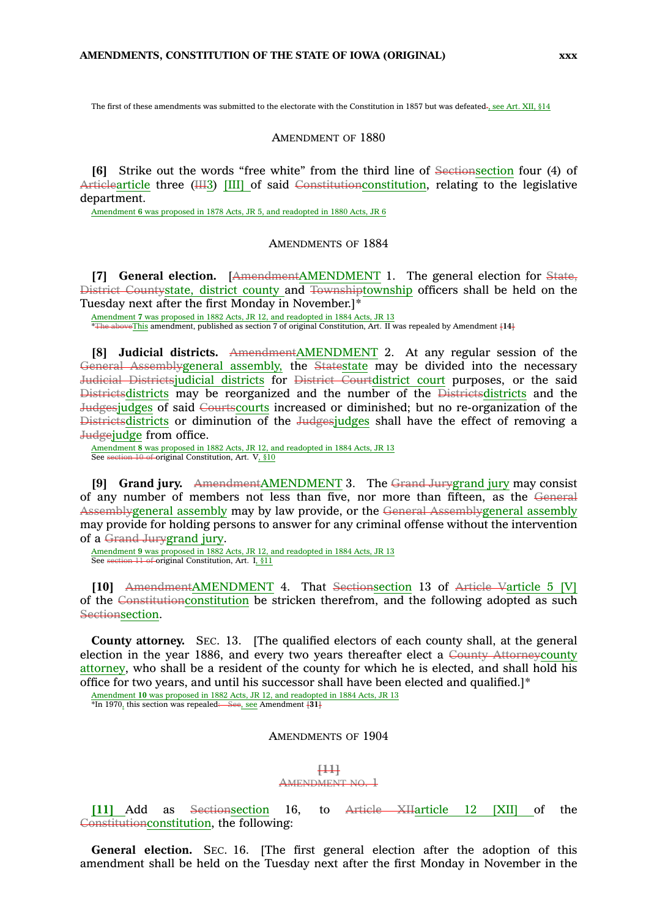The first of these amendments was submitted to the electorate with the Constitution in 1857 but was defeated~~.~~, see Art. XII, §14

## AMENDMENT OF 1880

**[6]** Strike out the words "free white" from the third line of ~~Section~~section four (4) of ~~Article~~article three (~~III~~3) [III] of said ~~Constitution~~constitution, relating to the legislative department.

Amendment **6** was proposed in 1878 Acts, JR 5, and readopted in 1880 Acts, JR 6

## AMENDMENTS OF 1884

**[7] General election.** [~~Amendment~~AMENDMENT 1. The general election for ~~State, District County~~state, district county and ~~Township~~township officers shall be held on the Tuesday next after the first Monday in November.]*

Amendment **7** was proposed in 1882 Acts, JR 12, and readopted in 1884 Acts, JR 13

*~~The above~~This amendment, published as section 7 of original Constitution, Art. II was repealed by Amendment ~~[~~**14**~~]~~

**[8] Judicial districts.** ~~Amendment~~AMENDMENT 2. At any regular session of the ~~General Assembly~~general assembly, the ~~State~~state may be divided into the necessary ~~Judicial Districts~~judicial districts for ~~District Court~~district court purposes, or the said ~~Districts~~districts may be reorganized and the number of the ~~Districts~~districts and the ~~Judges~~judges of said ~~Courts~~courts increased or diminished; but no re-organization of the ~~Districts~~districts or diminution of the ~~Judges~~judges shall have the effect of removing a ~~Judge~~judge from office.

Amendment **8** was proposed in 1882 Acts, JR 12, and readopted in 1884 Acts, JR 13

See ~~section 10 of~~ original Constitution, Art. V, §10

**[9] Grand jury.** ~~Amendment~~AMENDMENT 3. The ~~Grand Jury~~grand jury may consist of any number of members not less than five, nor more than fifteen, as the ~~General Assembly~~general assembly may by law provide, or the ~~General Assembly~~general assembly may provide for holding persons to answer for any criminal offense without the intervention of a ~~Grand Jury~~grand jury.

Amendment **9** was proposed in 1882 Acts, JR 12, and readopted in 1884 Acts, JR 13

See ~~section 11 of~~ original Constitution, Art. I, §11

**[10]** ~~Amendment~~AMENDMENT 4. That ~~Section~~section 13 of ~~Article V~~article 5 [V] of the ~~Constitution~~constitution be stricken therefrom, and the following adopted as such ~~Section~~section.

**County attorney.** SEC. 13. [The qualified electors of each county shall, at the general election in the year 1886, and every two years thereafter elect a ~~County Attorney~~county attorney, who shall be a resident of the county for which he is elected, and shall hold his office for two years, and until his successor shall have been elected and qualified.]*

Amendment **10** was proposed in 1882 Acts, JR 12, and readopted in 1884 Acts, JR 13

*In 1970, this section was repealed~~. See~~, see Amendment ~~[~~**31**~~]~~

## AMENDMENTS OF 1904

~~[11]~~

~~AMENDMENT NO. 1~~

**[11]** Add as ~~Section~~section 16, to ~~Article XII~~article 12 [XII] of the ~~Constitution~~constitution, the following:

**General election.** SEC. 16. [The first general election after the adoption of this amendment shall be held on the Tuesday next after the first Monday in November in the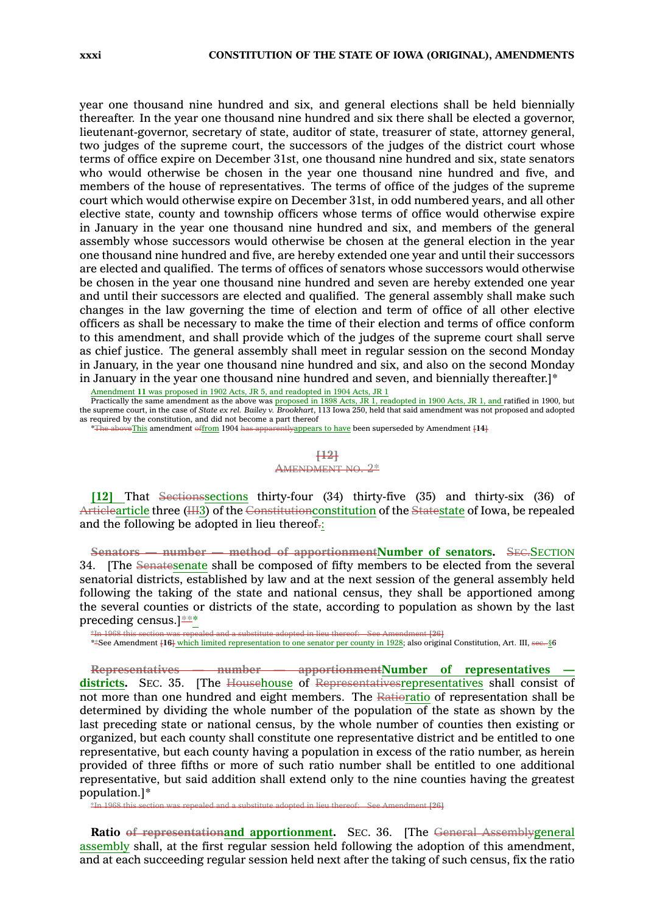year one thousand nine hundred and six, and general elections shall be held biennially thereafter. In the year one thousand nine hundred and six there shall be elected a governor, lieutenant-governor, secretary of state, auditor of state, treasurer of state, attorney general, two judges of the supreme court, the successors of the judges of the district court whose terms of office expire on December 31st, one thousand nine hundred and six, state senators who would otherwise be chosen in the year one thousand nine hundred and five, and members of the house of representatives. The terms of office of the judges of the supreme court which would otherwise expire on December 31st, in odd numbered years, and all other elective state, county and township officers whose terms of office would otherwise expire in January in the year one thousand nine hundred and six, and members of the general assembly whose successors would otherwise be chosen at the general election in the year one thousand nine hundred and five, are hereby extended one year and until their successors are elected and qualified. The terms of offices of senators whose successors would otherwise be chosen in the year one thousand nine hundred and seven are hereby extended one year and until their successors are elected and qualified. The general assembly shall make such changes in the law governing the time of election and term of office of all other elective officers as shall be necessary to make the time of their election and terms of office conform to this amendment, and shall provide which of the judges of the supreme court shall serve as chief justice. The general assembly shall meet in regular session on the second Monday in January, in the year one thousand nine hundred and six, and also on the second Monday in January in the year one thousand nine hundred and seven, and biennially thereafter.]*

Amendment **11** was proposed in 1902 Acts, JR 5, and readopted in 1904 Acts, JR 1

Practically the same amendment as the above was proposed in 1898 Acts, JR 1, readopted in 1900 Acts, JR 1, and ratified in 1900, but the supreme court, in the case of *State ex rel. Bailey v. Brookhart*, 113 Iowa 250, held that said amendment was not proposed and adopted as required by the constitution, and did not become a part thereof

*~~The above~~This amendment ~~of~~from 1904 ~~has apparently~~appears to have been superseded by Amendment ~~[~~**14**~~]~~

~~**[12]**~~

~~AMENDMENT NO. 2*~~

**[12]** That ~~Sections~~sections thirty-four (34) thirty-five (35) and thirty-six (36) of ~~Article~~article three (~~III~~3) of the ~~Constitution~~constitution of the ~~State~~state of Iowa, be repealed and the following be adopted in lieu thereof~~.~~:

~~**Senators — number — method of apportionment**~~**Number of senators.** ~~SEC.~~SECTION 34. [The ~~Senate~~senate shall be composed of fifty members to be elected from the several senatorial districts, established by law and at the next session of the general assembly held following the taking of the state and national census, they shall be apportioned among the several counties or districts of the state, according to population as shown by the last preceding census.]~~\*\*~~*

~~*In 1968 this section was repealed and a substitute adopted in lieu thereof. See Amendment [26]~~

*~~*~~See Amendment ~~[~~**16**~~]~~ which limited representation to one senator per county in 1928; also original Constitution, Art. III, ~~sec.~~§6

~~**Representatives — number — apportionment**~~**Number of representatives — districts.** SEC. 35. [The ~~House~~house of ~~Representatives~~representatives shall consist of not more than one hundred and eight members. The ~~Ratio~~ratio of representation shall be determined by dividing the whole number of the population of the state as shown by the last preceding state or national census, by the whole number of counties then existing or organized, but each county shall constitute one representative district and be entitled to one representative, but each county having a population in excess of the ratio number, as herein provided of three fifths or more of such ratio number shall be entitled to one additional representative, but said addition shall extend only to the nine counties having the greatest population.]*

~~*In 1968 this section was repealed and a substitute adopted in lieu thereof. See Amendment [26]~~

**Ratio ~~of representation~~and apportionment.** SEC. 36. [The ~~General Assembly~~general assembly shall, at the first regular session held following the adoption of this amendment, and at each succeeding regular session held next after the taking of such census, fix the ratio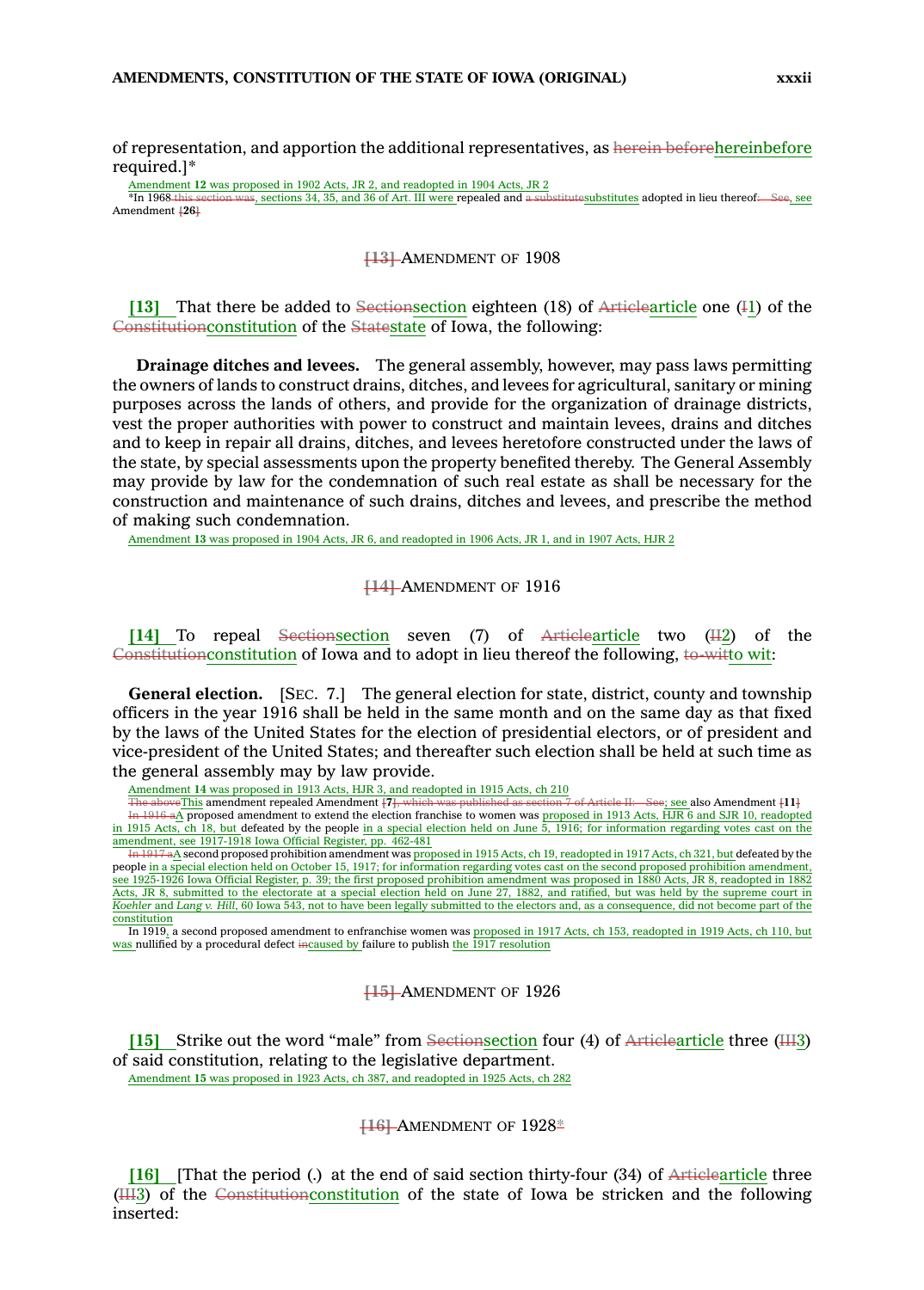of representation, and apportion the additional representatives, as ~~herein before~~hereinbefore required.]*

Amendment **12** was proposed in 1902 Acts, JR 2, and readopted in 1904 Acts, JR 2

*In 1968~~ this section was~~, sections 34, 35, and 36 of Art. III were repealed and ~~a substitute~~substitutes adopted in lieu thereof~~. See~~, see Amendment ~~[~~**26**~~]~~

## ~~[13]~~ AMENDMENT OF 1908

**[13]** That there be added to ~~Section~~section eighteen (18) of ~~Article~~article one (~~I~~1) of the ~~Constitution~~constitution of the ~~State~~state of Iowa, the following:

**Drainage ditches and levees.** The general assembly, however, may pass laws permitting the owners of lands to construct drains, ditches, and levees for agricultural, sanitary or mining purposes across the lands of others, and provide for the organization of drainage districts, vest the proper authorities with power to construct and maintain levees, drains and ditches and to keep in repair all drains, ditches, and levees heretofore constructed under the laws of the state, by special assessments upon the property benefited thereby. The General Assembly may provide by law for the condemnation of such real estate as shall be necessary for the construction and maintenance of such drains, ditches and levees, and prescribe the method of making such condemnation.

Amendment **13** was proposed in 1904 Acts, JR 6, and readopted in 1906 Acts, JR 1, and in 1907 Acts, HJR 2

## ~~[14]~~ AMENDMENT OF 1916

**[14]** To repeal ~~Section~~section seven (7) of ~~Article~~article two (~~II~~2) of the ~~Constitution~~constitution of Iowa and to adopt in lieu thereof the following, ~~to-wit~~to wit:

**General election.** [SEC. 7.] The general election for state, district, county and township officers in the year 1916 shall be held in the same month and on the same day as that fixed by the laws of the United States for the election of presidential electors, or of president and vice-president of the United States; and thereafter such election shall be held at such time as the general assembly may by law provide.

Amendment **14** was proposed in 1913 Acts, HJR 3, and readopted in 1915 Acts, ch 210

~~The above~~This amendment repealed Amendment ~~[~~**7**~~], which was published as section 7 of Article II. See~~; see also Amendment ~~[~~**11**~~]~~

~~In 1916 a~~A proposed amendment to extend the election franchise to women was proposed in 1913 Acts, HJR 6 and SJR 10, readopted in 1915 Acts, ch 18, but defeated by the people in a special election held on June 5, 1916; for information regarding votes cast on the amendment, see 1917-1918 Iowa Official Register, pp. 462-481

~~In 1917 a~~A second proposed prohibition amendment was proposed in 1915 Acts, ch 19, readopted in 1917 Acts, ch 321, but defeated by the people in a special election held on October 15, 1917; for information regarding votes cast on the second proposed prohibition amendment, see 1925-1926 Iowa Official Register, p. 39; the first proposed prohibition amendment was proposed in 1880 Acts, JR 8, readopted in 1882 Acts, JR 8, submitted to the electorate at a special election held on June 27, 1882, and ratified, but was held by the supreme court in *Koehler* and *Lang v. Hill*, 60 Iowa 543, not to have been legally submitted to the electors and, as a consequence, did not become part of the constitution

In 1919, a second proposed amendment to enfranchise women was proposed in 1917 Acts, ch 153, readopted in 1919 Acts, ch 110, but was nullified by a procedural defect ~~in~~caused by failure to publish the 1917 resolution

## ~~[15]~~ AMENDMENT OF 1926

**[15]** Strike out the word "male" from ~~Section~~section four (4) of ~~Article~~article three (~~III~~3) of said constitution, relating to the legislative department.

Amendment **15** was proposed in 1923 Acts, ch 387, and readopted in 1925 Acts, ch 282

## ~~[16]~~ AMENDMENT OF 1928*

**[16]** [That the period (.) at the end of said section thirty-four (34) of ~~Article~~article three (~~III~~3) of the ~~Constitution~~constitution of the state of Iowa be stricken and the following inserted: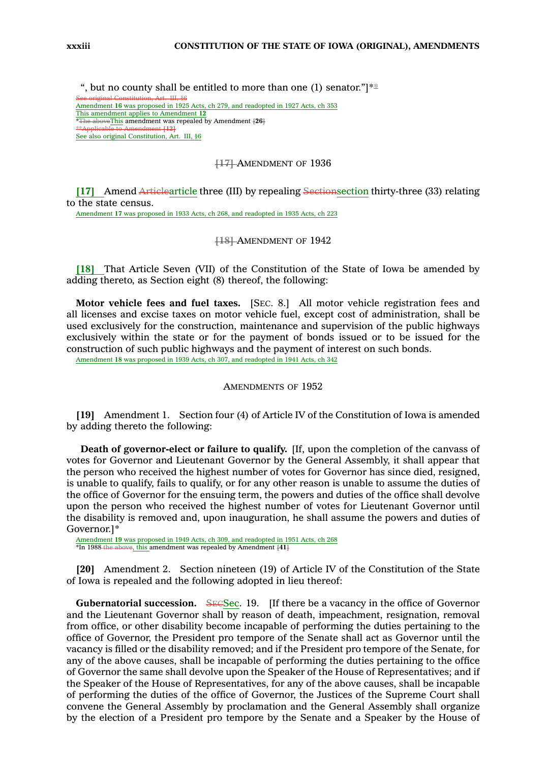", but no county shall be entitled to more than one (1) senator."]**

~~See original Constitution, Art. III, §6~~
Amendment **16** was proposed in 1925 Acts, ch 279, and readopted in 1927 Acts, ch 353
This amendment applies to Amendment **12**
*~~The above~~This amendment was repealed by Amendment ~~[~~**26**~~]~~
~~**Applicable to Amendment [12]~~
See also original Constitution, Art. III, §6

## ~~[17]~~ AMENDMENT OF 1936

**[17]** Amend ~~Article~~article three (III) by repealing ~~Section~~section thirty-three (33) relating to the state census.

Amendment **17** was proposed in 1933 Acts, ch 268, and readopted in 1935 Acts, ch 223

## ~~[18]~~ AMENDMENT OF 1942

**[18]** That Article Seven (VII) of the Constitution of the State of Iowa be amended by adding thereto, as Section eight (8) thereof, the following:

**Motor vehicle fees and fuel taxes.** [SEC. 8.] All motor vehicle registration fees and all licenses and excise taxes on motor vehicle fuel, except cost of administration, shall be used exclusively for the construction, maintenance and supervision of the public highways exclusively within the state or for the payment of bonds issued or to be issued for the construction of such public highways and the payment of interest on such bonds.

Amendment **18** was proposed in 1939 Acts, ch 307, and readopted in 1941 Acts, ch 342

## AMENDMENTS OF 1952

**[19]** Amendment 1. Section four (4) of Article IV of the Constitution of Iowa is amended by adding thereto the following:

**Death of governor-elect or failure to qualify.** [If, upon the completion of the canvass of votes for Governor and Lieutenant Governor by the General Assembly, it shall appear that the person who received the highest number of votes for Governor has since died, resigned, is unable to qualify, fails to qualify, or for any other reason is unable to assume the duties of the office of Governor for the ensuing term, the powers and duties of the office shall devolve upon the person who received the highest number of votes for Lieutenant Governor until the disability is removed and, upon inauguration, he shall assume the powers and duties of Governor.]*

Amendment **19** was proposed in 1949 Acts, ch 309, and readopted in 1951 Acts, ch 268
*In 1988 ~~the above~~, this amendment was repealed by Amendment ~~[~~**41**~~]~~

**[20]** Amendment 2. Section nineteen (19) of Article IV of the Constitution of the State of Iowa is repealed and the following adopted in lieu thereof:

**Gubernatorial succession.** ~~SEC~~Sec. 19. [If there be a vacancy in the office of Governor and the Lieutenant Governor shall by reason of death, impeachment, resignation, removal from office, or other disability become incapable of performing the duties pertaining to the office of Governor, the President pro tempore of the Senate shall act as Governor until the vacancy is filled or the disability removed; and if the President pro tempore of the Senate, for any of the above causes, shall be incapable of performing the duties pertaining to the office of Governor the same shall devolve upon the Speaker of the House of Representatives; and if the Speaker of the House of Representatives, for any of the above causes, shall be incapable of performing the duties of the office of Governor, the Justices of the Supreme Court shall convene the General Assembly by proclamation and the General Assembly shall organize by the election of a President pro tempore by the Senate and a Speaker by the House of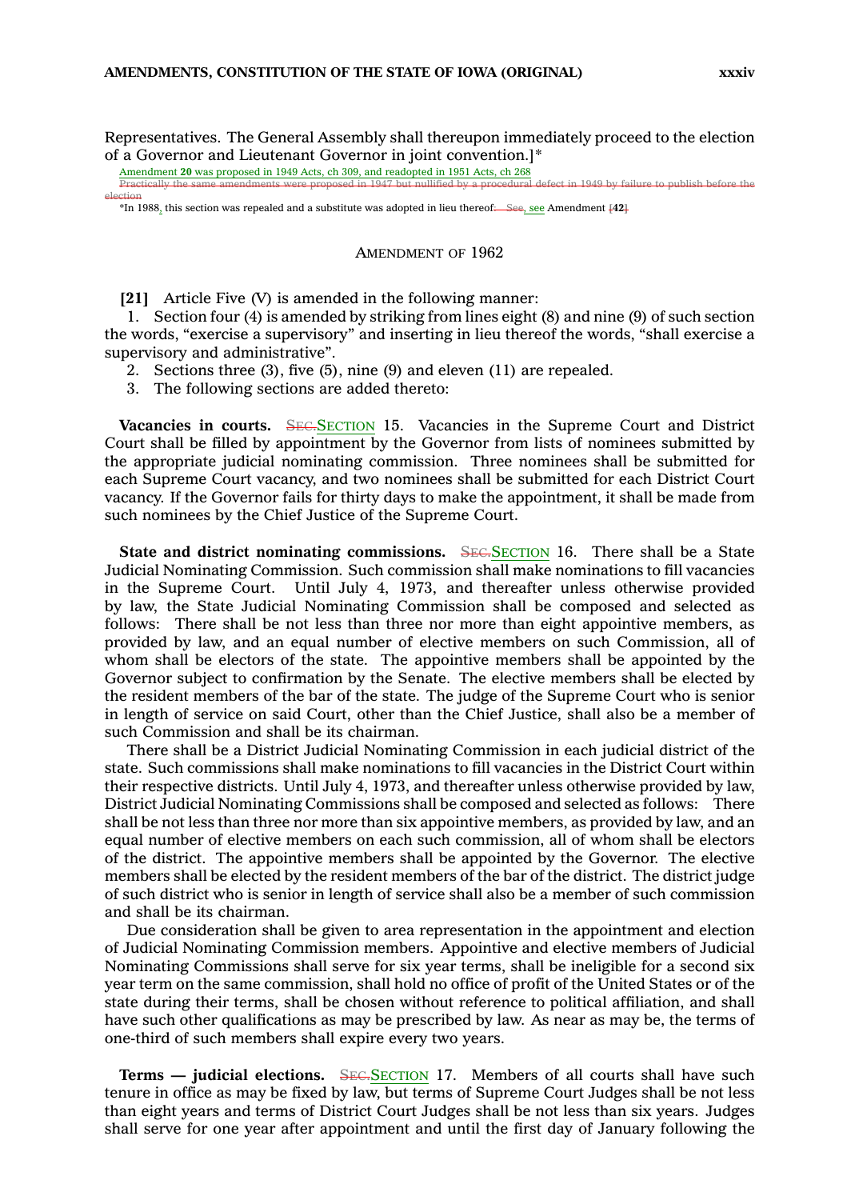Representatives. The General Assembly shall thereupon immediately proceed to the election of a Governor and Lieutenant Governor in joint convention.]*

Amendment **20** was proposed in 1949 Acts, ch 309, and readopted in 1951 Acts, ch 268

~~Practically the same amendments were proposed in 1947 but nullified by a procedural defect in 1949 by failure to publish before the election~~

*In 1988, this section was repealed and a substitute was adopted in lieu thereof~~. See~~, see Amendment ~~[~~**42**~~]~~

## AMENDMENT OF 1962

**[21]** Article Five (V) is amended in the following manner:

1. Section four (4) is amended by striking from lines eight (8) and nine (9) of such section the words, "exercise a supervisory" and inserting in lieu thereof the words, "shall exercise a supervisory and administrative".
2. Sections three (3), five (5), nine (9) and eleven (11) are repealed.
3. The following sections are added thereto:

**Vacancies in courts.** ~~SEC.~~SECTION 15. Vacancies in the Supreme Court and District Court shall be filled by appointment by the Governor from lists of nominees submitted by the appropriate judicial nominating commission. Three nominees shall be submitted for each Supreme Court vacancy, and two nominees shall be submitted for each District Court vacancy. If the Governor fails for thirty days to make the appointment, it shall be made from such nominees by the Chief Justice of the Supreme Court.

**State and district nominating commissions.** ~~SEC.~~SECTION 16. There shall be a State Judicial Nominating Commission. Such commission shall make nominations to fill vacancies in the Supreme Court. Until July 4, 1973, and thereafter unless otherwise provided by law, the State Judicial Nominating Commission shall be composed and selected as follows: There shall be not less than three nor more than eight appointive members, as provided by law, and an equal number of elective members on such Commission, all of whom shall be electors of the state. The appointive members shall be appointed by the Governor subject to confirmation by the Senate. The elective members shall be elected by the resident members of the bar of the state. The judge of the Supreme Court who is senior in length of service on said Court, other than the Chief Justice, shall also be a member of such Commission and shall be its chairman.

There shall be a District Judicial Nominating Commission in each judicial district of the state. Such commissions shall make nominations to fill vacancies in the District Court within their respective districts. Until July 4, 1973, and thereafter unless otherwise provided by law, District Judicial Nominating Commissions shall be composed and selected as follows: There shall be not less than three nor more than six appointive members, as provided by law, and an equal number of elective members on each such commission, all of whom shall be electors of the district. The appointive members shall be appointed by the Governor. The elective members shall be elected by the resident members of the bar of the district. The district judge of such district who is senior in length of service shall also be a member of such commission and shall be its chairman.

Due consideration shall be given to area representation in the appointment and election of Judicial Nominating Commission members. Appointive and elective members of Judicial Nominating Commissions shall serve for six year terms, shall be ineligible for a second six year term on the same commission, shall hold no office of profit of the United States or of the state during their terms, shall be chosen without reference to political affiliation, and shall have such other qualifications as may be prescribed by law. As near as may be, the terms of one-third of such members shall expire every two years.

**Terms — judicial elections.** ~~SEC.~~SECTION 17. Members of all courts shall have such tenure in office as may be fixed by law, but terms of Supreme Court Judges shall be not less than eight years and terms of District Court Judges shall be not less than six years. Judges shall serve for one year after appointment and until the first day of January following the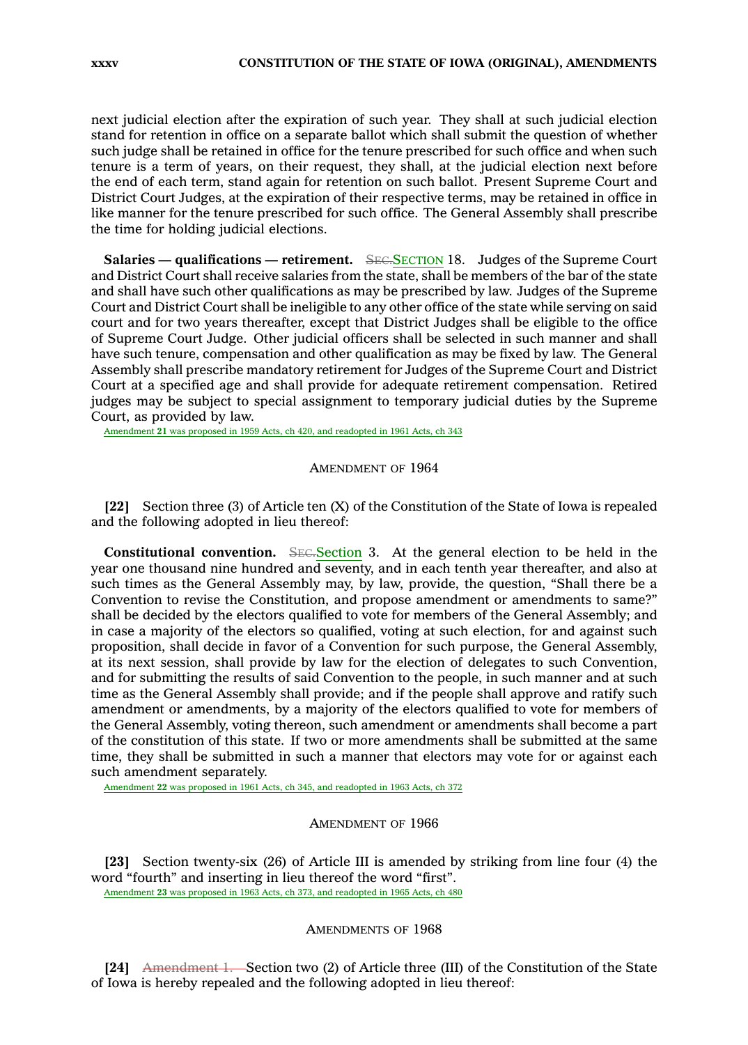next judicial election after the expiration of such year. They shall at such judicial election stand for retention in office on a separate ballot which shall submit the question of whether such judge shall be retained in office for the tenure prescribed for such office and when such tenure is a term of years, on their request, they shall, at the judicial election next before the end of each term, stand again for retention on such ballot. Present Supreme Court and District Court Judges, at the expiration of their respective terms, may be retained in office in like manner for the tenure prescribed for such office. The General Assembly shall prescribe the time for holding judicial elections.

**Salaries — qualifications — retirement.** ~~Sec.~~Section 18. Judges of the Supreme Court and District Court shall receive salaries from the state, shall be members of the bar of the state and shall have such other qualifications as may be prescribed by law. Judges of the Supreme Court and District Court shall be ineligible to any other office of the state while serving on said court and for two years thereafter, except that District Judges shall be eligible to the office of Supreme Court Judge. Other judicial officers shall be selected in such manner and shall have such tenure, compensation and other qualification as may be fixed by law. The General Assembly shall prescribe mandatory retirement for Judges of the Supreme Court and District Court at a specified age and shall provide for adequate retirement compensation. Retired judges may be subject to special assignment to temporary judicial duties by the Supreme Court, as provided by law.

Amendment **21** was proposed in 1959 Acts, ch 420, and readopted in 1961 Acts, ch 343

## AMENDMENT OF 1964

**[22]** Section three (3) of Article ten (X) of the Constitution of the State of Iowa is repealed and the following adopted in lieu thereof:

**Constitutional convention.** ~~Sec.~~Section 3. At the general election to be held in the year one thousand nine hundred and seventy, and in each tenth year thereafter, and also at such times as the General Assembly may, by law, provide, the question, "Shall there be a Convention to revise the Constitution, and propose amendment or amendments to same?" shall be decided by the electors qualified to vote for members of the General Assembly; and in case a majority of the electors so qualified, voting at such election, for and against such proposition, shall decide in favor of a Convention for such purpose, the General Assembly, at its next session, shall provide by law for the election of delegates to such Convention, and for submitting the results of said Convention to the people, in such manner and at such time as the General Assembly shall provide; and if the people shall approve and ratify such amendment or amendments, by a majority of the electors qualified to vote for members of the General Assembly, voting thereon, such amendment or amendments shall become a part of the constitution of this state. If two or more amendments shall be submitted at the same time, they shall be submitted in such a manner that electors may vote for or against each such amendment separately.

Amendment **22** was proposed in 1961 Acts, ch 345, and readopted in 1963 Acts, ch 372

## AMENDMENT OF 1966

**[23]** Section twenty-six (26) of Article III is amended by striking from line four (4) the word "fourth" and inserting in lieu thereof the word "first".

Amendment **23** was proposed in 1963 Acts, ch 373, and readopted in 1965 Acts, ch 480

## AMENDMENTS OF 1968

**[24]** ~~Amendment 1.~~ Section two (2) of Article three (III) of the Constitution of the State of Iowa is hereby repealed and the following adopted in lieu thereof: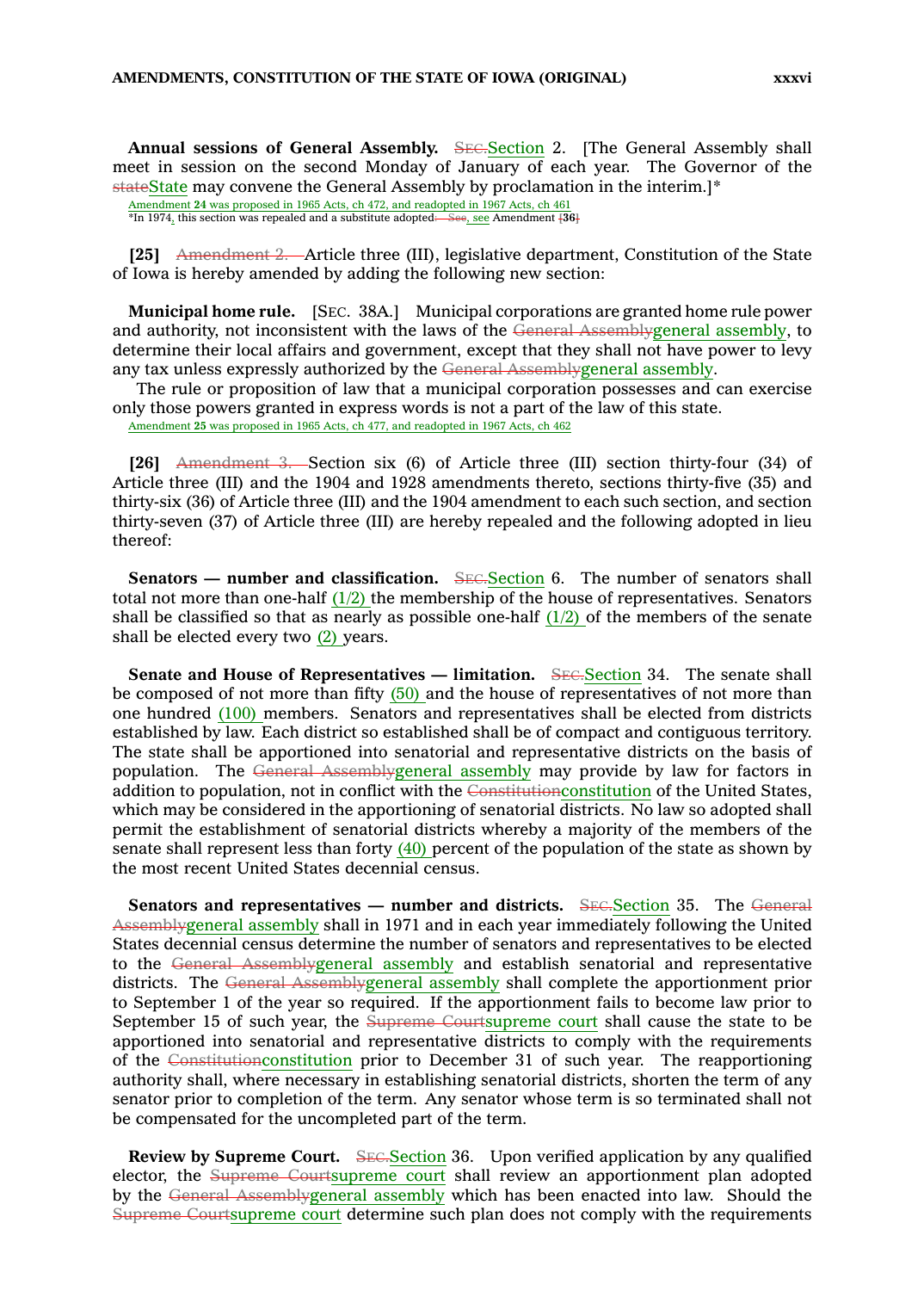**Annual sessions of General Assembly.** ~~SEC.~~Section 2. [The General Assembly shall meet in session on the second Monday of January of each year. The Governor of the ~~state~~State may convene the General Assembly by proclamation in the interim.]*

Amendment **24** was proposed in 1965 Acts, ch 472, and readopted in 1967 Acts, ch 461

*In 1974, this section was repealed and a substitute adopted~~. See~~, see Amendment ~~[~~**36**~~]~~

**[25]** ~~Amendment 2.~~ Article three (III), legislative department, Constitution of the State of Iowa is hereby amended by adding the following new section:

**Municipal home rule.** [SEC. 38A.] Municipal corporations are granted home rule power and authority, not inconsistent with the laws of the ~~General Assembly~~general assembly, to determine their local affairs and government, except that they shall not have power to levy any tax unless expressly authorized by the ~~General Assembly~~general assembly.

The rule or proposition of law that a municipal corporation possesses and can exercise only those powers granted in express words is not a part of the law of this state.

Amendment **25** was proposed in 1965 Acts, ch 477, and readopted in 1967 Acts, ch 462

**[26]** ~~Amendment 3.~~ Section six (6) of Article three (III) section thirty-four (34) of Article three (III) and the 1904 and 1928 amendments thereto, sections thirty-five (35) and thirty-six (36) of Article three (III) and the 1904 amendment to each such section, and section thirty-seven (37) of Article three (III) are hereby repealed and the following adopted in lieu thereof:

**Senators — number and classification.** ~~SEC.~~Section 6. The number of senators shall total not more than one-half (1/2) the membership of the house of representatives. Senators shall be classified so that as nearly as possible one-half (1/2) of the members of the senate shall be elected every two (2) years.

**Senate and House of Representatives — limitation.** ~~SEC.~~Section 34. The senate shall be composed of not more than fifty (50) and the house of representatives of not more than one hundred (100) members. Senators and representatives shall be elected from districts established by law. Each district so established shall be of compact and contiguous territory. The state shall be apportioned into senatorial and representative districts on the basis of population. The ~~General Assembly~~general assembly may provide by law for factors in addition to population, not in conflict with the ~~Constitution~~constitution of the United States, which may be considered in the apportioning of senatorial districts. No law so adopted shall permit the establishment of senatorial districts whereby a majority of the members of the senate shall represent less than forty (40) percent of the population of the state as shown by the most recent United States decennial census.

**Senators and representatives — number and districts.** ~~SEC.~~Section 35. The ~~General Assembly~~general assembly shall in 1971 and in each year immediately following the United States decennial census determine the number of senators and representatives to be elected to the ~~General Assembly~~general assembly and establish senatorial and representative districts. The ~~General Assembly~~general assembly shall complete the apportionment prior to September 1 of the year so required. If the apportionment fails to become law prior to September 15 of such year, the ~~Supreme Court~~supreme court shall cause the state to be apportioned into senatorial and representative districts to comply with the requirements of the ~~Constitution~~constitution prior to December 31 of such year. The reapportioning authority shall, where necessary in establishing senatorial districts, shorten the term of any senator prior to completion of the term. Any senator whose term is so terminated shall not be compensated for the uncompleted part of the term.

**Review by Supreme Court.** ~~SEC.~~Section 36. Upon verified application by any qualified elector, the ~~Supreme Court~~supreme court shall review an apportionment plan adopted by the ~~General Assembly~~general assembly which has been enacted into law. Should the ~~Supreme Court~~supreme court determine such plan does not comply with the requirements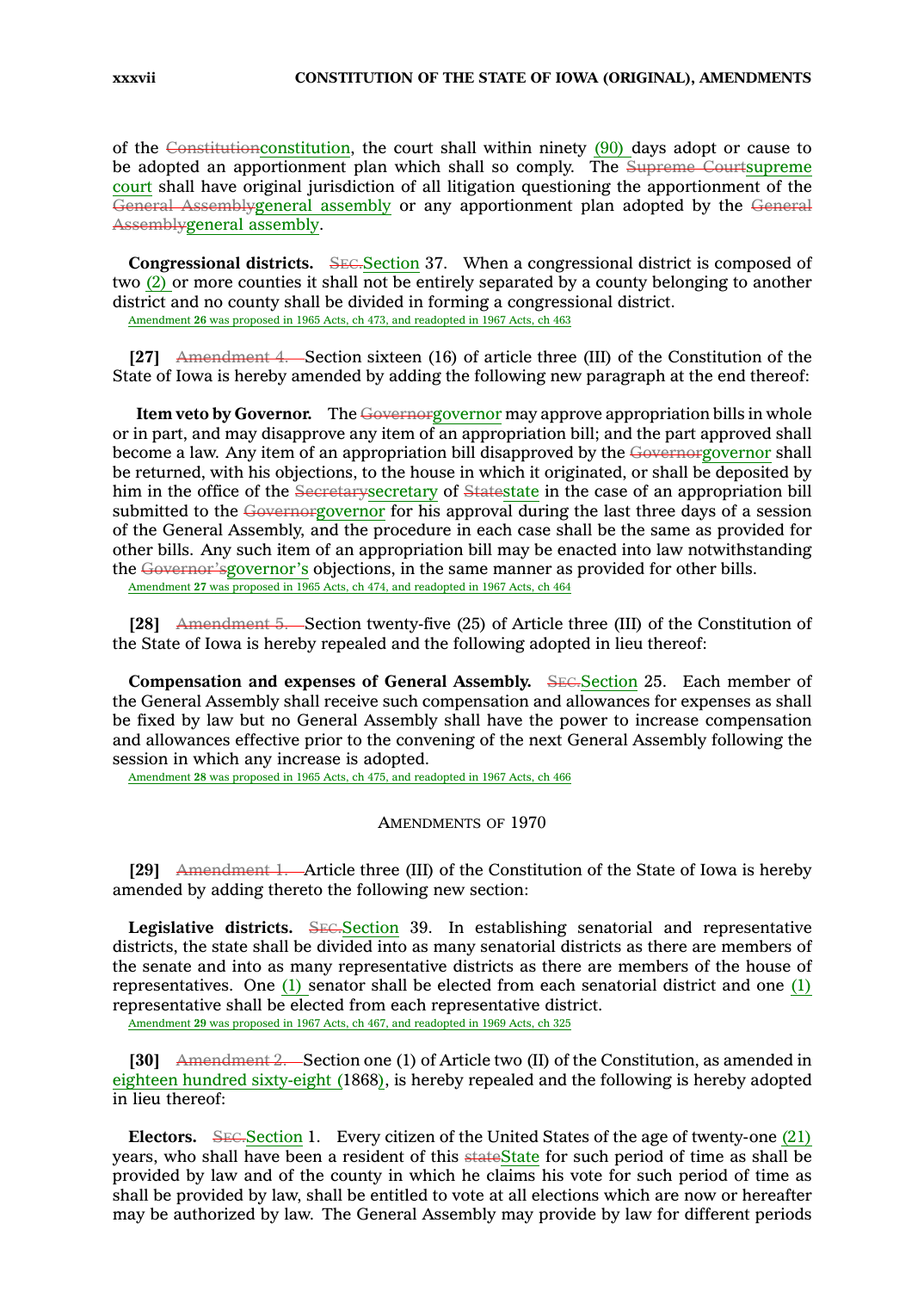of the ~~Constitution~~constitution, the court shall within ninety (90) days adopt or cause to be adopted an apportionment plan which shall so comply. The ~~Supreme Court~~supreme court shall have original jurisdiction of all litigation questioning the apportionment of the ~~General Assembly~~general assembly or any apportionment plan adopted by the ~~General Assembly~~general assembly.

**Congressional districts.** ~~SEC.~~Section 37. When a congressional district is composed of two (2) or more counties it shall not be entirely separated by a county belonging to another district and no county shall be divided in forming a congressional district.

Amendment **26** was proposed in 1965 Acts, ch 473, and readopted in 1967 Acts, ch 463

**[27]** ~~Amendment 4.~~ Section sixteen (16) of article three (III) of the Constitution of the State of Iowa is hereby amended by adding the following new paragraph at the end thereof:

**Item veto by Governor.** The ~~Governor~~governor may approve appropriation bills in whole or in part, and may disapprove any item of an appropriation bill; and the part approved shall become a law. Any item of an appropriation bill disapproved by the ~~Governor~~governor shall be returned, with his objections, to the house in which it originated, or shall be deposited by him in the office of the ~~Secretary~~secretary of ~~State~~state in the case of an appropriation bill submitted to the ~~Governor~~governor for his approval during the last three days of a session of the General Assembly, and the procedure in each case shall be the same as provided for other bills. Any such item of an appropriation bill may be enacted into law notwithstanding the ~~Governor's~~governor's objections, in the same manner as provided for other bills.

Amendment **27** was proposed in 1965 Acts, ch 474, and readopted in 1967 Acts, ch 464

**[28]** ~~Amendment 5.~~ Section twenty-five (25) of Article three (III) of the Constitution of the State of Iowa is hereby repealed and the following adopted in lieu thereof:

**Compensation and expenses of General Assembly.** ~~SEC.~~Section 25. Each member of the General Assembly shall receive such compensation and allowances for expenses as shall be fixed by law but no General Assembly shall have the power to increase compensation and allowances effective prior to the convening of the next General Assembly following the session in which any increase is adopted.

Amendment **28** was proposed in 1965 Acts, ch 475, and readopted in 1967 Acts, ch 466

## AMENDMENTS OF 1970

**[29]** ~~Amendment 1.~~ Article three (III) of the Constitution of the State of Iowa is hereby amended by adding thereto the following new section:

**Legislative districts.** ~~SEC.~~Section 39. In establishing senatorial and representative districts, the state shall be divided into as many senatorial districts as there are members of the senate and into as many representative districts as there are members of the house of representatives. One (1) senator shall be elected from each senatorial district and one (1) representative shall be elected from each representative district.

Amendment **29** was proposed in 1967 Acts, ch 467, and readopted in 1969 Acts, ch 325

**[30]** ~~Amendment 2.~~ Section one (1) of Article two (II) of the Constitution, as amended in eighteen hundred sixty-eight (1868), is hereby repealed and the following is hereby adopted in lieu thereof:

**Electors.** ~~SEC.~~Section 1. Every citizen of the United States of the age of twenty-one (21) years, who shall have been a resident of this ~~state~~State for such period of time as shall be provided by law and of the county in which he claims his vote for such period of time as shall be provided by law, shall be entitled to vote at all elections which are now or hereafter may be authorized by law. The General Assembly may provide by law for different periods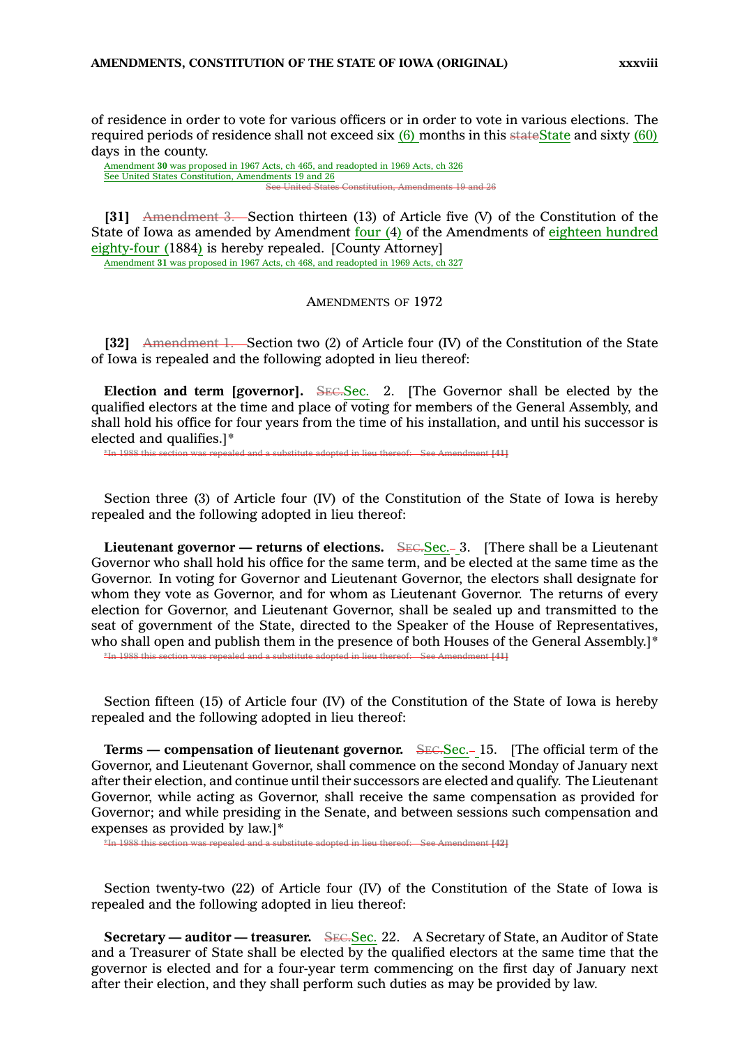of residence in order to vote for various officers or in order to vote in various elections. The required periods of residence shall not exceed six ~~~~(6) months in this ~~state~~State and sixty (60) days in the county.

Amendment **30** was proposed in 1967 Acts, ch 465, and readopted in 1969 Acts, ch 326
See United States Constitution, Amendments 19 and 26

~~See United States Constitution, Amendments 19 and 26~~

**[31]** ~~Amendment 3.~~ Section thirteen (13) of Article five (V) of the Constitution of the State of Iowa as amended by Amendment four (4) of the Amendments of eighteen hundred eighty-four (1884) is hereby repealed. [County Attorney]

Amendment **31** was proposed in 1967 Acts, ch 468, and readopted in 1969 Acts, ch 327

## AMENDMENTS OF 1972

**[32]** ~~Amendment 1.~~ Section two (2) of Article four (IV) of the Constitution of the State of Iowa is repealed and the following adopted in lieu thereof:

**Election and term [governor].** ~~SEC.~~Sec. 2. [The Governor shall be elected by the qualified electors at the time and place of voting for members of the General Assembly, and shall hold his office for four years from the time of his installation, and until his successor is elected and qualifies.]*

~~*In 1988 this section was repealed and a substitute adopted in lieu thereof. See Amendment [41]~~

Section three (3) of Article four (IV) of the Constitution of the State of Iowa is hereby repealed and the following adopted in lieu thereof:

**Lieutenant governor — returns of elections.** ~~SEC.~~Sec. 3. [There shall be a Lieutenant Governor who shall hold his office for the same term, and be elected at the same time as the Governor. In voting for Governor and Lieutenant Governor, the electors shall designate for whom they vote as Governor, and for whom as Lieutenant Governor. The returns of every election for Governor, and Lieutenant Governor, shall be sealed up and transmitted to the seat of government of the State, directed to the Speaker of the House of Representatives, who shall open and publish them in the presence of both Houses of the General Assembly.]*

~~*In 1988 this section was repealed and a substitute adopted in lieu thereof. See Amendment [41]~~

Section fifteen (15) of Article four (IV) of the Constitution of the State of Iowa is hereby repealed and the following adopted in lieu thereof:

**Terms — compensation of lieutenant governor.** ~~SEC.~~Sec. 15. [The official term of the Governor, and Lieutenant Governor, shall commence on the second Monday of January next after their election, and continue until their successors are elected and qualify. The Lieutenant Governor, while acting as Governor, shall receive the same compensation as provided for Governor; and while presiding in the Senate, and between sessions such compensation and expenses as provided by law.]*

~~*In 1988 this section was repealed and a substitute adopted in lieu thereof. See Amendment [42]~~

Section twenty-two (22) of Article four (IV) of the Constitution of the State of Iowa is repealed and the following adopted in lieu thereof:

**Secretary — auditor — treasurer.** ~~SEC.~~Sec. 22. A Secretary of State, an Auditor of State and a Treasurer of State shall be elected by the qualified electors at the same time that the governor is elected and for a four-year term commencing on the first day of January next after their election, and they shall perform such duties as may be provided by law.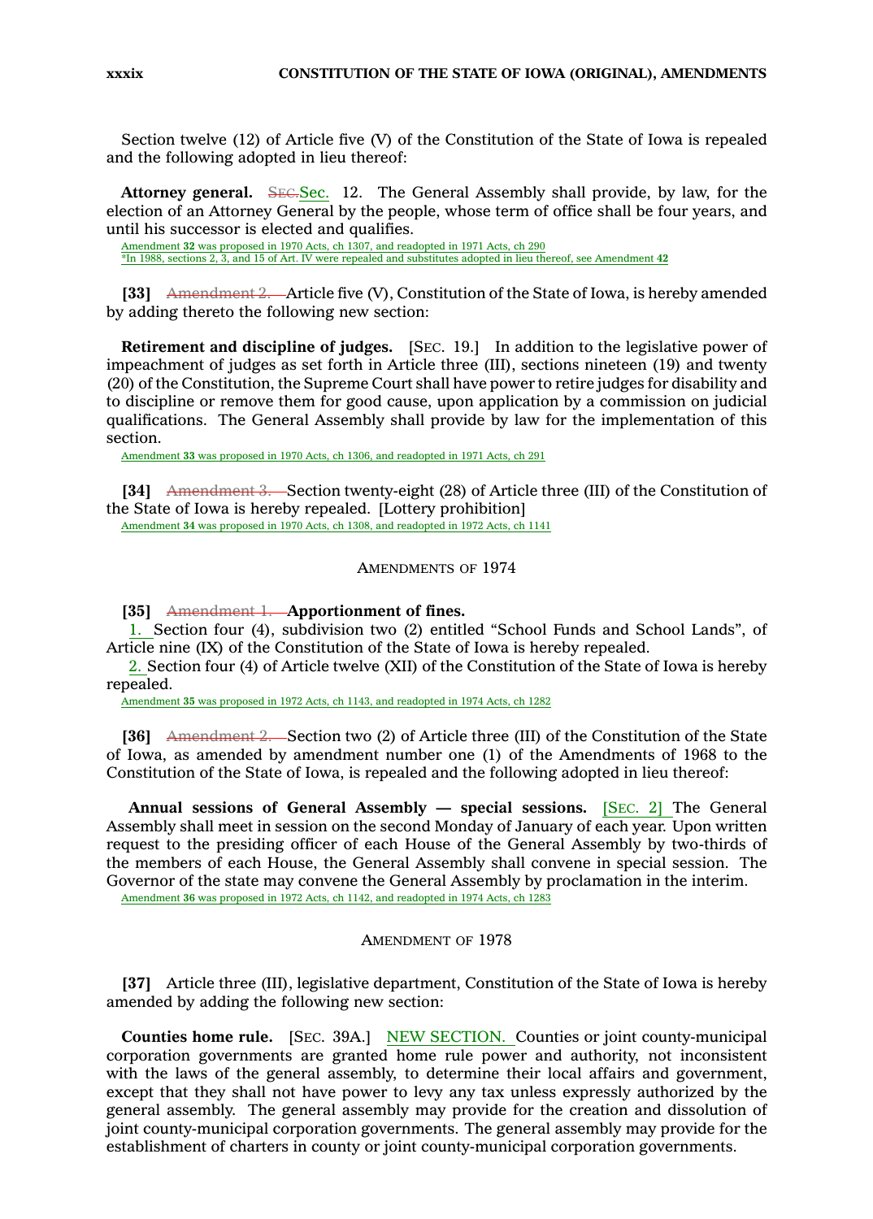Section twelve (12) of Article five (V) of the Constitution of the State of Iowa is repealed and the following adopted in lieu thereof:

**Attorney general.** ~~SEC.~~Sec. 12. The General Assembly shall provide, by law, for the election of an Attorney General by the people, whose term of office shall be four years, and until his successor is elected and qualifies.

Amendment **32** was proposed in 1970 Acts, ch 1307, and readopted in 1971 Acts, ch 290

*In 1988, sections 2, 3, and 15 of Art. IV were repealed and substitutes adopted in lieu thereof, see Amendment **42**

**[33]** ~~Amendment 2.~~ Article five (V), Constitution of the State of Iowa, is hereby amended by adding thereto the following new section:

**Retirement and discipline of judges.** [SEC. 19.] In addition to the legislative power of impeachment of judges as set forth in Article three (III), sections nineteen (19) and twenty (20) of the Constitution, the Supreme Court shall have power to retire judges for disability and to discipline or remove them for good cause, upon application by a commission on judicial qualifications. The General Assembly shall provide by law for the implementation of this section.

Amendment **33** was proposed in 1970 Acts, ch 1306, and readopted in 1971 Acts, ch 291

**[34]** ~~Amendment 3.~~ Section twenty-eight (28) of Article three (III) of the Constitution of the State of Iowa is hereby repealed. [Lottery prohibition]

Amendment **34** was proposed in 1970 Acts, ch 1308, and readopted in 1972 Acts, ch 1141

## AMENDMENTS OF 1974

**[35]** ~~Amendment 1.~~ **Apportionment of fines.**

1. Section four (4), subdivision two (2) entitled "School Funds and School Lands", of Article nine (IX) of the Constitution of the State of Iowa is hereby repealed.

2. Section four (4) of Article twelve (XII) of the Constitution of the State of Iowa is hereby repealed.

Amendment **35** was proposed in 1972 Acts, ch 1143, and readopted in 1974 Acts, ch 1282

**[36]** ~~Amendment 2.~~ Section two (2) of Article three (III) of the Constitution of the State of Iowa, as amended by amendment number one (1) of the Amendments of 1968 to the Constitution of the State of Iowa, is repealed and the following adopted in lieu thereof:

**Annual sessions of General Assembly — special sessions.** [SEC. 2] The General Assembly shall meet in session on the second Monday of January of each year. Upon written request to the presiding officer of each House of the General Assembly by two-thirds of the members of each House, the General Assembly shall convene in special session. The Governor of the state may convene the General Assembly by proclamation in the interim.

Amendment **36** was proposed in 1972 Acts, ch 1142, and readopted in 1974 Acts, ch 1283

## AMENDMENT OF 1978

**[37]** Article three (III), legislative department, Constitution of the State of Iowa is hereby amended by adding the following new section:

**Counties home rule.** [SEC. 39A.] NEW SECTION. Counties or joint county-municipal corporation governments are granted home rule power and authority, not inconsistent with the laws of the general assembly, to determine their local affairs and government, except that they shall not have power to levy any tax unless expressly authorized by the general assembly. The general assembly may provide for the creation and dissolution of joint county-municipal corporation governments. The general assembly may provide for the establishment of charters in county or joint county-municipal corporation governments.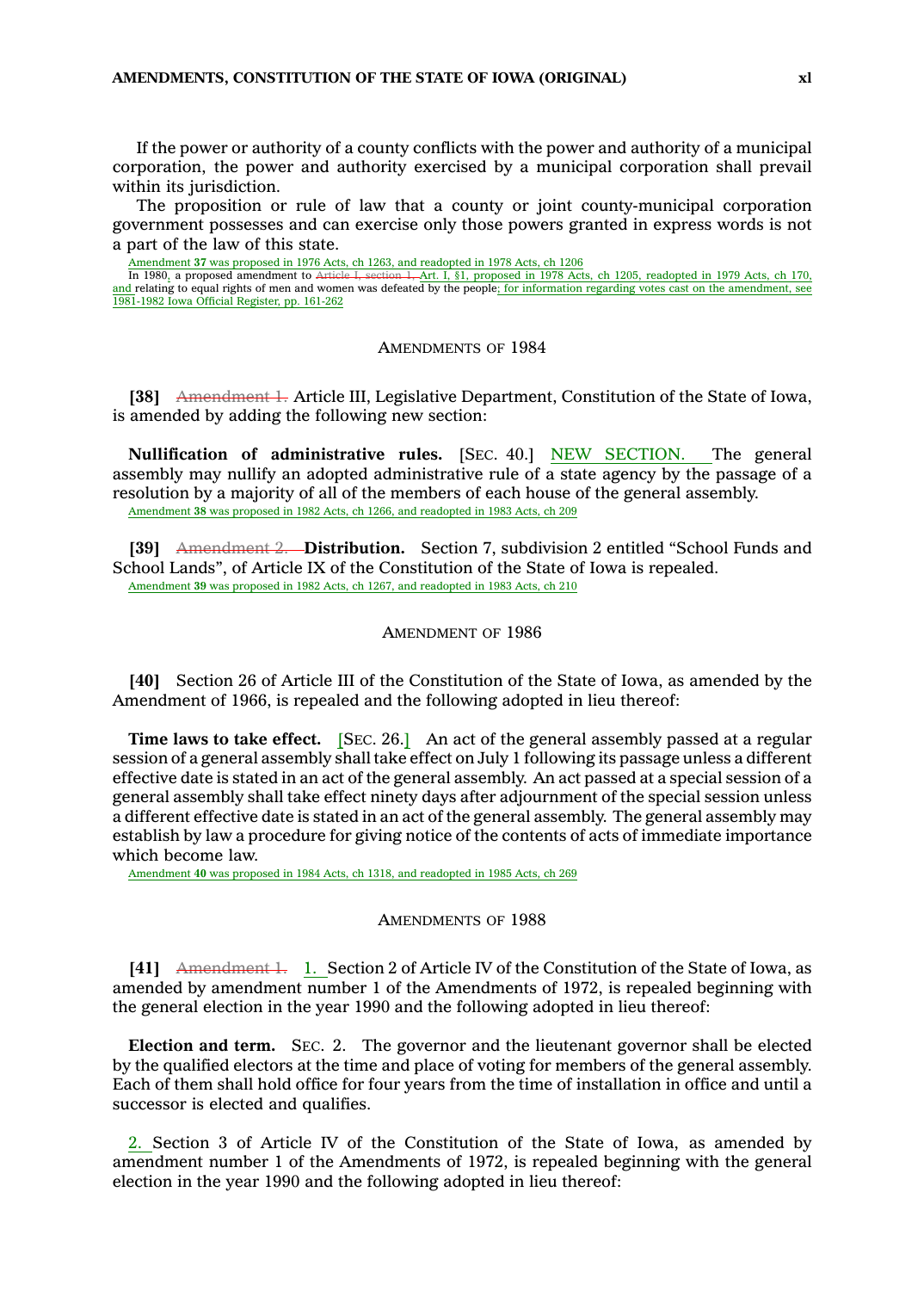If the power or authority of a county conflicts with the power and authority of a municipal corporation, the power and authority exercised by a municipal corporation shall prevail within its jurisdiction.

The proposition or rule of law that a county or joint county-municipal corporation government possesses and can exercise only those powers granted in express words is not a part of the law of this state.

Amendment **37** was proposed in 1976 Acts, ch 1263, and readopted in 1978 Acts, ch 1206

In 1980, a proposed amendment to ~~Article I, section 1,~~ Art. I, §1, proposed in 1978 Acts, ch 1205, readopted in 1979 Acts, ch 170, and relating to equal rights of men and women was defeated by the people; for information regarding votes cast on the amendment, see 1981-1982 Iowa Official Register, pp. 161-262

## AMENDMENTS OF 1984

**[38]** ~~Amendment 1.~~ Article III, Legislative Department, Constitution of the State of Iowa, is amended by adding the following new section:

**Nullification of administrative rules.** [SEC. 40.] NEW SECTION. The general assembly may nullify an adopted administrative rule of a state agency by the passage of a resolution by a majority of all of the members of each house of the general assembly.

Amendment **38** was proposed in 1982 Acts, ch 1266, and readopted in 1983 Acts, ch 209

**[39]** ~~Amendment 2.~~ **Distribution.** Section 7, subdivision 2 entitled "School Funds and School Lands", of Article IX of the Constitution of the State of Iowa is repealed.

Amendment **39** was proposed in 1982 Acts, ch 1267, and readopted in 1983 Acts, ch 210

## AMENDMENT OF 1986

**[40]** Section 26 of Article III of the Constitution of the State of Iowa, as amended by the Amendment of 1966, is repealed and the following adopted in lieu thereof:

**Time laws to take effect.** [SEC. 26.] An act of the general assembly passed at a regular session of a general assembly shall take effect on July 1 following its passage unless a different effective date is stated in an act of the general assembly. An act passed at a special session of a general assembly shall take effect ninety days after adjournment of the special session unless a different effective date is stated in an act of the general assembly. The general assembly may establish by law a procedure for giving notice of the contents of acts of immediate importance which become law.

Amendment **40** was proposed in 1984 Acts, ch 1318, and readopted in 1985 Acts, ch 269

## AMENDMENTS OF 1988

**[41]** ~~Amendment 1.~~ 1. Section 2 of Article IV of the Constitution of the State of Iowa, as amended by amendment number 1 of the Amendments of 1972, is repealed beginning with the general election in the year 1990 and the following adopted in lieu thereof:

**Election and term.** SEC. 2. The governor and the lieutenant governor shall be elected by the qualified electors at the time and place of voting for members of the general assembly. Each of them shall hold office for four years from the time of installation in office and until a successor is elected and qualifies.

2. Section 3 of Article IV of the Constitution of the State of Iowa, as amended by amendment number 1 of the Amendments of 1972, is repealed beginning with the general election in the year 1990 and the following adopted in lieu thereof: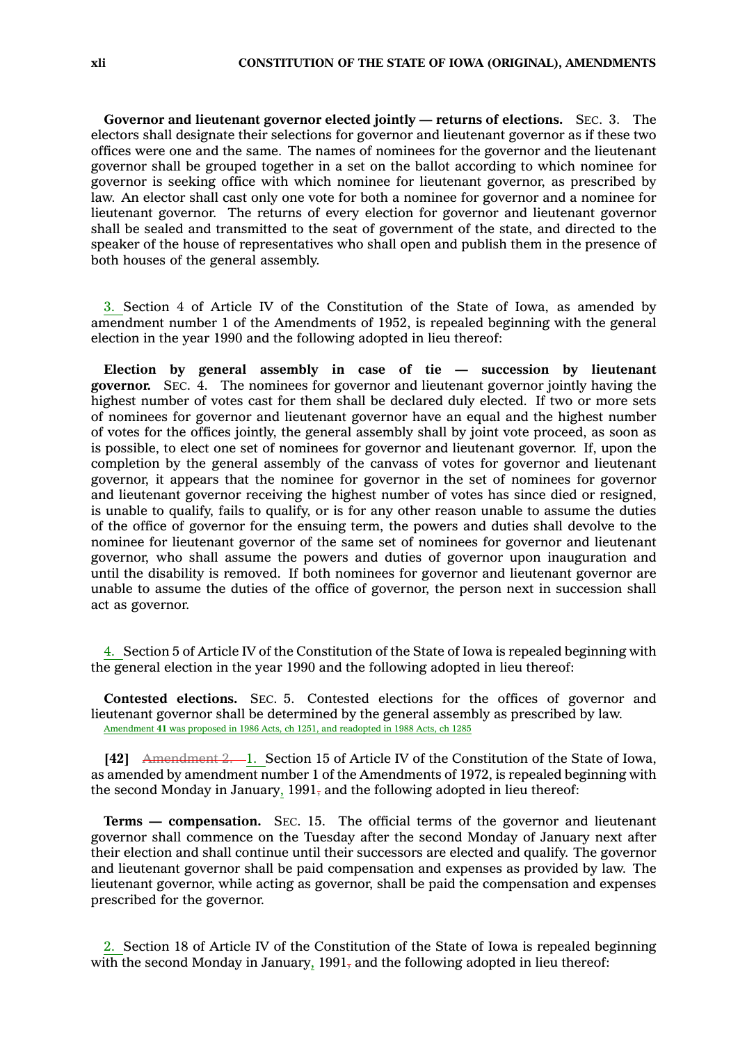**Governor and lieutenant governor elected jointly — returns of elections.** SEC. 3. The electors shall designate their selections for governor and lieutenant governor as if these two offices were one and the same. The names of nominees for the governor and the lieutenant governor shall be grouped together in a set on the ballot according to which nominee for governor is seeking office with which nominee for lieutenant governor, as prescribed by law. An elector shall cast only one vote for both a nominee for governor and a nominee for lieutenant governor. The returns of every election for governor and lieutenant governor shall be sealed and transmitted to the seat of government of the state, and directed to the speaker of the house of representatives who shall open and publish them in the presence of both houses of the general assembly.

3. Section 4 of Article IV of the Constitution of the State of Iowa, as amended by amendment number 1 of the Amendments of 1952, is repealed beginning with the general election in the year 1990 and the following adopted in lieu thereof:

**Election by general assembly in case of tie — succession by lieutenant governor.** SEC. 4. The nominees for governor and lieutenant governor jointly having the highest number of votes cast for them shall be declared duly elected. If two or more sets of nominees for governor and lieutenant governor have an equal and the highest number of votes for the offices jointly, the general assembly shall by joint vote proceed, as soon as is possible, to elect one set of nominees for governor and lieutenant governor. If, upon the completion by the general assembly of the canvass of votes for governor and lieutenant governor, it appears that the nominee for governor in the set of nominees for governor and lieutenant governor receiving the highest number of votes has since died or resigned, is unable to qualify, fails to qualify, or is for any other reason unable to assume the duties of the office of governor for the ensuing term, the powers and duties shall devolve to the nominee for lieutenant governor of the same set of nominees for governor and lieutenant governor, who shall assume the powers and duties of governor upon inauguration and until the disability is removed. If both nominees for governor and lieutenant governor are unable to assume the duties of the office of governor, the person next in succession shall act as governor.

4. Section 5 of Article IV of the Constitution of the State of Iowa is repealed beginning with the general election in the year 1990 and the following adopted in lieu thereof:

**Contested elections.** SEC. 5. Contested elections for the offices of governor and lieutenant governor shall be determined by the general assembly as prescribed by law.

Amendment **41** was proposed in 1986 Acts, ch 1251, and readopted in 1988 Acts, ch 1285

**[42]** ~~Amendment 2.~~ 1. Section 15 of Article IV of the Constitution of the State of Iowa, as amended by amendment number 1 of the Amendments of 1972, is repealed beginning with the second Monday in January, 1991~~,~~ and the following adopted in lieu thereof:

**Terms — compensation.** SEC. 15. The official terms of the governor and lieutenant governor shall commence on the Tuesday after the second Monday of January next after their election and shall continue until their successors are elected and qualify. The governor and lieutenant governor shall be paid compensation and expenses as provided by law. The lieutenant governor, while acting as governor, shall be paid the compensation and expenses prescribed for the governor.

2. Section 18 of Article IV of the Constitution of the State of Iowa is repealed beginning with the second Monday in January, 1991~~,~~ and the following adopted in lieu thereof: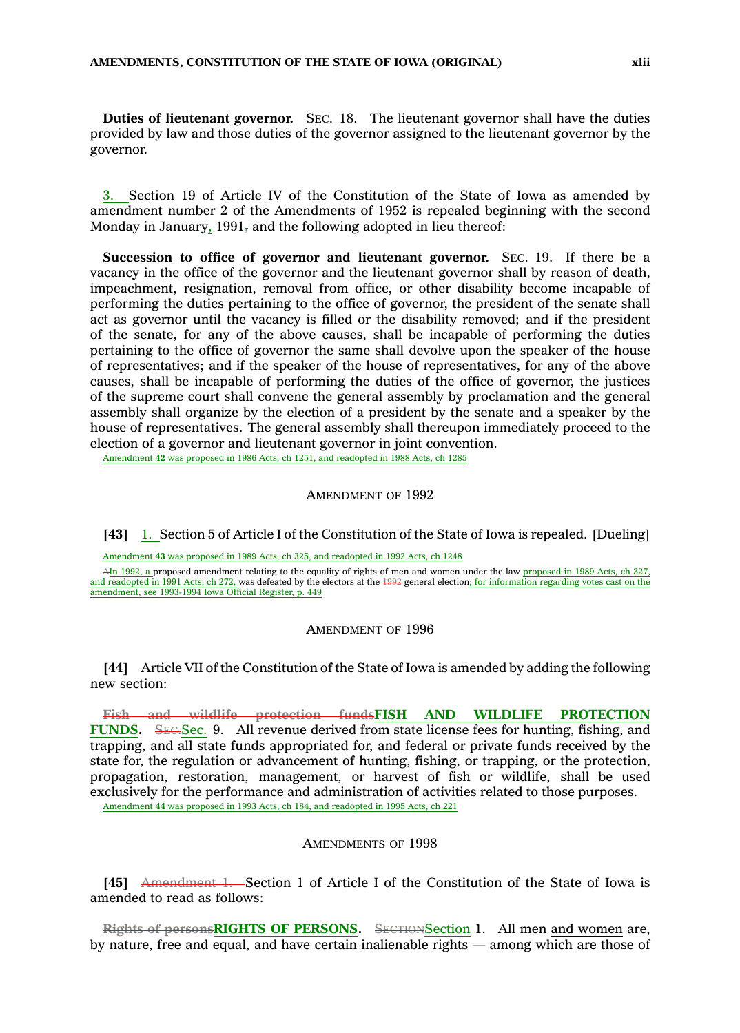**Duties of lieutenant governor.** SEC. 18. The lieutenant governor shall have the duties provided by law and those duties of the governor assigned to the lieutenant governor by the governor.

3. Section 19 of Article IV of the Constitution of the State of Iowa as amended by amendment number 2 of the Amendments of 1952 is repealed beginning with the second Monday in January, 1991, and the following adopted in lieu thereof:

**Succession to office of governor and lieutenant governor.** SEC. 19. If there be a vacancy in the office of the governor and the lieutenant governor shall by reason of death, impeachment, resignation, removal from office, or other disability become incapable of performing the duties pertaining to the office of governor, the president of the senate shall act as governor until the vacancy is filled or the disability removed; and if the president of the senate, for any of the above causes, shall be incapable of performing the duties pertaining to the office of governor the same shall devolve upon the speaker of the house of representatives; and if the speaker of the house of representatives, for any of the above causes, shall be incapable of performing the duties of the office of governor, the justices of the supreme court shall convene the general assembly by proclamation and the general assembly shall organize by the election of a president by the senate and a speaker by the house of representatives. The general assembly shall thereupon immediately proceed to the election of a governor and lieutenant governor in joint convention.

Amendment **42** was proposed in 1986 Acts, ch 1251, and readopted in 1988 Acts, ch 1285

## AMENDMENT OF 1992

**[43]** 1. Section 5 of Article I of the Constitution of the State of Iowa is repealed. [Dueling]

Amendment **43** was proposed in 1989 Acts, ch 325, and readopted in 1992 Acts, ch 1248

~~A~~In 1992, a proposed amendment relating to the equality of rights of men and women under the law proposed in 1989 Acts, ch 327, and readopted in 1991 Acts, ch 272, was defeated by the electors at the ~~1992~~ general election; for information regarding votes cast on the amendment, see 1993-1994 Iowa Official Register, p. 449

## AMENDMENT OF 1996

**[44]** Article VII of the Constitution of the State of Iowa is amended by adding the following new section:

~~**Fish and wildlife protection funds**~~**FISH AND WILDLIFE PROTECTION FUNDS.** ~~SEC.~~Sec. 9. All revenue derived from state license fees for hunting, fishing, and trapping, and all state funds appropriated for, and federal or private funds received by the state for, the regulation or advancement of hunting, fishing, or trapping, or the protection, propagation, restoration, management, or harvest of fish or wildlife, shall be used exclusively for the performance and administration of activities related to those purposes.

Amendment **44** was proposed in 1993 Acts, ch 184, and readopted in 1995 Acts, ch 221

## AMENDMENTS OF 1998

**[45]** ~~Amendment 1.~~ Section 1 of Article I of the Constitution of the State of Iowa is amended to read as follows:

~~**Rights of persons**~~**RIGHTS OF PERSONS.** ~~SECTION~~Section 1. All men and women are, by nature, free and equal, and have certain inalienable rights — among which are those of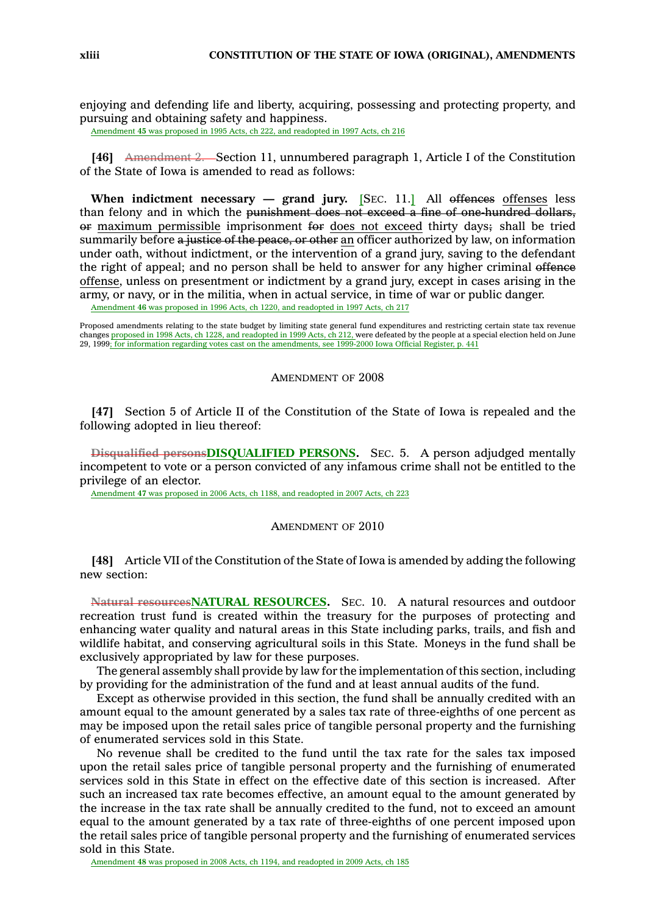enjoying and defending life and liberty, acquiring, possessing and protecting property, and pursuing and obtaining safety and happiness.

Amendment **45** was proposed in 1995 Acts, ch 222, and readopted in 1997 Acts, ch 216

**[46]** ~~Amendment 2.~~ Section 11, unnumbered paragraph 1, Article I of the Constitution of the State of Iowa is amended to read as follows:

**When indictment necessary — grand jury.** [SEC. 11.] All ~~offences~~ offenses less than felony and in which the ~~punishment does not exceed a fine of one-hundred dollars, or~~ maximum permissible imprisonment ~~for~~ does not exceed thirty days~~;~~ shall be tried summarily before ~~a justice of the peace, or other~~ an officer authorized by law, on information under oath, without indictment, or the intervention of a grand jury, saving to the defendant the right of appeal; and no person shall be held to answer for any higher criminal ~~offence~~ offense, unless on presentment or indictment by a grand jury, except in cases arising in the army, or navy, or in the militia, when in actual service, in time of war or public danger.

Amendment **46** was proposed in 1996 Acts, ch 1220, and readopted in 1997 Acts, ch 217

Proposed amendments relating to the state budget by limiting state general fund expenditures and restricting certain state tax revenue changes proposed in 1998 Acts, ch 1228, and readopted in 1999 Acts, ch 212, were defeated by the people at a special election held on June 29, 1999; for information regarding votes cast on the amendments, see 1999-2000 Iowa Official Register, p. 441

## AMENDMENT OF 2008

**[47]** Section 5 of Article II of the Constitution of the State of Iowa is repealed and the following adopted in lieu thereof:

~~**Disqualified persons**~~**DISQUALIFIED PERSONS.** SEC. 5. A person adjudged mentally incompetent to vote or a person convicted of any infamous crime shall not be entitled to the privilege of an elector.

Amendment **47** was proposed in 2006 Acts, ch 1188, and readopted in 2007 Acts, ch 223

## AMENDMENT OF 2010

**[48]** Article VII of the Constitution of the State of Iowa is amended by adding the following new section:

~~**Natural resources**~~**NATURAL RESOURCES.** SEC. 10. A natural resources and outdoor recreation trust fund is created within the treasury for the purposes of protecting and enhancing water quality and natural areas in this State including parks, trails, and fish and wildlife habitat, and conserving agricultural soils in this State. Moneys in the fund shall be exclusively appropriated by law for these purposes.

The general assembly shall provide by law for the implementation of this section, including by providing for the administration of the fund and at least annual audits of the fund.

Except as otherwise provided in this section, the fund shall be annually credited with an amount equal to the amount generated by a sales tax rate of three-eighths of one percent as may be imposed upon the retail sales price of tangible personal property and the furnishing of enumerated services sold in this State.

No revenue shall be credited to the fund until the tax rate for the sales tax imposed upon the retail sales price of tangible personal property and the furnishing of enumerated services sold in this State in effect on the effective date of this section is increased. After such an increased tax rate becomes effective, an amount equal to the amount generated by the increase in the tax rate shall be annually credited to the fund, not to exceed an amount equal to the amount generated by a tax rate of three-eighths of one percent imposed upon the retail sales price of tangible personal property and the furnishing of enumerated services sold in this State.

Amendment **48** was proposed in 2008 Acts, ch 1194, and readopted in 2009 Acts, ch 185